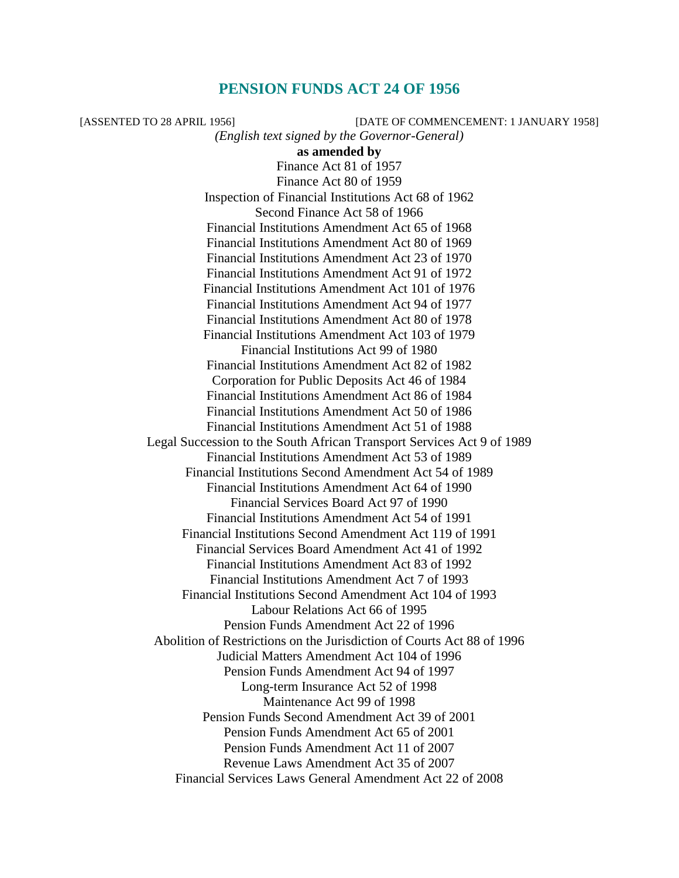# PENSION FUNDS ACT 24 OF 1956

[ASSENTED TO 28 APRIL 1956] [DATE OF COMMENCEMENT: 1 JANUARY 1958]

*(English text signed by the Governor-General)*

**as amended by**

Finance Act 81 of 1957
Finance Act 80 of 1959
Inspection of Financial Institutions Act 68 of 1962
Second Finance Act 58 of 1966
Financial Institutions Amendment Act 65 of 1968
Financial Institutions Amendment Act 80 of 1969
Financial Institutions Amendment Act 23 of 1970
Financial Institutions Amendment Act 91 of 1972
Financial Institutions Amendment Act 101 of 1976
Financial Institutions Amendment Act 94 of 1977
Financial Institutions Amendment Act 80 of 1978
Financial Institutions Amendment Act 103 of 1979
Financial Institutions Act 99 of 1980
Financial Institutions Amendment Act 82 of 1982
Corporation for Public Deposits Act 46 of 1984
Financial Institutions Amendment Act 86 of 1984
Financial Institutions Amendment Act 50 of 1986
Financial Institutions Amendment Act 51 of 1988
Legal Succession to the South African Transport Services Act 9 of 1989
Financial Institutions Amendment Act 53 of 1989
Financial Institutions Second Amendment Act 54 of 1989
Financial Institutions Amendment Act 64 of 1990
Financial Services Board Act 97 of 1990
Financial Institutions Amendment Act 54 of 1991
Financial Institutions Second Amendment Act 119 of 1991
Financial Services Board Amendment Act 41 of 1992
Financial Institutions Amendment Act 83 of 1992
Financial Institutions Amendment Act 7 of 1993
Financial Institutions Second Amendment Act 104 of 1993
Labour Relations Act 66 of 1995
Pension Funds Amendment Act 22 of 1996
Abolition of Restrictions on the Jurisdiction of Courts Act 88 of 1996
Judicial Matters Amendment Act 104 of 1996
Pension Funds Amendment Act 94 of 1997
Long-term Insurance Act 52 of 1998
Maintenance Act 99 of 1998
Pension Funds Second Amendment Act 39 of 2001
Pension Funds Amendment Act 65 of 2001
Pension Funds Amendment Act 11 of 2007
Revenue Laws Amendment Act 35 of 2007
Financial Services Laws General Amendment Act 22 of 2008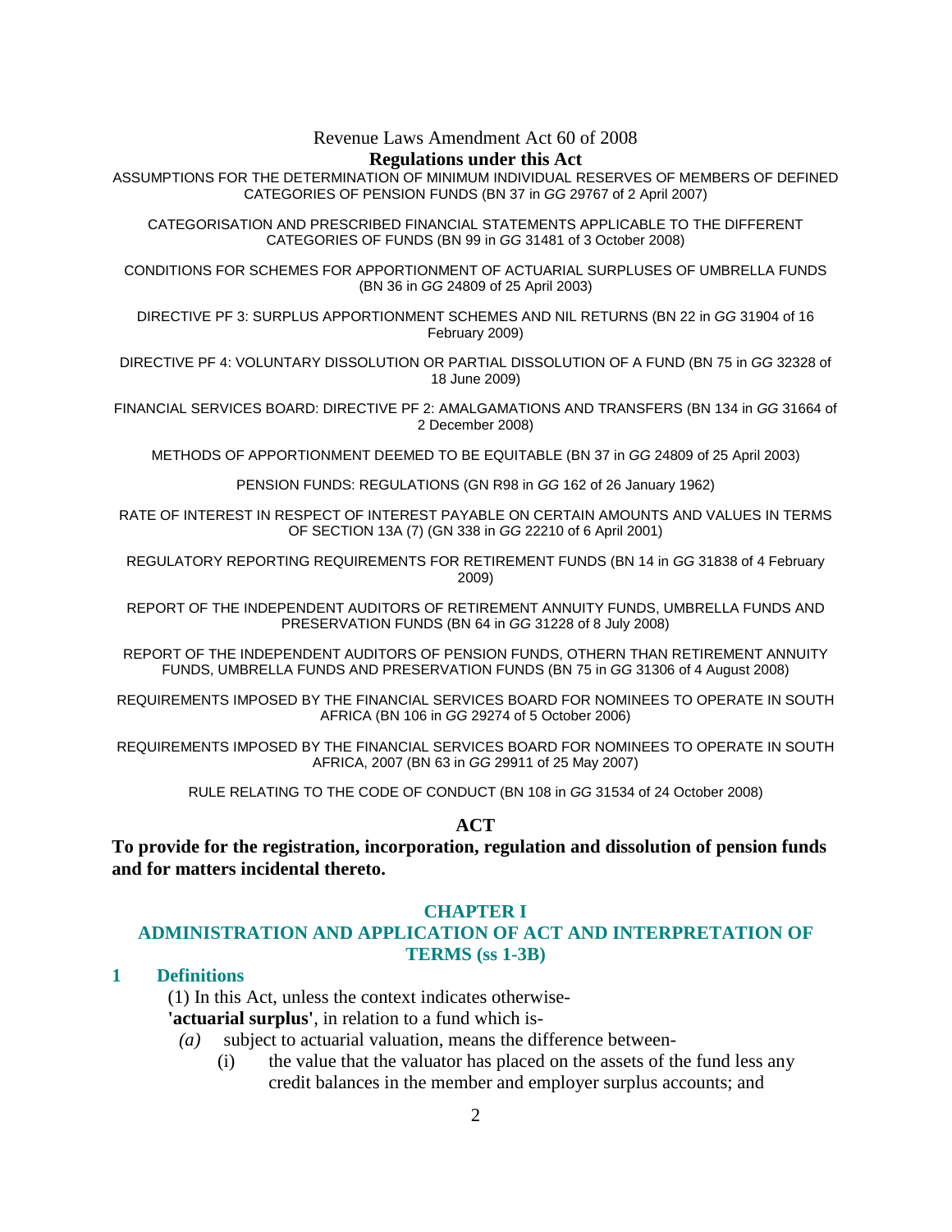Revenue Laws Amendment Act 60 of 2008

**Regulations under this Act**

ASSUMPTIONS FOR THE DETERMINATION OF MINIMUM INDIVIDUAL RESERVES OF MEMBERS OF DEFINED CATEGORIES OF PENSION FUNDS (BN 37 in *GG* 29767 of 2 April 2007)

CATEGORISATION AND PRESCRIBED FINANCIAL STATEMENTS APPLICABLE TO THE DIFFERENT CATEGORIES OF FUNDS (BN 99 in *GG* 31481 of 3 October 2008)

CONDITIONS FOR SCHEMES FOR APPORTIONMENT OF ACTUARIAL SURPLUSES OF UMBRELLA FUNDS (BN 36 in *GG* 24809 of 25 April 2003)

DIRECTIVE PF 3: SURPLUS APPORTIONMENT SCHEMES AND NIL RETURNS (BN 22 in *GG* 31904 of 16 February 2009)

DIRECTIVE PF 4: VOLUNTARY DISSOLUTION OR PARTIAL DISSOLUTION OF A FUND (BN 75 in *GG* 32328 of 18 June 2009)

FINANCIAL SERVICES BOARD: DIRECTIVE PF 2: AMALGAMATIONS AND TRANSFERS (BN 134 in *GG* 31664 of 2 December 2008)

METHODS OF APPORTIONMENT DEEMED TO BE EQUITABLE (BN 37 in *GG* 24809 of 25 April 2003)

PENSION FUNDS: REGULATIONS (GN R98 in *GG* 162 of 26 January 1962)

RATE OF INTEREST IN RESPECT OF INTEREST PAYABLE ON CERTAIN AMOUNTS AND VALUES IN TERMS OF SECTION 13A (7) (GN 338 in *GG* 22210 of 6 April 2001)

REGULATORY REPORTING REQUIREMENTS FOR RETIREMENT FUNDS (BN 14 in *GG* 31838 of 4 February 2009)

REPORT OF THE INDEPENDENT AUDITORS OF RETIREMENT ANNUITY FUNDS, UMBRELLA FUNDS AND PRESERVATION FUNDS (BN 64 in *GG* 31228 of 8 July 2008)

REPORT OF THE INDEPENDENT AUDITORS OF PENSION FUNDS, OTHERN THAN RETIREMENT ANNUITY FUNDS, UMBRELLA FUNDS AND PRESERVATION FUNDS (BN 75 in *GG* 31306 of 4 August 2008)

REQUIREMENTS IMPOSED BY THE FINANCIAL SERVICES BOARD FOR NOMINEES TO OPERATE IN SOUTH AFRICA (BN 106 in *GG* 29274 of 5 October 2006)

REQUIREMENTS IMPOSED BY THE FINANCIAL SERVICES BOARD FOR NOMINEES TO OPERATE IN SOUTH AFRICA, 2007 (BN 63 in *GG* 29911 of 25 May 2007)

RULE RELATING TO THE CODE OF CONDUCT (BN 108 in *GG* 31534 of 24 October 2008)

**ACT**

**To provide for the registration, incorporation, regulation and dissolution of pension funds and for matters incidental thereto.**

## CHAPTER I
## ADMINISTRATION AND APPLICATION OF ACT AND INTERPRETATION OF TERMS (ss 1-3B)

### 1 Definitions

(1) In this Act, unless the context indicates otherwise-

**'actuarial surplus'**, in relation to a fund which is-

*(a)* subject to actuarial valuation, means the difference between-

(i) the value that the valuator has placed on the assets of the fund less any credit balances in the member and employer surplus accounts; and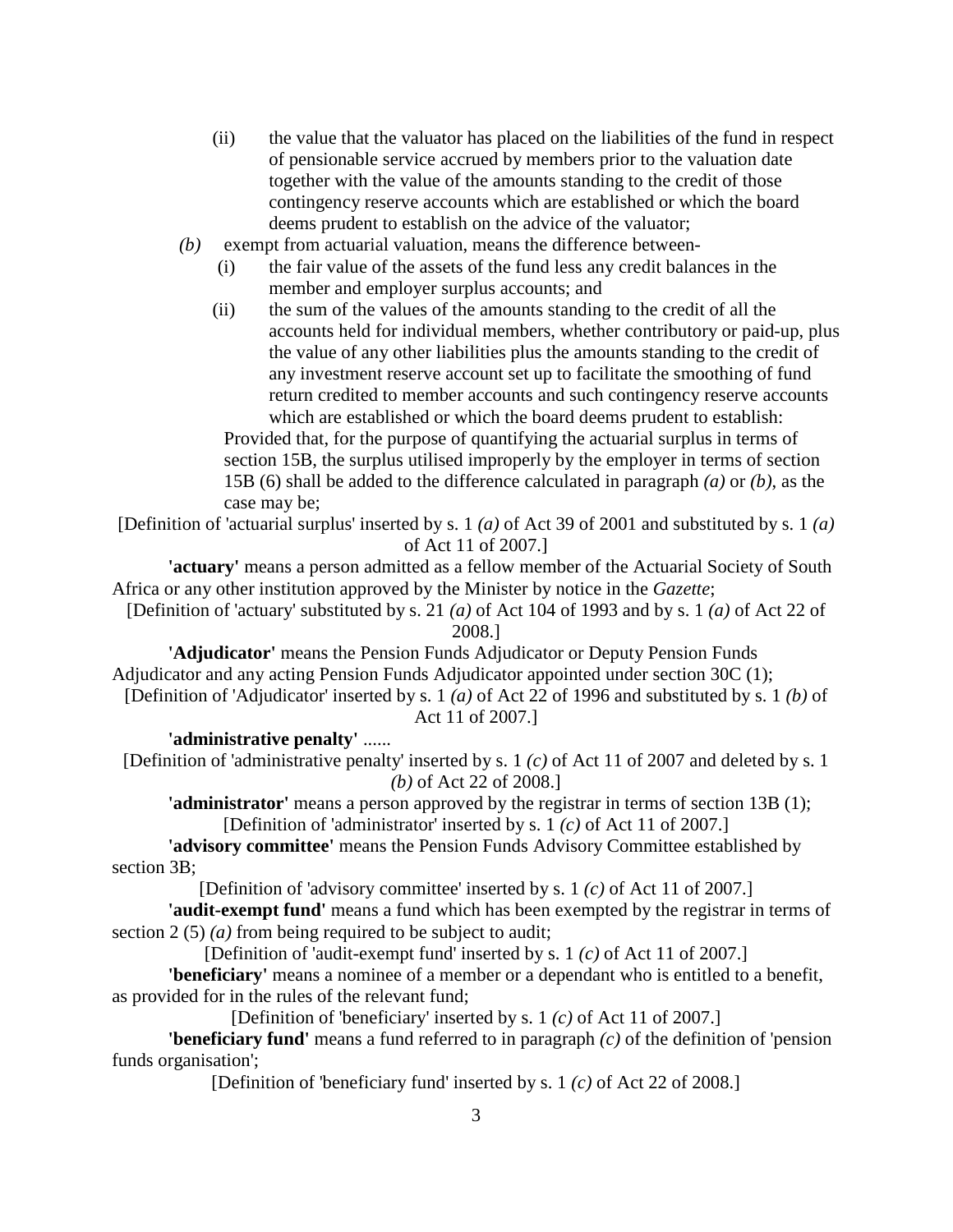(ii) the value that the valuator has placed on the liabilities of the fund in respect of pensionable service accrued by members prior to the valuation date together with the value of the amounts standing to the credit of those contingency reserve accounts which are established or which the board deems prudent to establish on the advice of the valuator;

*(b)* exempt from actuarial valuation, means the difference between-

(i) the fair value of the assets of the fund less any credit balances in the member and employer surplus accounts; and

(ii) the sum of the values of the amounts standing to the credit of all the accounts held for individual members, whether contributory or paid-up, plus the value of any other liabilities plus the amounts standing to the credit of any investment reserve account set up to facilitate the smoothing of fund return credited to member accounts and such contingency reserve accounts which are established or which the board deems prudent to establish:

Provided that, for the purpose of quantifying the actuarial surplus in terms of section 15B, the surplus utilised improperly by the employer in terms of section 15B (6) shall be added to the difference calculated in paragraph *(a)* or *(b)*, as the case may be;

[Definition of 'actuarial surplus' inserted by s. 1 *(a)* of Act 39 of 2001 and substituted by s. 1 *(a)* of Act 11 of 2007.]

**'actuary'** means a person admitted as a fellow member of the Actuarial Society of South Africa or any other institution approved by the Minister by notice in the *Gazette*;

[Definition of 'actuary' substituted by s. 21 *(a)* of Act 104 of 1993 and by s. 1 *(a)* of Act 22 of 2008.]

**'Adjudicator'** means the Pension Funds Adjudicator or Deputy Pension Funds Adjudicator and any acting Pension Funds Adjudicator appointed under section 30C (1);

[Definition of 'Adjudicator' inserted by s. 1 *(a)* of Act 22 of 1996 and substituted by s. 1 *(b)* of Act 11 of 2007.]

**'administrative penalty'** ......

[Definition of 'administrative penalty' inserted by s. 1 *(c)* of Act 11 of 2007 and deleted by s. 1 *(b)* of Act 22 of 2008.]

**'administrator'** means a person approved by the registrar in terms of section 13B (1);

[Definition of 'administrator' inserted by s. 1 *(c)* of Act 11 of 2007.]

**'advisory committee'** means the Pension Funds Advisory Committee established by section 3B;

[Definition of 'advisory committee' inserted by s. 1 *(c)* of Act 11 of 2007.]

**'audit-exempt fund'** means a fund which has been exempted by the registrar in terms of section 2 (5) *(a)* from being required to be subject to audit;

[Definition of 'audit-exempt fund' inserted by s. 1 *(c)* of Act 11 of 2007.]

**'beneficiary'** means a nominee of a member or a dependant who is entitled to a benefit, as provided for in the rules of the relevant fund;

[Definition of 'beneficiary' inserted by s. 1 *(c)* of Act 11 of 2007.]

**'beneficiary fund'** means a fund referred to in paragraph *(c)* of the definition of 'pension funds organisation';

[Definition of 'beneficiary fund' inserted by s. 1 *(c)* of Act 22 of 2008.]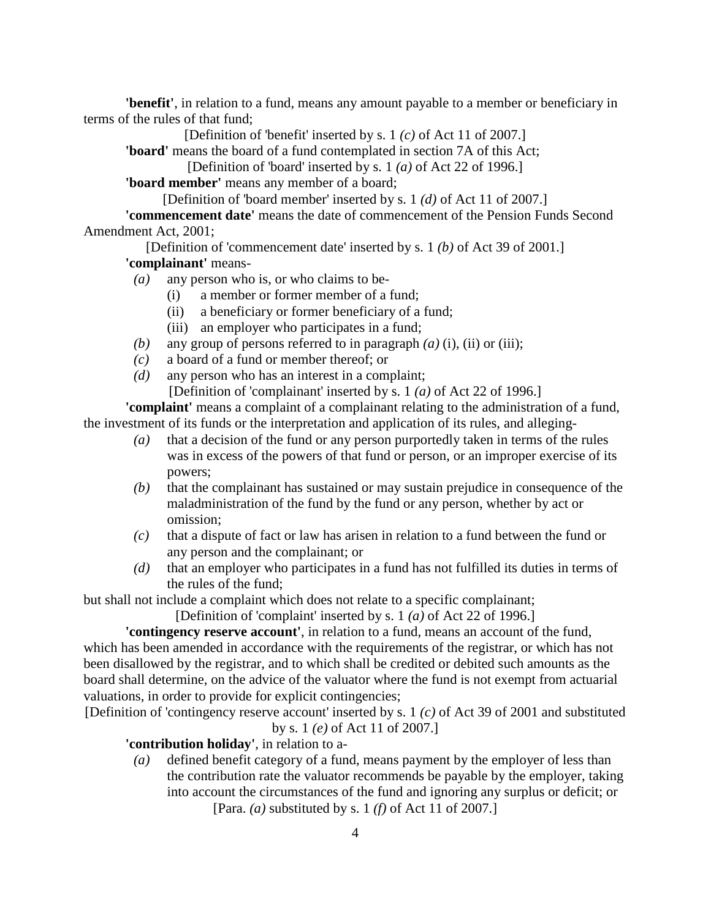**'benefit'**, in relation to a fund, means any amount payable to a member or beneficiary in terms of the rules of that fund;

[Definition of 'benefit' inserted by s. 1 *(c)* of Act 11 of 2007.]

**'board'** means the board of a fund contemplated in section 7A of this Act;

[Definition of 'board' inserted by s. 1 *(a)* of Act 22 of 1996.]

**'board member'** means any member of a board;

[Definition of 'board member' inserted by s. 1 *(d)* of Act 11 of 2007.]

**'commencement date'** means the date of commencement of the Pension Funds Second Amendment Act, 2001;

[Definition of 'commencement date' inserted by s. 1 *(b)* of Act 39 of 2001.]

**'complainant'** means-

*(a)* any person who is, or who claims to be-

(i) a member or former member of a fund;

(ii) a beneficiary or former beneficiary of a fund;

(iii) an employer who participates in a fund;

*(b)* any group of persons referred to in paragraph *(a)* (i), (ii) or (iii);

*(c)* a board of a fund or member thereof; or

*(d)* any person who has an interest in a complaint;

[Definition of 'complainant' inserted by s. 1 *(a)* of Act 22 of 1996.]

**'complaint'** means a complaint of a complainant relating to the administration of a fund, the investment of its funds or the interpretation and application of its rules, and alleging-

*(a)* that a decision of the fund or any person purportedly taken in terms of the rules was in excess of the powers of that fund or person, or an improper exercise of its powers;

*(b)* that the complainant has sustained or may sustain prejudice in consequence of the maladministration of the fund by the fund or any person, whether by act or omission;

*(c)* that a dispute of fact or law has arisen in relation to a fund between the fund or any person and the complainant; or

*(d)* that an employer who participates in a fund has not fulfilled its duties in terms of the rules of the fund;

but shall not include a complaint which does not relate to a specific complainant;

[Definition of 'complaint' inserted by s. 1 *(a)* of Act 22 of 1996.]

**'contingency reserve account'**, in relation to a fund, means an account of the fund, which has been amended in accordance with the requirements of the registrar, or which has not been disallowed by the registrar, and to which shall be credited or debited such amounts as the board shall determine, on the advice of the valuator where the fund is not exempt from actuarial valuations, in order to provide for explicit contingencies;

[Definition of 'contingency reserve account' inserted by s. 1 *(c)* of Act 39 of 2001 and substituted by s. 1 *(e)* of Act 11 of 2007.]

**'contribution holiday'**, in relation to a-

*(a)* defined benefit category of a fund, means payment by the employer of less than the contribution rate the valuator recommends be payable by the employer, taking into account the circumstances of the fund and ignoring any surplus or deficit; or

[Para. *(a)* substituted by s. 1 *(f)* of Act 11 of 2007.]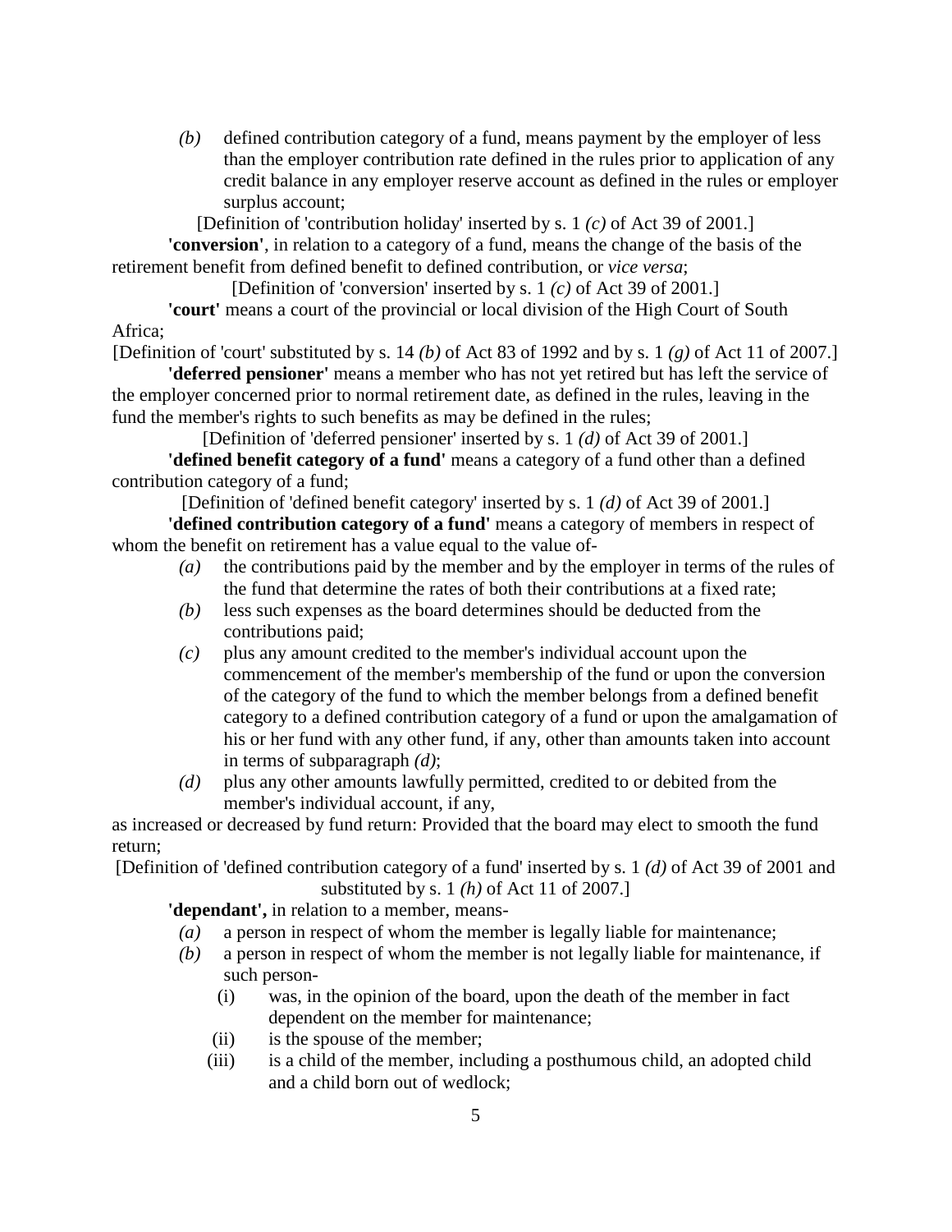*(b)* defined contribution category of a fund, means payment by the employer of less than the employer contribution rate defined in the rules prior to application of any credit balance in any employer reserve account as defined in the rules or employer surplus account;

[Definition of 'contribution holiday' inserted by s. 1 *(c)* of Act 39 of 2001.]

**'conversion'**, in relation to a category of a fund, means the change of the basis of the retirement benefit from defined benefit to defined contribution, or *vice versa*;

[Definition of 'conversion' inserted by s. 1 *(c)* of Act 39 of 2001.]

**'court'** means a court of the provincial or local division of the High Court of South Africa;

[Definition of 'court' substituted by s. 14 *(b)* of Act 83 of 1992 and by s. 1 *(g)* of Act 11 of 2007.]

**'deferred pensioner'** means a member who has not yet retired but has left the service of the employer concerned prior to normal retirement date, as defined in the rules, leaving in the fund the member's rights to such benefits as may be defined in the rules;

[Definition of 'deferred pensioner' inserted by s. 1 *(d)* of Act 39 of 2001.]

**'defined benefit category of a fund'** means a category of a fund other than a defined contribution category of a fund;

[Definition of 'defined benefit category' inserted by s. 1 *(d)* of Act 39 of 2001.]

**'defined contribution category of a fund'** means a category of members in respect of whom the benefit on retirement has a value equal to the value of-

*(a)* the contributions paid by the member and by the employer in terms of the rules of the fund that determine the rates of both their contributions at a fixed rate;

*(b)* less such expenses as the board determines should be deducted from the contributions paid;

*(c)* plus any amount credited to the member's individual account upon the commencement of the member's membership of the fund or upon the conversion of the category of the fund to which the member belongs from a defined benefit category to a defined contribution category of a fund or upon the amalgamation of his or her fund with any other fund, if any, other than amounts taken into account in terms of subparagraph *(d)*;

*(d)* plus any other amounts lawfully permitted, credited to or debited from the member's individual account, if any,

as increased or decreased by fund return: Provided that the board may elect to smooth the fund return;

[Definition of 'defined contribution category of a fund' inserted by s. 1 *(d)* of Act 39 of 2001 and substituted by s. 1 *(h)* of Act 11 of 2007.]

**'dependant',** in relation to a member, means-

*(a)* a person in respect of whom the member is legally liable for maintenance;

*(b)* a person in respect of whom the member is not legally liable for maintenance, if such person-

(i) was, in the opinion of the board, upon the death of the member in fact dependent on the member for maintenance;

(ii) is the spouse of the member;

(iii) is a child of the member, including a posthumous child, an adopted child and a child born out of wedlock;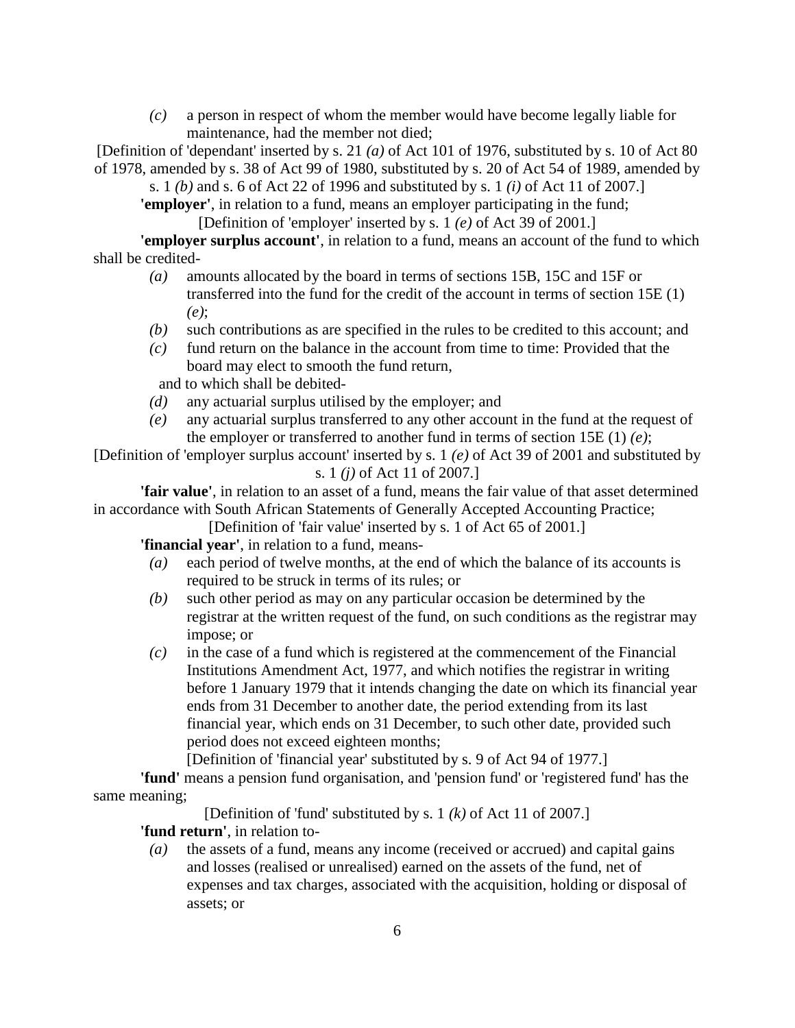*(c)* a person in respect of whom the member would have become legally liable for maintenance, had the member not died;

[Definition of 'dependant' inserted by s. 21 *(a)* of Act 101 of 1976, substituted by s. 10 of Act 80 of 1978, amended by s. 38 of Act 99 of 1980, substituted by s. 20 of Act 54 of 1989, amended by s. 1 *(b)* and s. 6 of Act 22 of 1996 and substituted by s. 1 *(i)* of Act 11 of 2007.]

**'employer'**, in relation to a fund, means an employer participating in the fund;

[Definition of 'employer' inserted by s. 1 *(e)* of Act 39 of 2001.]

**'employer surplus account'**, in relation to a fund, means an account of the fund to which shall be credited-

*(a)* amounts allocated by the board in terms of sections 15B, 15C and 15F or transferred into the fund for the credit of the account in terms of section 15E (1) *(e)*;

*(b)* such contributions as are specified in the rules to be credited to this account; and

*(c)* fund return on the balance in the account from time to time: Provided that the board may elect to smooth the fund return,

and to which shall be debited-

*(d)* any actuarial surplus utilised by the employer; and

*(e)* any actuarial surplus transferred to any other account in the fund at the request of the employer or transferred to another fund in terms of section 15E (1) *(e)*;

[Definition of 'employer surplus account' inserted by s. 1 *(e)* of Act 39 of 2001 and substituted by s. 1 *(j)* of Act 11 of 2007.]

**'fair value'**, in relation to an asset of a fund, means the fair value of that asset determined in accordance with South African Statements of Generally Accepted Accounting Practice;

[Definition of 'fair value' inserted by s. 1 of Act 65 of 2001.]

**'financial year'**, in relation to a fund, means-

*(a)* each period of twelve months, at the end of which the balance of its accounts is required to be struck in terms of its rules; or

*(b)* such other period as may on any particular occasion be determined by the registrar at the written request of the fund, on such conditions as the registrar may impose; or

*(c)* in the case of a fund which is registered at the commencement of the Financial Institutions Amendment Act, 1977, and which notifies the registrar in writing before 1 January 1979 that it intends changing the date on which its financial year ends from 31 December to another date, the period extending from its last financial year, which ends on 31 December, to such other date, provided such period does not exceed eighteen months;

[Definition of 'financial year' substituted by s. 9 of Act 94 of 1977.]

**'fund'** means a pension fund organisation, and 'pension fund' or 'registered fund' has the same meaning;

[Definition of 'fund' substituted by s. 1 *(k)* of Act 11 of 2007.]

**'fund return'**, in relation to-

*(a)* the assets of a fund, means any income (received or accrued) and capital gains and losses (realised or unrealised) earned on the assets of the fund, net of expenses and tax charges, associated with the acquisition, holding or disposal of assets; or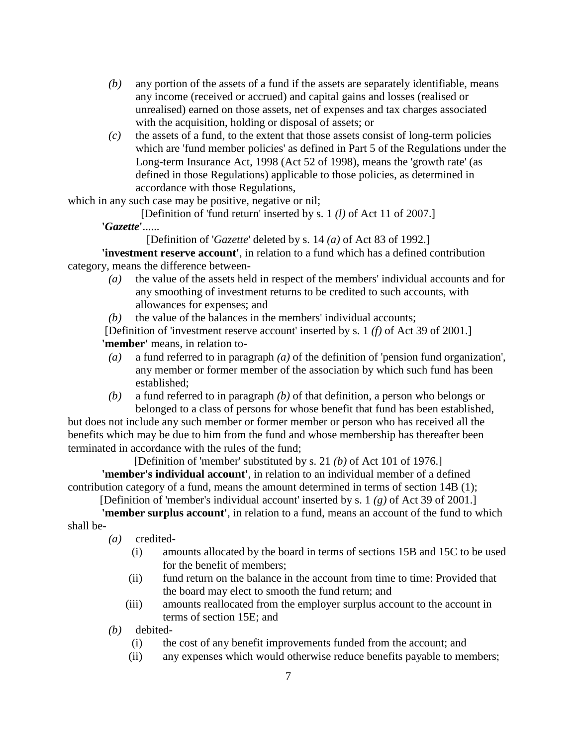*(b)* any portion of the assets of a fund if the assets are separately identifiable, means any income (received or accrued) and capital gains and losses (realised or unrealised) earned on those assets, net of expenses and tax charges associated with the acquisition, holding or disposal of assets; or

*(c)* the assets of a fund, to the extent that those assets consist of long-term policies which are 'fund member policies' as defined in Part 5 of the Regulations under the Long-term Insurance Act, 1998 (Act 52 of 1998), means the 'growth rate' (as defined in those Regulations) applicable to those policies, as determined in accordance with those Regulations,

which in any such case may be positive, negative or nil;

[Definition of 'fund return' inserted by s. 1 *(l)* of Act 11 of 2007.]

**'*Gazette*'**......

[Definition of '*Gazette*' deleted by s. 14 *(a)* of Act 83 of 1992.]

**'investment reserve account'**, in relation to a fund which has a defined contribution category, means the difference between-

*(a)* the value of the assets held in respect of the members' individual accounts and for any smoothing of investment returns to be credited to such accounts, with allowances for expenses; and

*(b)* the value of the balances in the members' individual accounts;

[Definition of 'investment reserve account' inserted by s. 1 *(f)* of Act 39 of 2001.]

**'member'** means, in relation to-

*(a)* a fund referred to in paragraph *(a)* of the definition of 'pension fund organization', any member or former member of the association by which such fund has been established;

*(b)* a fund referred to in paragraph *(b)* of that definition, a person who belongs or belonged to a class of persons for whose benefit that fund has been established,

but does not include any such member or former member or person who has received all the benefits which may be due to him from the fund and whose membership has thereafter been terminated in accordance with the rules of the fund;

[Definition of 'member' substituted by s. 21 *(b)* of Act 101 of 1976.]

**'member's individual account'**, in relation to an individual member of a defined contribution category of a fund, means the amount determined in terms of section 14B (1);

[Definition of 'member's individual account' inserted by s. 1 *(g)* of Act 39 of 2001.]

**'member surplus account'**, in relation to a fund, means an account of the fund to which shall be-

*(a)* credited-

(i) amounts allocated by the board in terms of sections 15B and 15C to be used for the benefit of members;

(ii) fund return on the balance in the account from time to time: Provided that the board may elect to smooth the fund return; and

(iii) amounts reallocated from the employer surplus account to the account in terms of section 15E; and

*(b)* debited-

(i) the cost of any benefit improvements funded from the account; and

(ii) any expenses which would otherwise reduce benefits payable to members;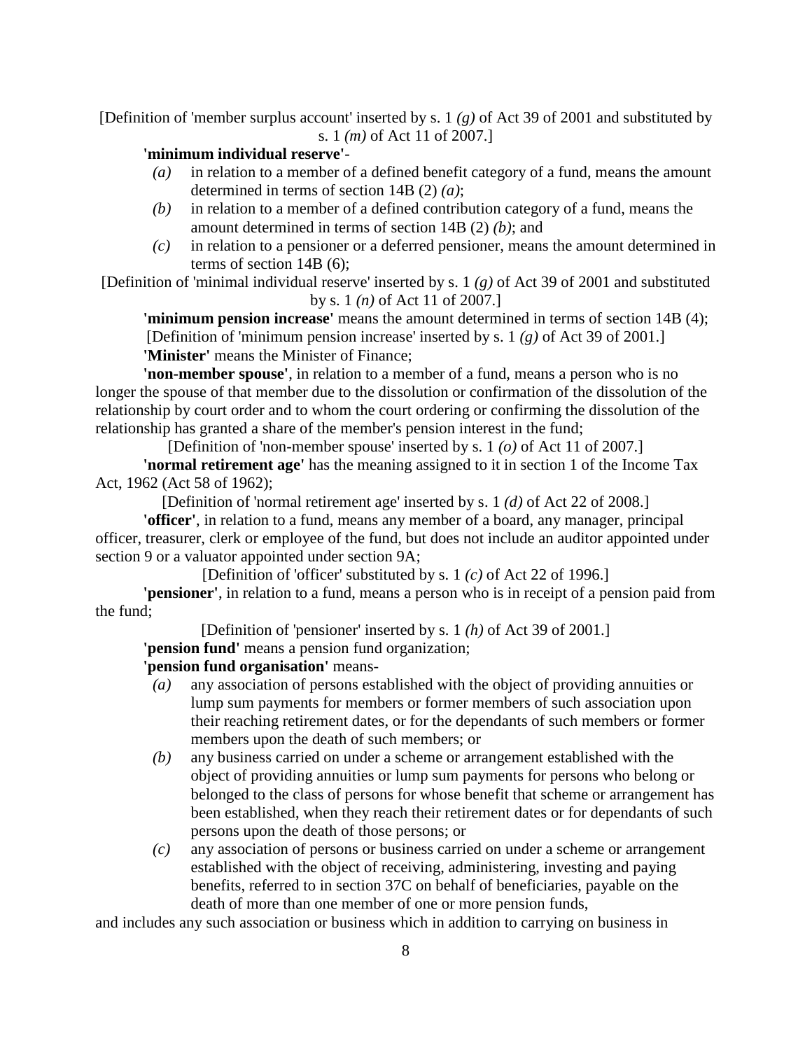[Definition of 'member surplus account' inserted by s. 1 *(g)* of Act 39 of 2001 and substituted by s. 1 *(m)* of Act 11 of 2007.]

**'minimum individual reserve'**-

*(a)* in relation to a member of a defined benefit category of a fund, means the amount determined in terms of section 14B (2) *(a)*;

*(b)* in relation to a member of a defined contribution category of a fund, means the amount determined in terms of section 14B (2) *(b)*; and

*(c)* in relation to a pensioner or a deferred pensioner, means the amount determined in terms of section 14B (6);

[Definition of 'minimal individual reserve' inserted by s. 1 *(g)* of Act 39 of 2001 and substituted by s. 1 *(n)* of Act 11 of 2007.]

**'minimum pension increase'** means the amount determined in terms of section 14B (4);

[Definition of 'minimum pension increase' inserted by s. 1 *(g)* of Act 39 of 2001.]

**'Minister'** means the Minister of Finance;

**'non-member spouse'**, in relation to a member of a fund, means a person who is no longer the spouse of that member due to the dissolution or confirmation of the dissolution of the relationship by court order and to whom the court ordering or confirming the dissolution of the relationship has granted a share of the member's pension interest in the fund;

[Definition of 'non-member spouse' inserted by s. 1 *(o)* of Act 11 of 2007.]

**'normal retirement age'** has the meaning assigned to it in section 1 of the Income Tax Act, 1962 (Act 58 of 1962);

[Definition of 'normal retirement age' inserted by s. 1 *(d)* of Act 22 of 2008.]

**'officer'**, in relation to a fund, means any member of a board, any manager, principal officer, treasurer, clerk or employee of the fund, but does not include an auditor appointed under section 9 or a valuator appointed under section 9A;

[Definition of 'officer' substituted by s. 1 *(c)* of Act 22 of 1996.]

**'pensioner'**, in relation to a fund, means a person who is in receipt of a pension paid from the fund;

[Definition of 'pensioner' inserted by s. 1 *(h)* of Act 39 of 2001.]

**'pension fund'** means a pension fund organization;

**'pension fund organisation'** means-

*(a)* any association of persons established with the object of providing annuities or lump sum payments for members or former members of such association upon their reaching retirement dates, or for the dependants of such members or former members upon the death of such members; or

*(b)* any business carried on under a scheme or arrangement established with the object of providing annuities or lump sum payments for persons who belong or belonged to the class of persons for whose benefit that scheme or arrangement has been established, when they reach their retirement dates or for dependants of such persons upon the death of those persons; or

*(c)* any association of persons or business carried on under a scheme or arrangement established with the object of receiving, administering, investing and paying benefits, referred to in section 37C on behalf of beneficiaries, payable on the death of more than one member of one or more pension funds,

and includes any such association or business which in addition to carrying on business in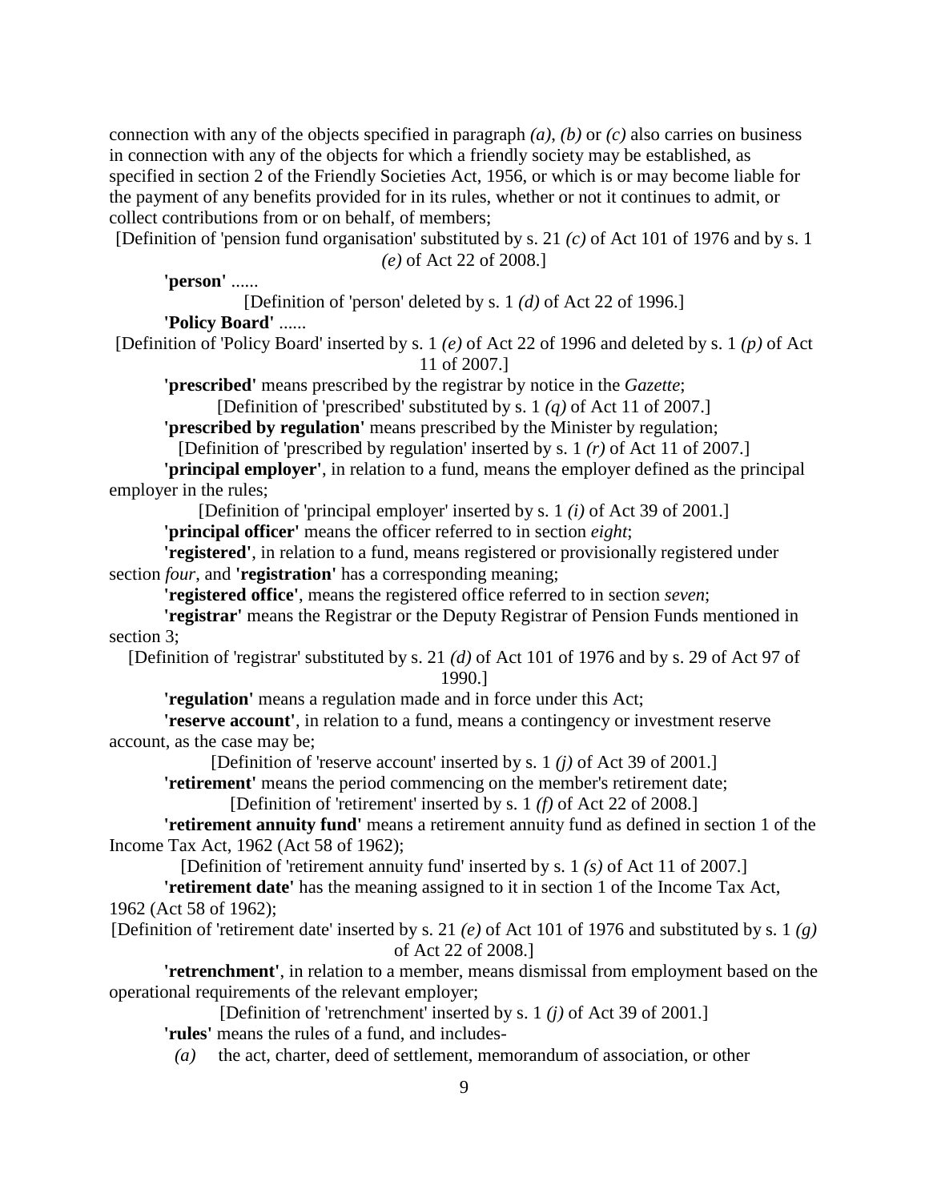connection with any of the objects specified in paragraph *(a)*, *(b)* or *(c)* also carries on business in connection with any of the objects for which a friendly society may be established, as specified in section 2 of the Friendly Societies Act, 1956, or which is or may become liable for the payment of any benefits provided for in its rules, whether or not it continues to admit, or collect contributions from or on behalf, of members;

[Definition of 'pension fund organisation' substituted by s. 21 *(c)* of Act 101 of 1976 and by s. 1 *(e)* of Act 22 of 2008.]

**'person'** ......

[Definition of 'person' deleted by s. 1 *(d)* of Act 22 of 1996.]

**'Policy Board'** ......

[Definition of 'Policy Board' inserted by s. 1 *(e)* of Act 22 of 1996 and deleted by s. 1 *(p)* of Act 11 of 2007.]

**'prescribed'** means prescribed by the registrar by notice in the *Gazette*;

[Definition of 'prescribed' substituted by s. 1 *(q)* of Act 11 of 2007.]

**'prescribed by regulation'** means prescribed by the Minister by regulation;

[Definition of 'prescribed by regulation' inserted by s. 1 *(r)* of Act 11 of 2007.]

**'principal employer'**, in relation to a fund, means the employer defined as the principal employer in the rules;

[Definition of 'principal employer' inserted by s. 1 *(i)* of Act 39 of 2001.]

**'principal officer'** means the officer referred to in section *eight*;

**'registered'**, in relation to a fund, means registered or provisionally registered under section *four*, and **'registration'** has a corresponding meaning;

**'registered office'**, means the registered office referred to in section *seven*;

**'registrar'** means the Registrar or the Deputy Registrar of Pension Funds mentioned in section 3;

[Definition of 'registrar' substituted by s. 21 *(d)* of Act 101 of 1976 and by s. 29 of Act 97 of 1990.]

**'regulation'** means a regulation made and in force under this Act;

**'reserve account'**, in relation to a fund, means a contingency or investment reserve account, as the case may be;

[Definition of 'reserve account' inserted by s. 1 *(j)* of Act 39 of 2001.]

**'retirement'** means the period commencing on the member's retirement date;

[Definition of 'retirement' inserted by s. 1 *(f)* of Act 22 of 2008.]

**'retirement annuity fund'** means a retirement annuity fund as defined in section 1 of the Income Tax Act, 1962 (Act 58 of 1962);

[Definition of 'retirement annuity fund' inserted by s. 1 *(s)* of Act 11 of 2007.]

**'retirement date'** has the meaning assigned to it in section 1 of the Income Tax Act, 1962 (Act 58 of 1962);

[Definition of 'retirement date' inserted by s. 21 *(e)* of Act 101 of 1976 and substituted by s. 1 *(g)* of Act 22 of 2008.]

**'retrenchment'**, in relation to a member, means dismissal from employment based on the operational requirements of the relevant employer;

[Definition of 'retrenchment' inserted by s. 1 *(j)* of Act 39 of 2001.]

**'rules'** means the rules of a fund, and includes-

*(a)* the act, charter, deed of settlement, memorandum of association, or other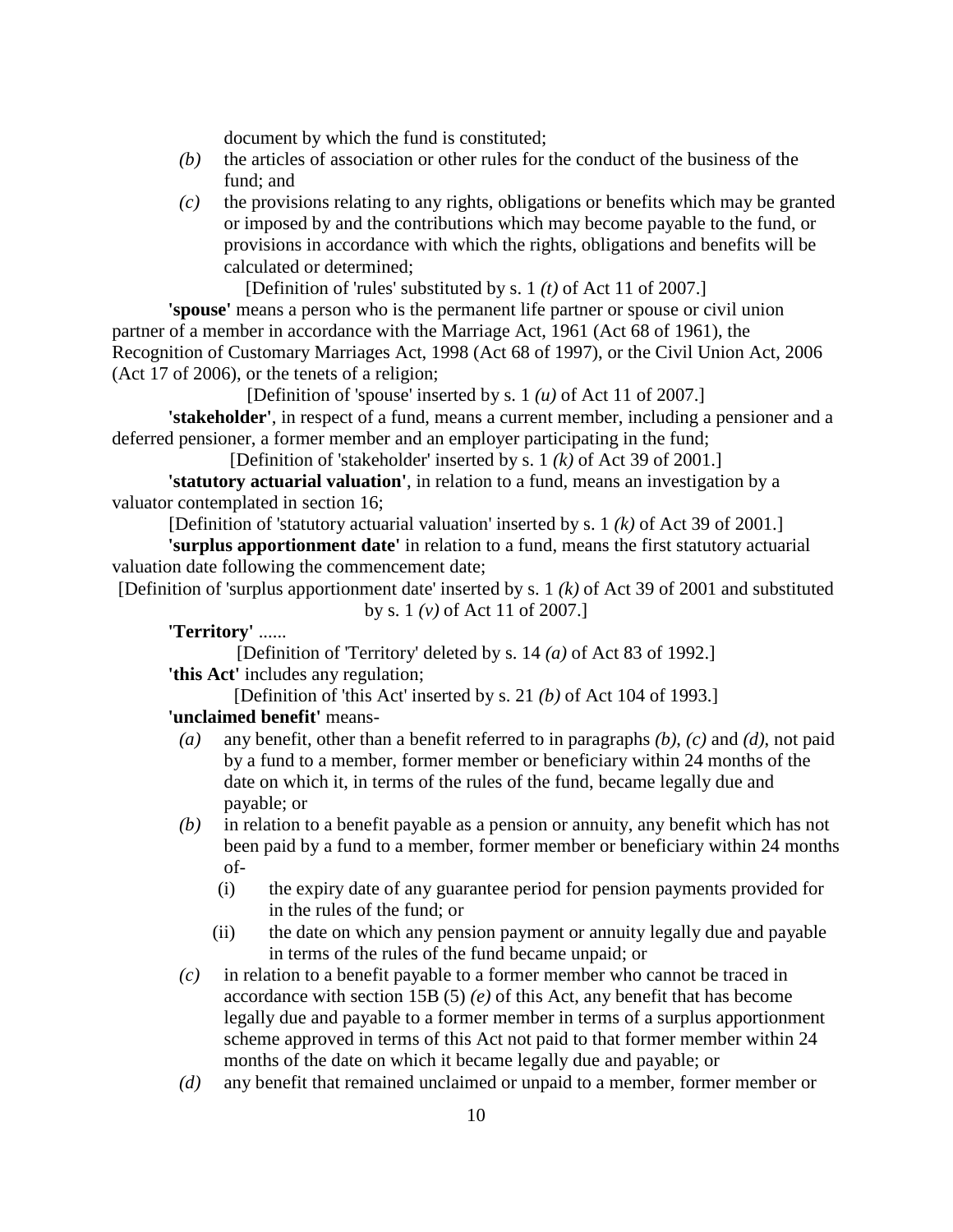document by which the fund is constituted;

*(b)* the articles of association or other rules for the conduct of the business of the fund; and

*(c)* the provisions relating to any rights, obligations or benefits which may be granted or imposed by and the contributions which may become payable to the fund, or provisions in accordance with which the rights, obligations and benefits will be calculated or determined;

[Definition of 'rules' substituted by s. 1 *(t)* of Act 11 of 2007.]

**'spouse'** means a person who is the permanent life partner or spouse or civil union partner of a member in accordance with the Marriage Act, 1961 (Act 68 of 1961), the Recognition of Customary Marriages Act, 1998 (Act 68 of 1997), or the Civil Union Act, 2006 (Act 17 of 2006), or the tenets of a religion;

[Definition of 'spouse' inserted by s. 1 *(u)* of Act 11 of 2007.]

**'stakeholder'**, in respect of a fund, means a current member, including a pensioner and a deferred pensioner, a former member and an employer participating in the fund;

[Definition of 'stakeholder' inserted by s. 1 *(k)* of Act 39 of 2001.]

**'statutory actuarial valuation'**, in relation to a fund, means an investigation by a valuator contemplated in section 16;

[Definition of 'statutory actuarial valuation' inserted by s. 1 *(k)* of Act 39 of 2001.]

**'surplus apportionment date'** in relation to a fund, means the first statutory actuarial valuation date following the commencement date;

[Definition of 'surplus apportionment date' inserted by s. 1 *(k)* of Act 39 of 2001 and substituted by s. 1 *(v)* of Act 11 of 2007.]

**'Territory'** ......

[Definition of 'Territory' deleted by s. 14 *(a)* of Act 83 of 1992.]

**'this Act'** includes any regulation;

[Definition of 'this Act' inserted by s. 21 *(b)* of Act 104 of 1993.]

**'unclaimed benefit'** means-

*(a)* any benefit, other than a benefit referred to in paragraphs *(b)*, *(c)* and *(d)*, not paid by a fund to a member, former member or beneficiary within 24 months of the date on which it, in terms of the rules of the fund, became legally due and payable; or

*(b)* in relation to a benefit payable as a pension or annuity, any benefit which has not been paid by a fund to a member, former member or beneficiary within 24 months of-

(i) the expiry date of any guarantee period for pension payments provided for in the rules of the fund; or

(ii) the date on which any pension payment or annuity legally due and payable in terms of the rules of the fund became unpaid; or

*(c)* in relation to a benefit payable to a former member who cannot be traced in accordance with section 15B (5) *(e)* of this Act, any benefit that has become legally due and payable to a former member in terms of a surplus apportionment scheme approved in terms of this Act not paid to that former member within 24 months of the date on which it became legally due and payable; or

*(d)* any benefit that remained unclaimed or unpaid to a member, former member or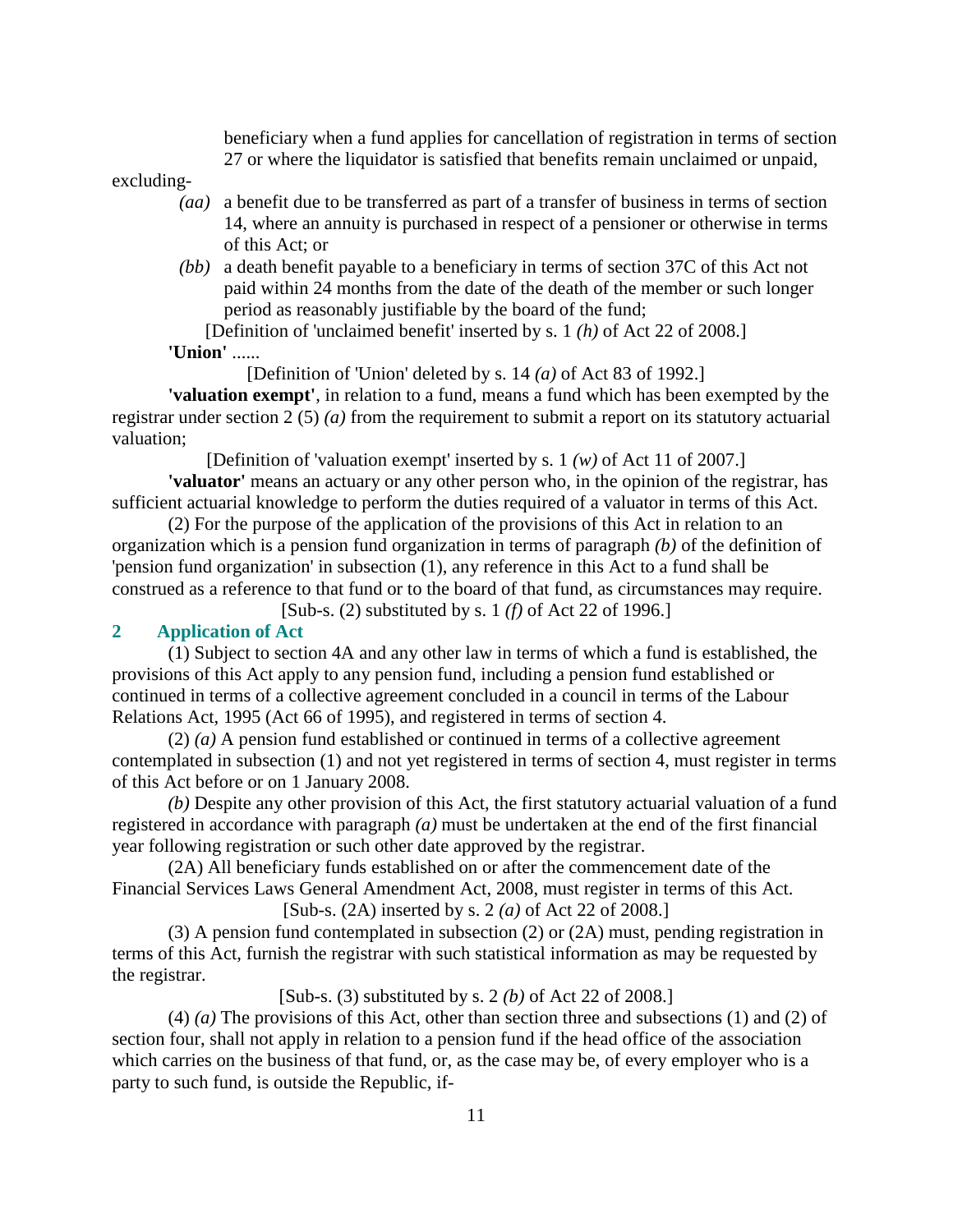beneficiary when a fund applies for cancellation of registration in terms of section 27 or where the liquidator is satisfied that benefits remain unclaimed or unpaid,

excluding-

*(aa)* a benefit due to be transferred as part of a transfer of business in terms of section 14, where an annuity is purchased in respect of a pensioner or otherwise in terms of this Act; or

*(bb)* a death benefit payable to a beneficiary in terms of section 37C of this Act not paid within 24 months from the date of the death of the member or such longer period as reasonably justifiable by the board of the fund;

[Definition of 'unclaimed benefit' inserted by s. 1 *(h)* of Act 22 of 2008.]

**'Union'** ......

[Definition of 'Union' deleted by s. 14 *(a)* of Act 83 of 1992.]

**'valuation exempt'**, in relation to a fund, means a fund which has been exempted by the registrar under section 2 (5) *(a)* from the requirement to submit a report on its statutory actuarial valuation;

[Definition of 'valuation exempt' inserted by s. 1 *(w)* of Act 11 of 2007.]

**'valuator'** means an actuary or any other person who, in the opinion of the registrar, has sufficient actuarial knowledge to perform the duties required of a valuator in terms of this Act.

(2) For the purpose of the application of the provisions of this Act in relation to an organization which is a pension fund organization in terms of paragraph *(b)* of the definition of 'pension fund organization' in subsection (1), any reference in this Act to a fund shall be construed as a reference to that fund or to the board of that fund, as circumstances may require.

[Sub-s. (2) substituted by s. 1 *(f)* of Act 22 of 1996.]

## 2 Application of Act

(1) Subject to section 4A and any other law in terms of which a fund is established, the provisions of this Act apply to any pension fund, including a pension fund established or continued in terms of a collective agreement concluded in a council in terms of the Labour Relations Act, 1995 (Act 66 of 1995), and registered in terms of section 4.

(2) *(a)* A pension fund established or continued in terms of a collective agreement contemplated in subsection (1) and not yet registered in terms of section 4, must register in terms of this Act before or on 1 January 2008.

*(b)* Despite any other provision of this Act, the first statutory actuarial valuation of a fund registered in accordance with paragraph *(a)* must be undertaken at the end of the first financial year following registration or such other date approved by the registrar.

(2A) All beneficiary funds established on or after the commencement date of the Financial Services Laws General Amendment Act, 2008, must register in terms of this Act.

[Sub-s. (2A) inserted by s. 2 *(a)* of Act 22 of 2008.]

(3) A pension fund contemplated in subsection (2) or (2A) must, pending registration in terms of this Act, furnish the registrar with such statistical information as may be requested by the registrar.

[Sub-s. (3) substituted by s. 2 *(b)* of Act 22 of 2008.]

(4) *(a)* The provisions of this Act, other than section three and subsections (1) and (2) of section four, shall not apply in relation to a pension fund if the head office of the association which carries on the business of that fund, or, as the case may be, of every employer who is a party to such fund, is outside the Republic, if-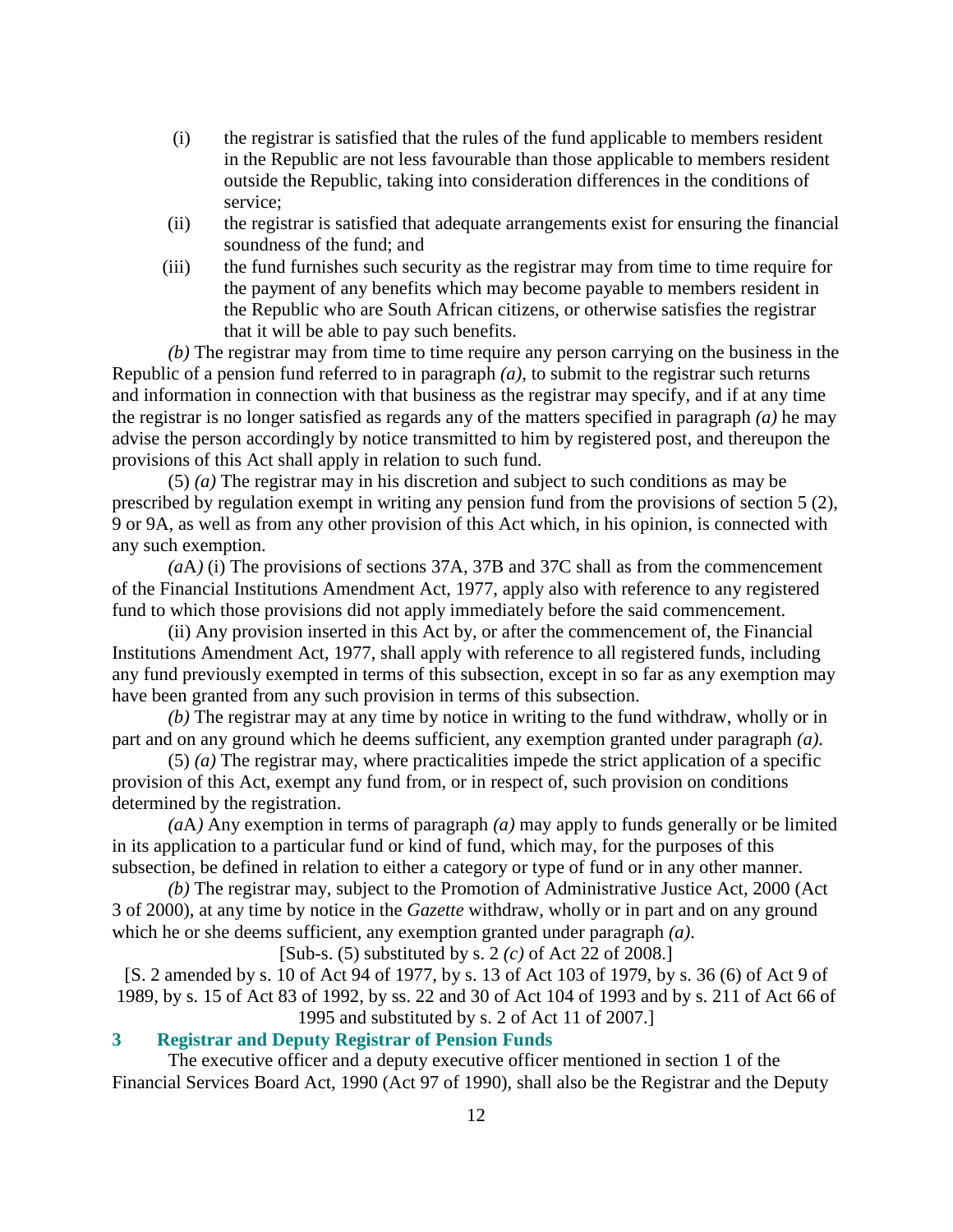(i) the registrar is satisfied that the rules of the fund applicable to members resident in the Republic are not less favourable than those applicable to members resident outside the Republic, taking into consideration differences in the conditions of service;

(ii) the registrar is satisfied that adequate arrangements exist for ensuring the financial soundness of the fund; and

(iii) the fund furnishes such security as the registrar may from time to time require for the payment of any benefits which may become payable to members resident in the Republic who are South African citizens, or otherwise satisfies the registrar that it will be able to pay such benefits.

*(b)* The registrar may from time to time require any person carrying on the business in the Republic of a pension fund referred to in paragraph *(a)*, to submit to the registrar such returns and information in connection with that business as the registrar may specify, and if at any time the registrar is no longer satisfied as regards any of the matters specified in paragraph *(a)* he may advise the person accordingly by notice transmitted to him by registered post, and thereupon the provisions of this Act shall apply in relation to such fund.

(5) *(a)* The registrar may in his discretion and subject to such conditions as may be prescribed by regulation exempt in writing any pension fund from the provisions of section 5 (2), 9 or 9A, as well as from any other provision of this Act which, in his opinion, is connected with any such exemption.

*(a*A*)* (i) The provisions of sections 37A, 37B and 37C shall as from the commencement of the Financial Institutions Amendment Act, 1977, apply also with reference to any registered fund to which those provisions did not apply immediately before the said commencement.

(ii) Any provision inserted in this Act by, or after the commencement of, the Financial Institutions Amendment Act, 1977, shall apply with reference to all registered funds, including any fund previously exempted in terms of this subsection, except in so far as any exemption may have been granted from any such provision in terms of this subsection.

*(b)* The registrar may at any time by notice in writing to the fund withdraw, wholly or in part and on any ground which he deems sufficient, any exemption granted under paragraph *(a)*.

(5) *(a)* The registrar may, where practicalities impede the strict application of a specific provision of this Act, exempt any fund from, or in respect of, such provision on conditions determined by the registration.

*(a*A*)* Any exemption in terms of paragraph *(a)* may apply to funds generally or be limited in its application to a particular fund or kind of fund, which may, for the purposes of this subsection, be defined in relation to either a category or type of fund or in any other manner.

*(b)* The registrar may, subject to the Promotion of Administrative Justice Act, 2000 (Act 3 of 2000), at any time by notice in the *Gazette* withdraw, wholly or in part and on any ground which he or she deems sufficient, any exemption granted under paragraph *(a)*.

[Sub-s. (5) substituted by s. 2 *(c)* of Act 22 of 2008.]

[S. 2 amended by s. 10 of Act 94 of 1977, by s. 13 of Act 103 of 1979, by s. 36 (6) of Act 9 of 1989, by s. 15 of Act 83 of 1992, by ss. 22 and 30 of Act 104 of 1993 and by s. 211 of Act 66 of 1995 and substituted by s. 2 of Act 11 of 2007.]

### 3 Registrar and Deputy Registrar of Pension Funds

The executive officer and a deputy executive officer mentioned in section 1 of the Financial Services Board Act, 1990 (Act 97 of 1990), shall also be the Registrar and the Deputy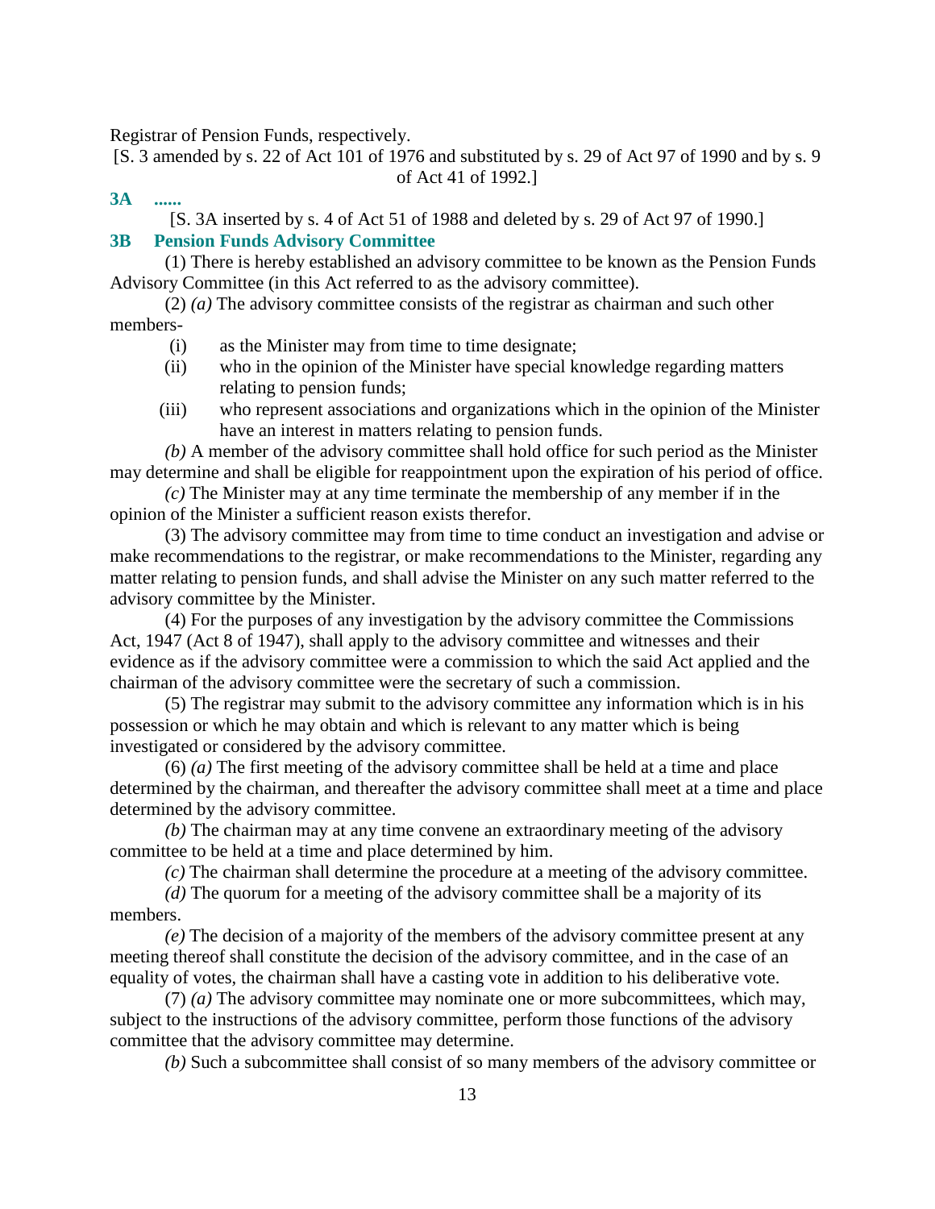Registrar of Pension Funds, respectively.

[S. 3 amended by s. 22 of Act 101 of 1976 and substituted by s. 29 of Act 97 of 1990 and by s. 9 of Act 41 of 1992.]

**3A ......**

[S. 3A inserted by s. 4 of Act 51 of 1988 and deleted by s. 29 of Act 97 of 1990.]

**3B Pension Funds Advisory Committee**

(1) There is hereby established an advisory committee to be known as the Pension Funds Advisory Committee (in this Act referred to as the advisory committee).

(2) *(a)* The advisory committee consists of the registrar as chairman and such other members-

(i) as the Minister may from time to time designate;

(ii) who in the opinion of the Minister have special knowledge regarding matters relating to pension funds;

(iii) who represent associations and organizations which in the opinion of the Minister have an interest in matters relating to pension funds.

*(b)* A member of the advisory committee shall hold office for such period as the Minister may determine and shall be eligible for reappointment upon the expiration of his period of office.

*(c)* The Minister may at any time terminate the membership of any member if in the opinion of the Minister a sufficient reason exists therefor.

(3) The advisory committee may from time to time conduct an investigation and advise or make recommendations to the registrar, or make recommendations to the Minister, regarding any matter relating to pension funds, and shall advise the Minister on any such matter referred to the advisory committee by the Minister.

(4) For the purposes of any investigation by the advisory committee the Commissions Act, 1947 (Act 8 of 1947), shall apply to the advisory committee and witnesses and their evidence as if the advisory committee were a commission to which the said Act applied and the chairman of the advisory committee were the secretary of such a commission.

(5) The registrar may submit to the advisory committee any information which is in his possession or which he may obtain and which is relevant to any matter which is being investigated or considered by the advisory committee.

(6) *(a)* The first meeting of the advisory committee shall be held at a time and place determined by the chairman, and thereafter the advisory committee shall meet at a time and place determined by the advisory committee.

*(b)* The chairman may at any time convene an extraordinary meeting of the advisory committee to be held at a time and place determined by him.

*(c)* The chairman shall determine the procedure at a meeting of the advisory committee.

*(d)* The quorum for a meeting of the advisory committee shall be a majority of its members.

*(e)* The decision of a majority of the members of the advisory committee present at any meeting thereof shall constitute the decision of the advisory committee, and in the case of an equality of votes, the chairman shall have a casting vote in addition to his deliberative vote.

(7) *(a)* The advisory committee may nominate one or more subcommittees, which may, subject to the instructions of the advisory committee, perform those functions of the advisory committee that the advisory committee may determine.

*(b)* Such a subcommittee shall consist of so many members of the advisory committee or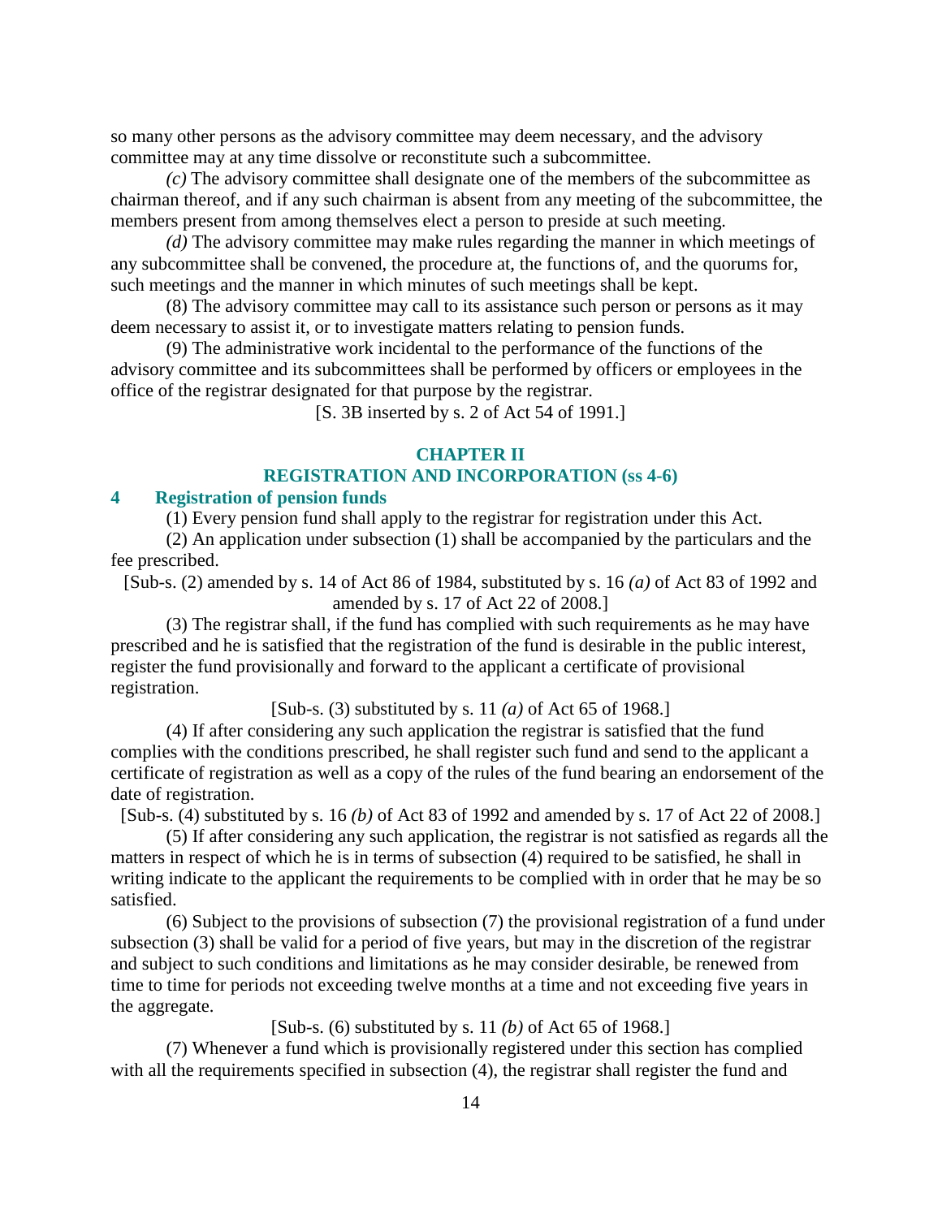so many other persons as the advisory committee may deem necessary, and the advisory committee may at any time dissolve or reconstitute such a subcommittee.

*(c)* The advisory committee shall designate one of the members of the subcommittee as chairman thereof, and if any such chairman is absent from any meeting of the subcommittee, the members present from among themselves elect a person to preside at such meeting.

*(d)* The advisory committee may make rules regarding the manner in which meetings of any subcommittee shall be convened, the procedure at, the functions of, and the quorums for, such meetings and the manner in which minutes of such meetings shall be kept.

(8) The advisory committee may call to its assistance such person or persons as it may deem necessary to assist it, or to investigate matters relating to pension funds.

(9) The administrative work incidental to the performance of the functions of the advisory committee and its subcommittees shall be performed by officers or employees in the office of the registrar designated for that purpose by the registrar.

[S. 3B inserted by s. 2 of Act 54 of 1991.]

## CHAPTER II
## REGISTRATION AND INCORPORATION (ss 4-6)

### 4 Registration of pension funds

(1) Every pension fund shall apply to the registrar for registration under this Act.

(2) An application under subsection (1) shall be accompanied by the particulars and the fee prescribed.

[Sub-s. (2) amended by s. 14 of Act 86 of 1984, substituted by s. 16 *(a)* of Act 83 of 1992 and amended by s. 17 of Act 22 of 2008.]

(3) The registrar shall, if the fund has complied with such requirements as he may have prescribed and he is satisfied that the registration of the fund is desirable in the public interest, register the fund provisionally and forward to the applicant a certificate of provisional registration.

[Sub-s. (3) substituted by s. 11 *(a)* of Act 65 of 1968.]

(4) If after considering any such application the registrar is satisfied that the fund complies with the conditions prescribed, he shall register such fund and send to the applicant a certificate of registration as well as a copy of the rules of the fund bearing an endorsement of the date of registration.

[Sub-s. (4) substituted by s. 16 *(b)* of Act 83 of 1992 and amended by s. 17 of Act 22 of 2008.]

(5) If after considering any such application, the registrar is not satisfied as regards all the matters in respect of which he is in terms of subsection (4) required to be satisfied, he shall in writing indicate to the applicant the requirements to be complied with in order that he may be so satisfied.

(6) Subject to the provisions of subsection (7) the provisional registration of a fund under subsection (3) shall be valid for a period of five years, but may in the discretion of the registrar and subject to such conditions and limitations as he may consider desirable, be renewed from time to time for periods not exceeding twelve months at a time and not exceeding five years in the aggregate.

[Sub-s. (6) substituted by s. 11 *(b)* of Act 65 of 1968.]

(7) Whenever a fund which is provisionally registered under this section has complied with all the requirements specified in subsection (4), the registrar shall register the fund and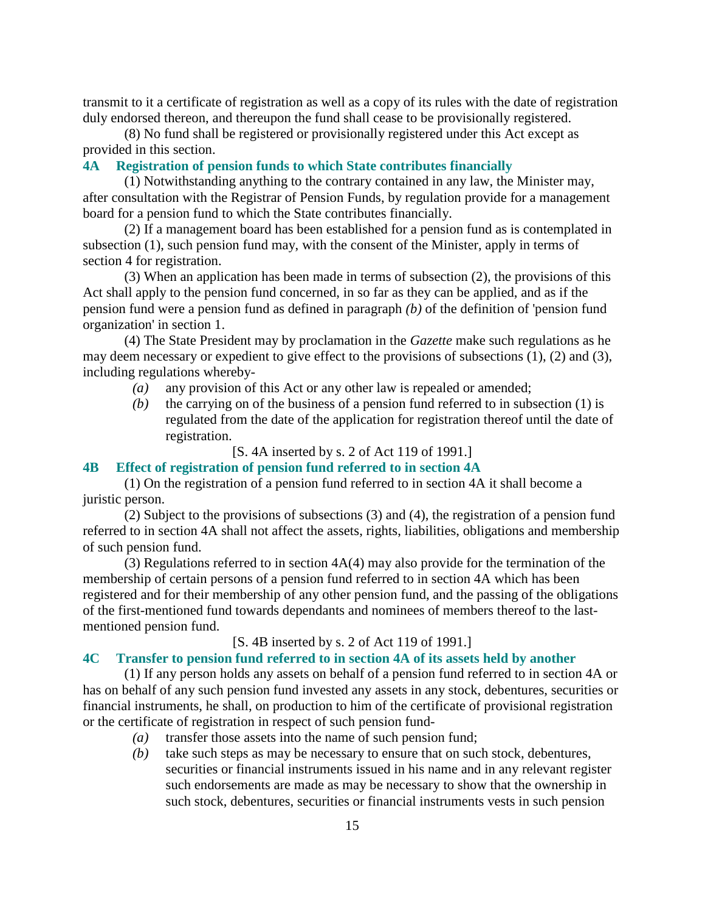transmit to it a certificate of registration as well as a copy of its rules with the date of registration duly endorsed thereon, and thereupon the fund shall cease to be provisionally registered.

(8) No fund shall be registered or provisionally registered under this Act except as provided in this section.

### 4A Registration of pension funds to which State contributes financially

(1) Notwithstanding anything to the contrary contained in any law, the Minister may, after consultation with the Registrar of Pension Funds, by regulation provide for a management board for a pension fund to which the State contributes financially.

(2) If a management board has been established for a pension fund as is contemplated in subsection (1), such pension fund may, with the consent of the Minister, apply in terms of section 4 for registration.

(3) When an application has been made in terms of subsection (2), the provisions of this Act shall apply to the pension fund concerned, in so far as they can be applied, and as if the pension fund were a pension fund as defined in paragraph *(b)* of the definition of 'pension fund organization' in section 1.

(4) The State President may by proclamation in the *Gazette* make such regulations as he may deem necessary or expedient to give effect to the provisions of subsections (1), (2) and (3), including regulations whereby-

*(a)* any provision of this Act or any other law is repealed or amended;

*(b)* the carrying on of the business of a pension fund referred to in subsection (1) is regulated from the date of the application for registration thereof until the date of registration.

[S. 4A inserted by s. 2 of Act 119 of 1991.]

### 4B Effect of registration of pension fund referred to in section 4A

(1) On the registration of a pension fund referred to in section 4A it shall become a juristic person.

(2) Subject to the provisions of subsections (3) and (4), the registration of a pension fund referred to in section 4A shall not affect the assets, rights, liabilities, obligations and membership of such pension fund.

(3) Regulations referred to in section 4A(4) may also provide for the termination of the membership of certain persons of a pension fund referred to in section 4A which has been registered and for their membership of any other pension fund, and the passing of the obligations of the first-mentioned fund towards dependants and nominees of members thereof to the last-mentioned pension fund.

[S. 4B inserted by s. 2 of Act 119 of 1991.]

### 4C Transfer to pension fund referred to in section 4A of its assets held by another

(1) If any person holds any assets on behalf of a pension fund referred to in section 4A or has on behalf of any such pension fund invested any assets in any stock, debentures, securities or financial instruments, he shall, on production to him of the certificate of provisional registration or the certificate of registration in respect of such pension fund-

*(a)* transfer those assets into the name of such pension fund;

*(b)* take such steps as may be necessary to ensure that on such stock, debentures, securities or financial instruments issued in his name and in any relevant register such endorsements are made as may be necessary to show that the ownership in such stock, debentures, securities or financial instruments vests in such pension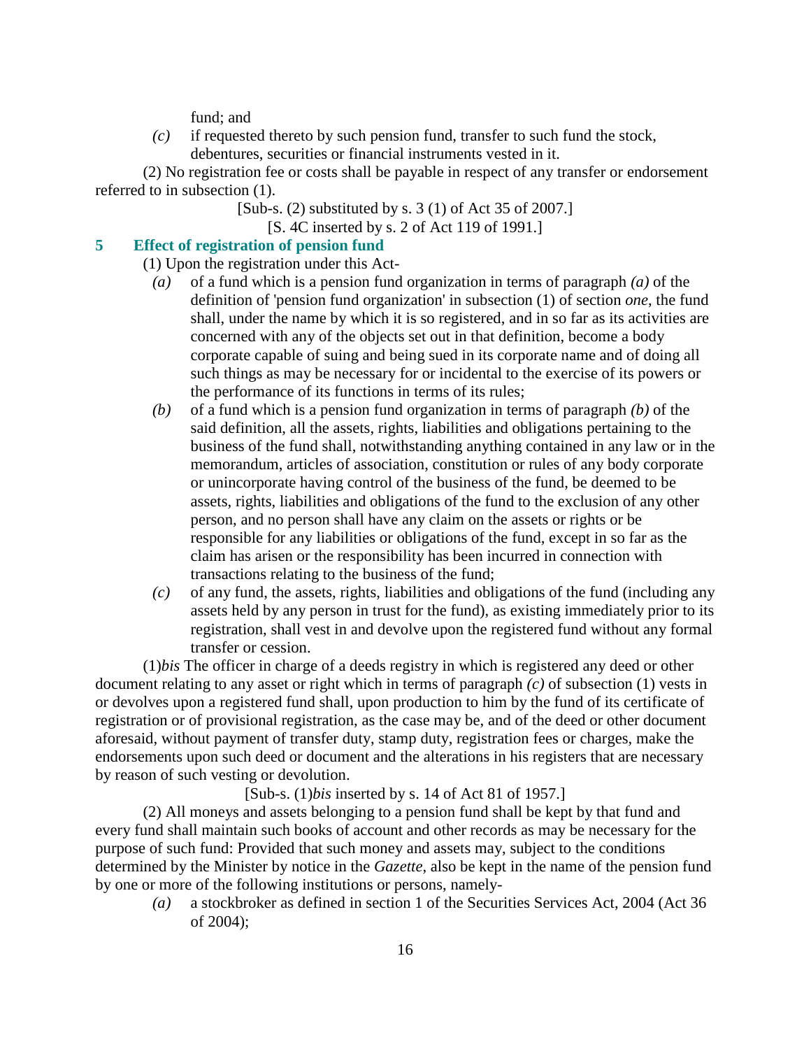fund; and

*(c)* if requested thereto by such pension fund, transfer to such fund the stock, debentures, securities or financial instruments vested in it.

(2) No registration fee or costs shall be payable in respect of any transfer or endorsement referred to in subsection (1).

[Sub-s. (2) substituted by s. 3 (1) of Act 35 of 2007.]

[S. 4C inserted by s. 2 of Act 119 of 1991.]

## 5 Effect of registration of pension fund

(1) Upon the registration under this Act-

*(a)* of a fund which is a pension fund organization in terms of paragraph *(a)* of the definition of 'pension fund organization' in subsection (1) of section *one*, the fund shall, under the name by which it is so registered, and in so far as its activities are concerned with any of the objects set out in that definition, become a body corporate capable of suing and being sued in its corporate name and of doing all such things as may be necessary for or incidental to the exercise of its powers or the performance of its functions in terms of its rules;

*(b)* of a fund which is a pension fund organization in terms of paragraph *(b)* of the said definition, all the assets, rights, liabilities and obligations pertaining to the business of the fund shall, notwithstanding anything contained in any law or in the memorandum, articles of association, constitution or rules of any body corporate or unincorporate having control of the business of the fund, be deemed to be assets, rights, liabilities and obligations of the fund to the exclusion of any other person, and no person shall have any claim on the assets or rights or be responsible for any liabilities or obligations of the fund, except in so far as the claim has arisen or the responsibility has been incurred in connection with transactions relating to the business of the fund;

*(c)* of any fund, the assets, rights, liabilities and obligations of the fund (including any assets held by any person in trust for the fund), as existing immediately prior to its registration, shall vest in and devolve upon the registered fund without any formal transfer or cession.

(1)*bis* The officer in charge of a deeds registry in which is registered any deed or other document relating to any asset or right which in terms of paragraph *(c)* of subsection (1) vests in or devolves upon a registered fund shall, upon production to him by the fund of its certificate of registration or of provisional registration, as the case may be, and of the deed or other document aforesaid, without payment of transfer duty, stamp duty, registration fees or charges, make the endorsements upon such deed or document and the alterations in his registers that are necessary by reason of such vesting or devolution.

[Sub-s. (1)*bis* inserted by s. 14 of Act 81 of 1957.]

(2) All moneys and assets belonging to a pension fund shall be kept by that fund and every fund shall maintain such books of account and other records as may be necessary for the purpose of such fund: Provided that such money and assets may, subject to the conditions determined by the Minister by notice in the *Gazette*, also be kept in the name of the pension fund by one or more of the following institutions or persons, namely-

*(a)* a stockbroker as defined in section 1 of the Securities Services Act, 2004 (Act 36 of 2004);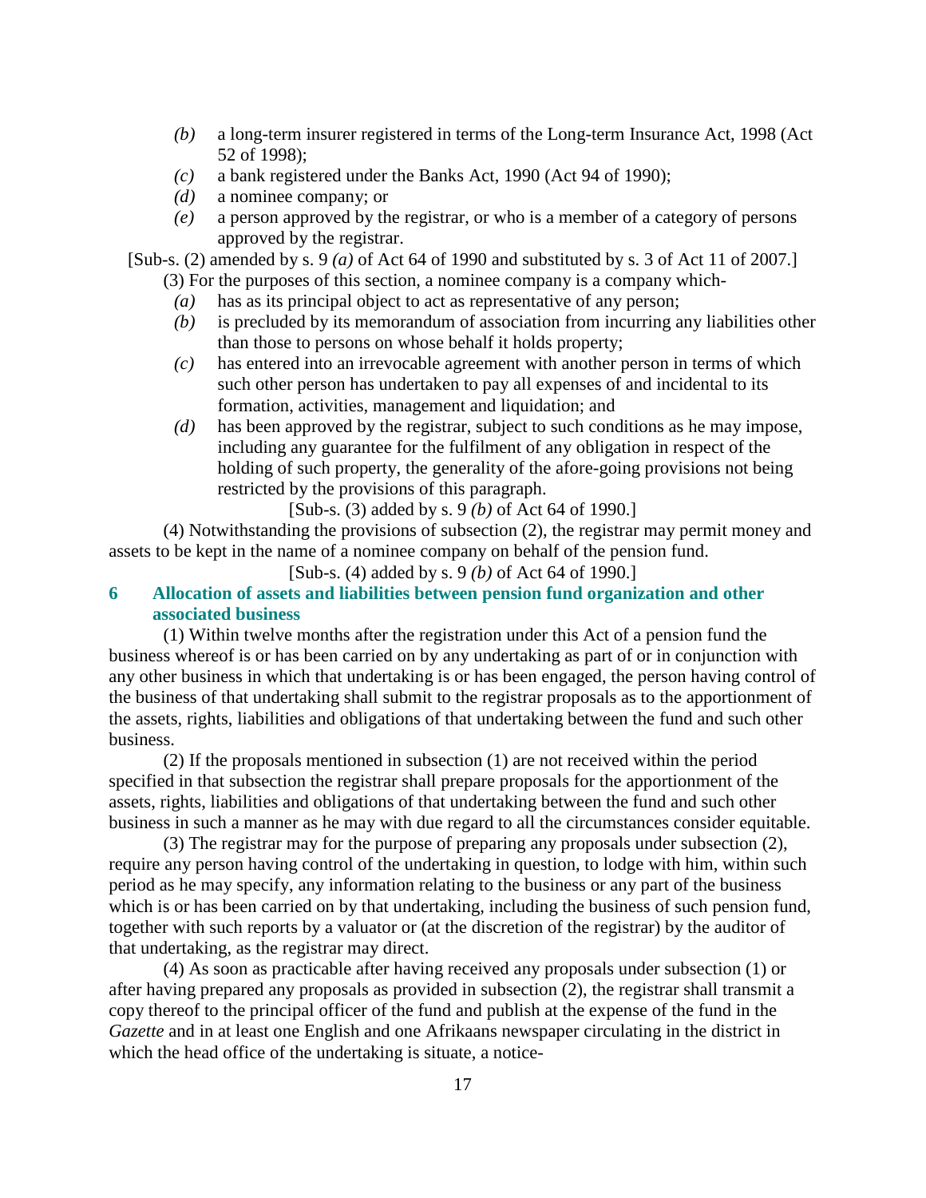*(b)* a long-term insurer registered in terms of the Long-term Insurance Act, 1998 (Act 52 of 1998);

*(c)* a bank registered under the Banks Act, 1990 (Act 94 of 1990);

*(d)* a nominee company; or

*(e)* a person approved by the registrar, or who is a member of a category of persons approved by the registrar.

[Sub-s. (2) amended by s. 9 *(a)* of Act 64 of 1990 and substituted by s. 3 of Act 11 of 2007.]

(3) For the purposes of this section, a nominee company is a company which-

*(a)* has as its principal object to act as representative of any person;

*(b)* is precluded by its memorandum of association from incurring any liabilities other than those to persons on whose behalf it holds property;

*(c)* has entered into an irrevocable agreement with another person in terms of which such other person has undertaken to pay all expenses of and incidental to its formation, activities, management and liquidation; and

*(d)* has been approved by the registrar, subject to such conditions as he may impose, including any guarantee for the fulfilment of any obligation in respect of the holding of such property, the generality of the afore-going provisions not being restricted by the provisions of this paragraph.

[Sub-s. (3) added by s. 9 *(b)* of Act 64 of 1990.]

(4) Notwithstanding the provisions of subsection (2), the registrar may permit money and assets to be kept in the name of a nominee company on behalf of the pension fund.

[Sub-s. (4) added by s. 9 *(b)* of Act 64 of 1990.]

## 6 Allocation of assets and liabilities between pension fund organization and other associated business

(1) Within twelve months after the registration under this Act of a pension fund the business whereof is or has been carried on by any undertaking as part of or in conjunction with any other business in which that undertaking is or has been engaged, the person having control of the business of that undertaking shall submit to the registrar proposals as to the apportionment of the assets, rights, liabilities and obligations of that undertaking between the fund and such other business.

(2) If the proposals mentioned in subsection (1) are not received within the period specified in that subsection the registrar shall prepare proposals for the apportionment of the assets, rights, liabilities and obligations of that undertaking between the fund and such other business in such a manner as he may with due regard to all the circumstances consider equitable.

(3) The registrar may for the purpose of preparing any proposals under subsection (2), require any person having control of the undertaking in question, to lodge with him, within such period as he may specify, any information relating to the business or any part of the business which is or has been carried on by that undertaking, including the business of such pension fund, together with such reports by a valuator or (at the discretion of the registrar) by the auditor of that undertaking, as the registrar may direct.

(4) As soon as practicable after having received any proposals under subsection (1) or after having prepared any proposals as provided in subsection (2), the registrar shall transmit a copy thereof to the principal officer of the fund and publish at the expense of the fund in the *Gazette* and in at least one English and one Afrikaans newspaper circulating in the district in which the head office of the undertaking is situate, a notice-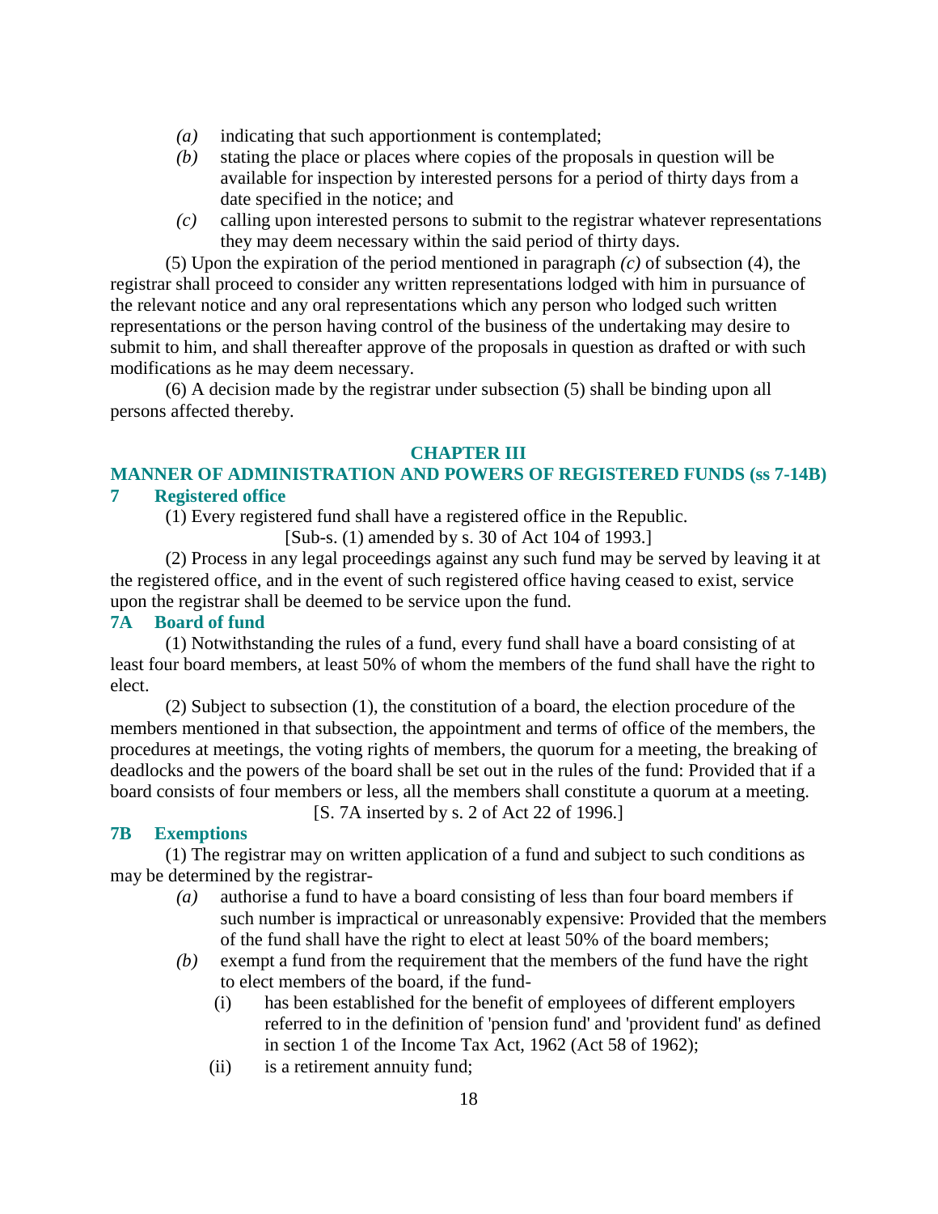*(a)* indicating that such apportionment is contemplated;

*(b)* stating the place or places where copies of the proposals in question will be available for inspection by interested persons for a period of thirty days from a date specified in the notice; and

*(c)* calling upon interested persons to submit to the registrar whatever representations they may deem necessary within the said period of thirty days.

(5) Upon the expiration of the period mentioned in paragraph *(c)* of subsection (4), the registrar shall proceed to consider any written representations lodged with him in pursuance of the relevant notice and any oral representations which any person who lodged such written representations or the person having control of the business of the undertaking may desire to submit to him, and shall thereafter approve of the proposals in question as drafted or with such modifications as he may deem necessary.

(6) A decision made by the registrar under subsection (5) shall be binding upon all persons affected thereby.

## CHAPTER III

## MANNER OF ADMINISTRATION AND POWERS OF REGISTERED FUNDS (ss 7-14B)

### 7 Registered office

(1) Every registered fund shall have a registered office in the Republic.

[Sub-s. (1) amended by s. 30 of Act 104 of 1993.]

(2) Process in any legal proceedings against any such fund may be served by leaving it at the registered office, and in the event of such registered office having ceased to exist, service upon the registrar shall be deemed to be service upon the fund.

### 7A Board of fund

(1) Notwithstanding the rules of a fund, every fund shall have a board consisting of at least four board members, at least 50% of whom the members of the fund shall have the right to elect.

(2) Subject to subsection (1), the constitution of a board, the election procedure of the members mentioned in that subsection, the appointment and terms of office of the members, the procedures at meetings, the voting rights of members, the quorum for a meeting, the breaking of deadlocks and the powers of the board shall be set out in the rules of the fund: Provided that if a board consists of four members or less, all the members shall constitute a quorum at a meeting.

[S. 7A inserted by s. 2 of Act 22 of 1996.]

### 7B Exemptions

(1) The registrar may on written application of a fund and subject to such conditions as may be determined by the registrar-

*(a)* authorise a fund to have a board consisting of less than four board members if such number is impractical or unreasonably expensive: Provided that the members of the fund shall have the right to elect at least 50% of the board members;

*(b)* exempt a fund from the requirement that the members of the fund have the right to elect members of the board, if the fund-

(i) has been established for the benefit of employees of different employers referred to in the definition of 'pension fund' and 'provident fund' as defined in section 1 of the Income Tax Act, 1962 (Act 58 of 1962);

(ii) is a retirement annuity fund;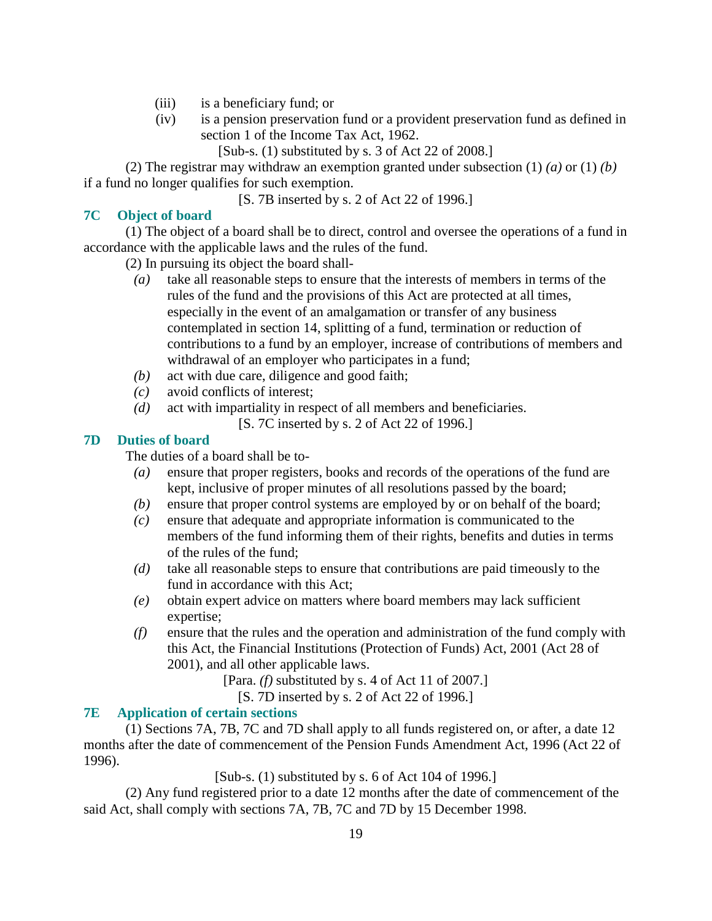(iii) is a beneficiary fund; or

(iv) is a pension preservation fund or a provident preservation fund as defined in section 1 of the Income Tax Act, 1962.

[Sub-s. (1) substituted by s. 3 of Act 22 of 2008.]

(2) The registrar may withdraw an exemption granted under subsection (1) *(a)* or (1) *(b)* if a fund no longer qualifies for such exemption.

[S. 7B inserted by s. 2 of Act 22 of 1996.]

### 7C Object of board

(1) The object of a board shall be to direct, control and oversee the operations of a fund in accordance with the applicable laws and the rules of the fund.

(2) In pursuing its object the board shall-

*(a)* take all reasonable steps to ensure that the interests of members in terms of the rules of the fund and the provisions of this Act are protected at all times, especially in the event of an amalgamation or transfer of any business contemplated in section 14, splitting of a fund, termination or reduction of contributions to a fund by an employer, increase of contributions of members and withdrawal of an employer who participates in a fund;

*(b)* act with due care, diligence and good faith;

*(c)* avoid conflicts of interest;

*(d)* act with impartiality in respect of all members and beneficiaries.

[S. 7C inserted by s. 2 of Act 22 of 1996.]

### 7D Duties of board

The duties of a board shall be to-

*(a)* ensure that proper registers, books and records of the operations of the fund are kept, inclusive of proper minutes of all resolutions passed by the board;

*(b)* ensure that proper control systems are employed by or on behalf of the board;

*(c)* ensure that adequate and appropriate information is communicated to the members of the fund informing them of their rights, benefits and duties in terms of the rules of the fund;

*(d)* take all reasonable steps to ensure that contributions are paid timeously to the fund in accordance with this Act;

*(e)* obtain expert advice on matters where board members may lack sufficient expertise;

*(f)* ensure that the rules and the operation and administration of the fund comply with this Act, the Financial Institutions (Protection of Funds) Act, 2001 (Act 28 of 2001), and all other applicable laws.

[Para. *(f)* substituted by s. 4 of Act 11 of 2007.]

[S. 7D inserted by s. 2 of Act 22 of 1996.]

### 7E Application of certain sections

(1) Sections 7A, 7B, 7C and 7D shall apply to all funds registered on, or after, a date 12 months after the date of commencement of the Pension Funds Amendment Act, 1996 (Act 22 of 1996).

[Sub-s. (1) substituted by s. 6 of Act 104 of 1996.]

(2) Any fund registered prior to a date 12 months after the date of commencement of the said Act, shall comply with sections 7A, 7B, 7C and 7D by 15 December 1998.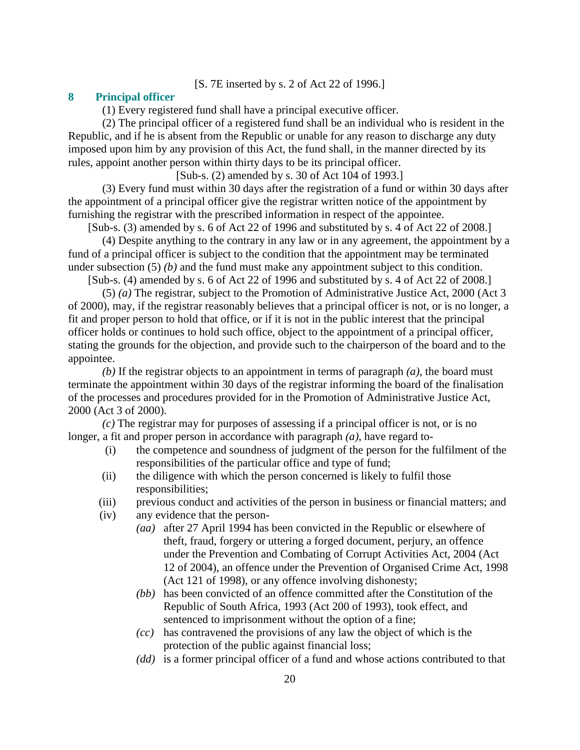[S. 7E inserted by s. 2 of Act 22 of 1996.]

## 8 Principal officer

(1) Every registered fund shall have a principal executive officer.

(2) The principal officer of a registered fund shall be an individual who is resident in the Republic, and if he is absent from the Republic or unable for any reason to discharge any duty imposed upon him by any provision of this Act, the fund shall, in the manner directed by its rules, appoint another person within thirty days to be its principal officer.

[Sub-s. (2) amended by s. 30 of Act 104 of 1993.]

(3) Every fund must within 30 days after the registration of a fund or within 30 days after the appointment of a principal officer give the registrar written notice of the appointment by furnishing the registrar with the prescribed information in respect of the appointee.

[Sub-s. (3) amended by s. 6 of Act 22 of 1996 and substituted by s. 4 of Act 22 of 2008.]

(4) Despite anything to the contrary in any law or in any agreement, the appointment by a fund of a principal officer is subject to the condition that the appointment may be terminated under subsection (5) *(b)* and the fund must make any appointment subject to this condition.

[Sub-s. (4) amended by s. 6 of Act 22 of 1996 and substituted by s. 4 of Act 22 of 2008.]

(5) *(a)* The registrar, subject to the Promotion of Administrative Justice Act, 2000 (Act 3 of 2000), may, if the registrar reasonably believes that a principal officer is not, or is no longer, a fit and proper person to hold that office, or if it is not in the public interest that the principal officer holds or continues to hold such office, object to the appointment of a principal officer, stating the grounds for the objection, and provide such to the chairperson of the board and to the appointee.

*(b)* If the registrar objects to an appointment in terms of paragraph *(a)*, the board must terminate the appointment within 30 days of the registrar informing the board of the finalisation of the processes and procedures provided for in the Promotion of Administrative Justice Act, 2000 (Act 3 of 2000).

*(c)* The registrar may for purposes of assessing if a principal officer is not, or is no longer, a fit and proper person in accordance with paragraph *(a)*, have regard to-

(i) the competence and soundness of judgment of the person for the fulfilment of the responsibilities of the particular office and type of fund;

(ii) the diligence with which the person concerned is likely to fulfil those responsibilities;

(iii) previous conduct and activities of the person in business or financial matters; and

(iv) any evidence that the person-

*(aa)* after 27 April 1994 has been convicted in the Republic or elsewhere of theft, fraud, forgery or uttering a forged document, perjury, an offence under the Prevention and Combating of Corrupt Activities Act, 2004 (Act 12 of 2004), an offence under the Prevention of Organised Crime Act, 1998 (Act 121 of 1998), or any offence involving dishonesty;

*(bb)* has been convicted of an offence committed after the Constitution of the Republic of South Africa, 1993 (Act 200 of 1993), took effect, and sentenced to imprisonment without the option of a fine;

*(cc)* has contravened the provisions of any law the object of which is the protection of the public against financial loss;

*(dd)* is a former principal officer of a fund and whose actions contributed to that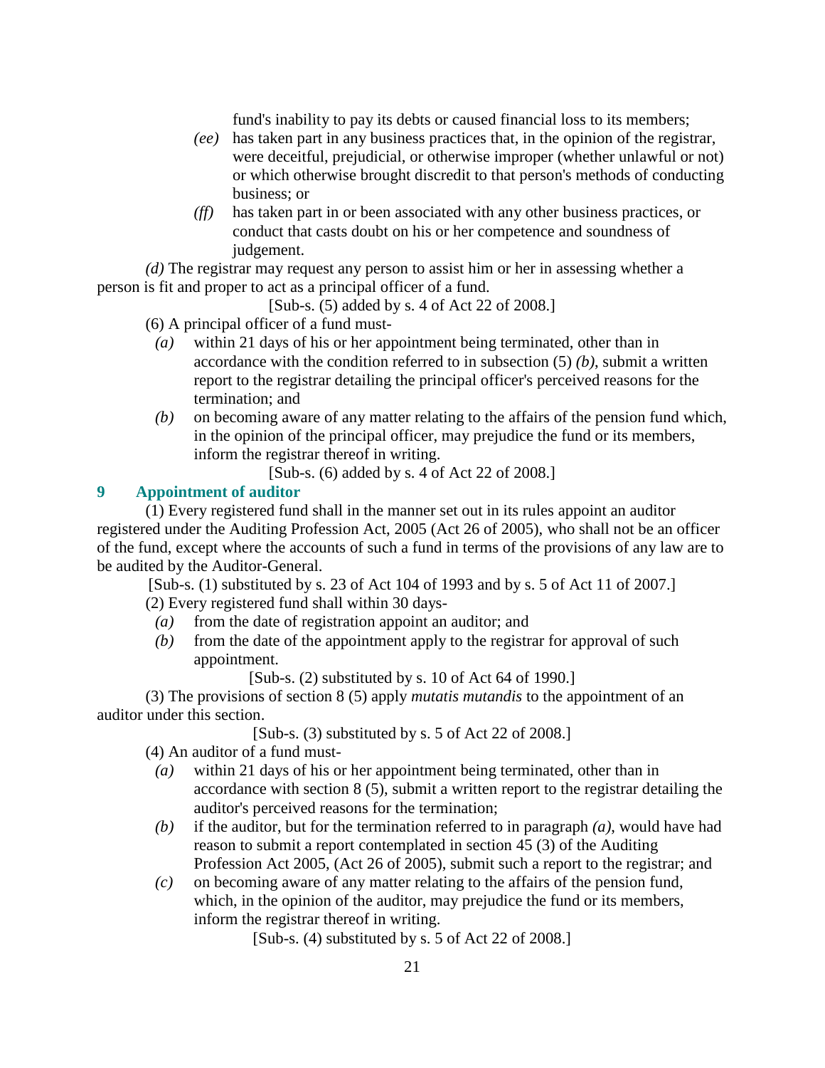fund's inability to pay its debts or caused financial loss to its members;

*(ee)* has taken part in any business practices that, in the opinion of the registrar, were deceitful, prejudicial, or otherwise improper (whether unlawful or not) or which otherwise brought discredit to that person's methods of conducting business; or

*(ff)* has taken part in or been associated with any other business practices, or conduct that casts doubt on his or her competence and soundness of judgement.

*(d)* The registrar may request any person to assist him or her in assessing whether a person is fit and proper to act as a principal officer of a fund.

[Sub-s. (5) added by s. 4 of Act 22 of 2008.]

(6) A principal officer of a fund must-

*(a)* within 21 days of his or her appointment being terminated, other than in accordance with the condition referred to in subsection (5) *(b)*, submit a written report to the registrar detailing the principal officer's perceived reasons for the termination; and

*(b)* on becoming aware of any matter relating to the affairs of the pension fund which, in the opinion of the principal officer, may prejudice the fund or its members, inform the registrar thereof in writing.

[Sub-s. (6) added by s. 4 of Act 22 of 2008.]

## 9 Appointment of auditor

(1) Every registered fund shall in the manner set out in its rules appoint an auditor registered under the Auditing Profession Act, 2005 (Act 26 of 2005), who shall not be an officer of the fund, except where the accounts of such a fund in terms of the provisions of any law are to be audited by the Auditor-General.

[Sub-s. (1) substituted by s. 23 of Act 104 of 1993 and by s. 5 of Act 11 of 2007.]

(2) Every registered fund shall within 30 days-

*(a)* from the date of registration appoint an auditor; and

*(b)* from the date of the appointment apply to the registrar for approval of such appointment.

[Sub-s. (2) substituted by s. 10 of Act 64 of 1990.]

(3) The provisions of section 8 (5) apply *mutatis mutandis* to the appointment of an auditor under this section.

[Sub-s. (3) substituted by s. 5 of Act 22 of 2008.]

(4) An auditor of a fund must-

*(a)* within 21 days of his or her appointment being terminated, other than in accordance with section 8 (5), submit a written report to the registrar detailing the auditor's perceived reasons for the termination;

*(b)* if the auditor, but for the termination referred to in paragraph *(a)*, would have had reason to submit a report contemplated in section 45 (3) of the Auditing Profession Act 2005, (Act 26 of 2005), submit such a report to the registrar; and

*(c)* on becoming aware of any matter relating to the affairs of the pension fund, which, in the opinion of the auditor, may prejudice the fund or its members, inform the registrar thereof in writing.

[Sub-s. (4) substituted by s. 5 of Act 22 of 2008.]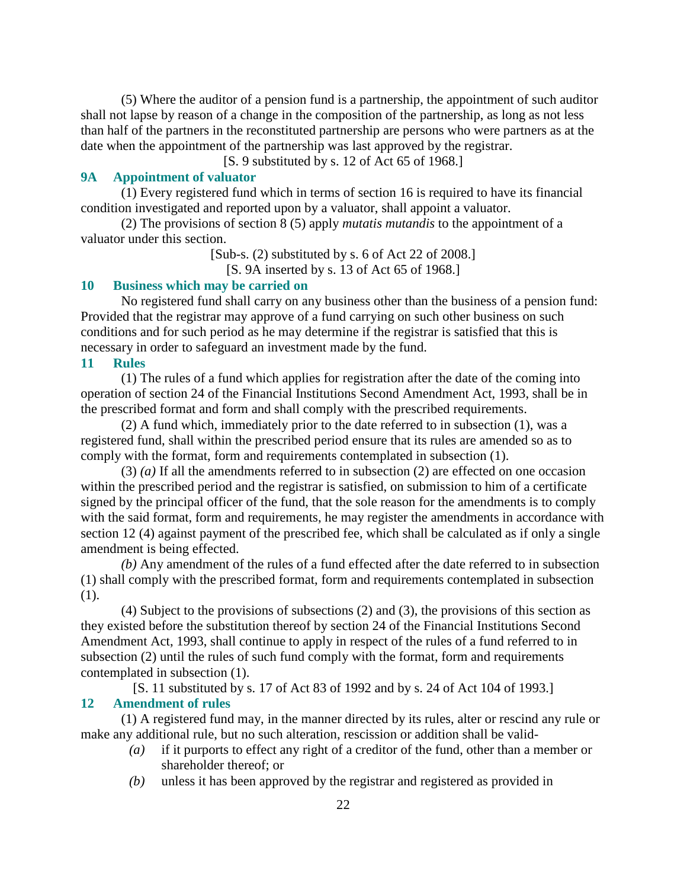(5) Where the auditor of a pension fund is a partnership, the appointment of such auditor shall not lapse by reason of a change in the composition of the partnership, as long as not less than half of the partners in the reconstituted partnership are persons who were partners as at the date when the appointment of the partnership was last approved by the registrar.

[S. 9 substituted by s. 12 of Act 65 of 1968.]

### 9A Appointment of valuator

(1) Every registered fund which in terms of section 16 is required to have its financial condition investigated and reported upon by a valuator, shall appoint a valuator.

(2) The provisions of section 8 (5) apply *mutatis mutandis* to the appointment of a valuator under this section.

[Sub-s. (2) substituted by s. 6 of Act 22 of 2008.]

[S. 9A inserted by s. 13 of Act 65 of 1968.]

### 10 Business which may be carried on

No registered fund shall carry on any business other than the business of a pension fund: Provided that the registrar may approve of a fund carrying on such other business on such conditions and for such period as he may determine if the registrar is satisfied that this is necessary in order to safeguard an investment made by the fund.

### 11 Rules

(1) The rules of a fund which applies for registration after the date of the coming into operation of section 24 of the Financial Institutions Second Amendment Act, 1993, shall be in the prescribed format and form and shall comply with the prescribed requirements.

(2) A fund which, immediately prior to the date referred to in subsection (1), was a registered fund, shall within the prescribed period ensure that its rules are amended so as to comply with the format, form and requirements contemplated in subsection (1).

(3) *(a)* If all the amendments referred to in subsection (2) are effected on one occasion within the prescribed period and the registrar is satisfied, on submission to him of a certificate signed by the principal officer of the fund, that the sole reason for the amendments is to comply with the said format, form and requirements, he may register the amendments in accordance with section 12 (4) against payment of the prescribed fee, which shall be calculated as if only a single amendment is being effected.

*(b)* Any amendment of the rules of a fund effected after the date referred to in subsection (1) shall comply with the prescribed format, form and requirements contemplated in subsection (1).

(4) Subject to the provisions of subsections (2) and (3), the provisions of this section as they existed before the substitution thereof by section 24 of the Financial Institutions Second Amendment Act, 1993, shall continue to apply in respect of the rules of a fund referred to in subsection (2) until the rules of such fund comply with the format, form and requirements contemplated in subsection (1).

[S. 11 substituted by s. 17 of Act 83 of 1992 and by s. 24 of Act 104 of 1993.]

### 12 Amendment of rules

(1) A registered fund may, in the manner directed by its rules, alter or rescind any rule or make any additional rule, but no such alteration, rescission or addition shall be valid-

*(a)* if it purports to effect any right of a creditor of the fund, other than a member or shareholder thereof; or

*(b)* unless it has been approved by the registrar and registered as provided in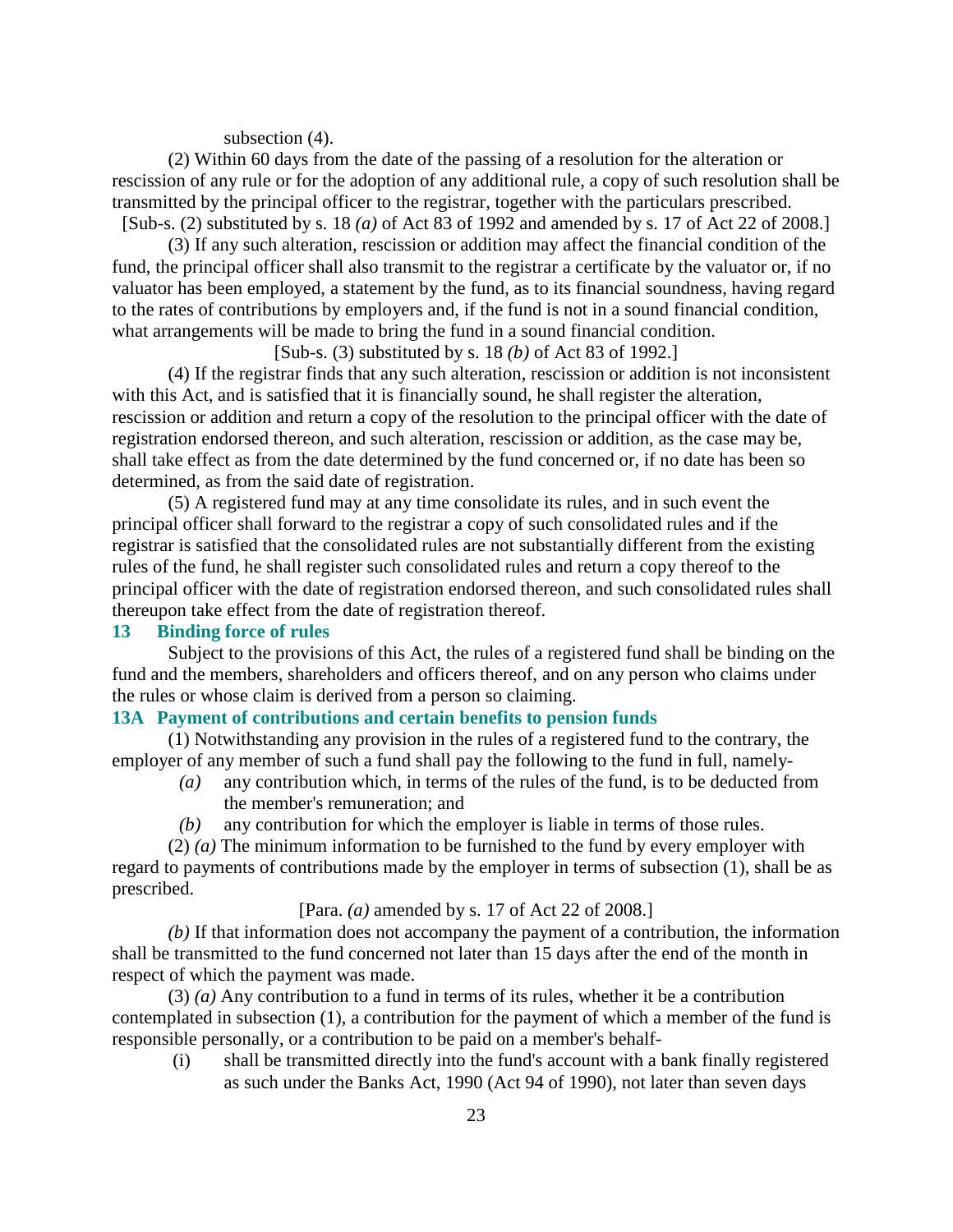subsection (4).

(2) Within 60 days from the date of the passing of a resolution for the alteration or rescission of any rule or for the adoption of any additional rule, a copy of such resolution shall be transmitted by the principal officer to the registrar, together with the particulars prescribed.

[Sub-s. (2) substituted by s. 18 *(a)* of Act 83 of 1992 and amended by s. 17 of Act 22 of 2008.]

(3) If any such alteration, rescission or addition may affect the financial condition of the fund, the principal officer shall also transmit to the registrar a certificate by the valuator or, if no valuator has been employed, a statement by the fund, as to its financial soundness, having regard to the rates of contributions by employers and, if the fund is not in a sound financial condition, what arrangements will be made to bring the fund in a sound financial condition.

[Sub-s. (3) substituted by s. 18 *(b)* of Act 83 of 1992.]

(4) If the registrar finds that any such alteration, rescission or addition is not inconsistent with this Act, and is satisfied that it is financially sound, he shall register the alteration, rescission or addition and return a copy of the resolution to the principal officer with the date of registration endorsed thereon, and such alteration, rescission or addition, as the case may be, shall take effect as from the date determined by the fund concerned or, if no date has been so determined, as from the said date of registration.

(5) A registered fund may at any time consolidate its rules, and in such event the principal officer shall forward to the registrar a copy of such consolidated rules and if the registrar is satisfied that the consolidated rules are not substantially different from the existing rules of the fund, he shall register such consolidated rules and return a copy thereof to the principal officer with the date of registration endorsed thereon, and such consolidated rules shall thereupon take effect from the date of registration thereof.

### 13 Binding force of rules

Subject to the provisions of this Act, the rules of a registered fund shall be binding on the fund and the members, shareholders and officers thereof, and on any person who claims under the rules or whose claim is derived from a person so claiming.

### 13A Payment of contributions and certain benefits to pension funds

(1) Notwithstanding any provision in the rules of a registered fund to the contrary, the employer of any member of such a fund shall pay the following to the fund in full, namely-

*(a)* any contribution which, in terms of the rules of the fund, is to be deducted from the member's remuneration; and

*(b)* any contribution for which the employer is liable in terms of those rules.

(2) *(a)* The minimum information to be furnished to the fund by every employer with regard to payments of contributions made by the employer in terms of subsection (1), shall be as prescribed.

[Para. *(a)* amended by s. 17 of Act 22 of 2008.]

*(b)* If that information does not accompany the payment of a contribution, the information shall be transmitted to the fund concerned not later than 15 days after the end of the month in respect of which the payment was made.

(3) *(a)* Any contribution to a fund in terms of its rules, whether it be a contribution contemplated in subsection (1), a contribution for the payment of which a member of the fund is responsible personally, or a contribution to be paid on a member's behalf-

(i) shall be transmitted directly into the fund's account with a bank finally registered as such under the Banks Act, 1990 (Act 94 of 1990), not later than seven days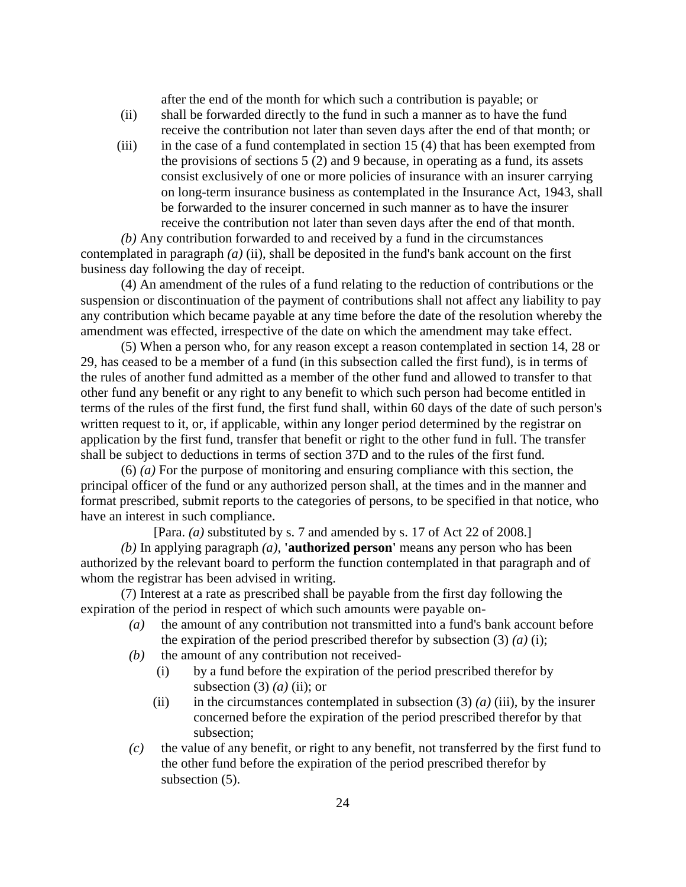after the end of the month for which such a contribution is payable; or

(ii) shall be forwarded directly to the fund in such a manner as to have the fund receive the contribution not later than seven days after the end of that month; or

(iii) in the case of a fund contemplated in section 15 (4) that has been exempted from the provisions of sections 5 (2) and 9 because, in operating as a fund, its assets consist exclusively of one or more policies of insurance with an insurer carrying on long-term insurance business as contemplated in the Insurance Act, 1943, shall be forwarded to the insurer concerned in such manner as to have the insurer receive the contribution not later than seven days after the end of that month.

*(b)* Any contribution forwarded to and received by a fund in the circumstances contemplated in paragraph *(a)* (ii), shall be deposited in the fund's bank account on the first business day following the day of receipt.

(4) An amendment of the rules of a fund relating to the reduction of contributions or the suspension or discontinuation of the payment of contributions shall not affect any liability to pay any contribution which became payable at any time before the date of the resolution whereby the amendment was effected, irrespective of the date on which the amendment may take effect.

(5) When a person who, for any reason except a reason contemplated in section 14, 28 or 29, has ceased to be a member of a fund (in this subsection called the first fund), is in terms of the rules of another fund admitted as a member of the other fund and allowed to transfer to that other fund any benefit or any right to any benefit to which such person had become entitled in terms of the rules of the first fund, the first fund shall, within 60 days of the date of such person's written request to it, or, if applicable, within any longer period determined by the registrar on application by the first fund, transfer that benefit or right to the other fund in full. The transfer shall be subject to deductions in terms of section 37D and to the rules of the first fund.

(6) *(a)* For the purpose of monitoring and ensuring compliance with this section, the principal officer of the fund or any authorized person shall, at the times and in the manner and format prescribed, submit reports to the categories of persons, to be specified in that notice, who have an interest in such compliance.

[Para. *(a)* substituted by s. 7 and amended by s. 17 of Act 22 of 2008.]

*(b)* In applying paragraph *(a)*, **'authorized person'** means any person who has been authorized by the relevant board to perform the function contemplated in that paragraph and of whom the registrar has been advised in writing.

(7) Interest at a rate as prescribed shall be payable from the first day following the expiration of the period in respect of which such amounts were payable on-

*(a)* the amount of any contribution not transmitted into a fund's bank account before the expiration of the period prescribed therefor by subsection (3) *(a)* (i);

*(b)* the amount of any contribution not received-

(i) by a fund before the expiration of the period prescribed therefor by subsection (3) *(a)* (ii); or

(ii) in the circumstances contemplated in subsection (3) *(a)* (iii), by the insurer concerned before the expiration of the period prescribed therefor by that subsection;

*(c)* the value of any benefit, or right to any benefit, not transferred by the first fund to the other fund before the expiration of the period prescribed therefor by subsection (5).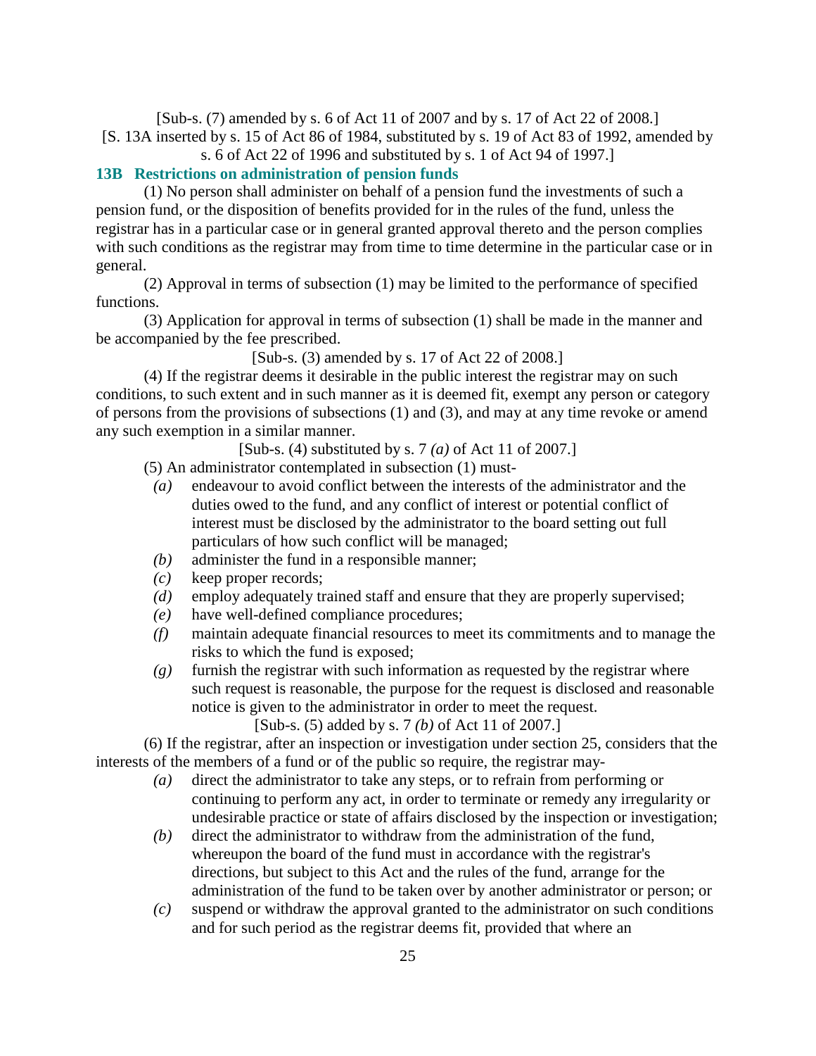[Sub-s. (7) amended by s. 6 of Act 11 of 2007 and by s. 17 of Act 22 of 2008.]

[S. 13A inserted by s. 15 of Act 86 of 1984, substituted by s. 19 of Act 83 of 1992, amended by s. 6 of Act 22 of 1996 and substituted by s. 1 of Act 94 of 1997.]

### 13B Restrictions on administration of pension funds

(1) No person shall administer on behalf of a pension fund the investments of such a pension fund, or the disposition of benefits provided for in the rules of the fund, unless the registrar has in a particular case or in general granted approval thereto and the person complies with such conditions as the registrar may from time to time determine in the particular case or in general.

(2) Approval in terms of subsection (1) may be limited to the performance of specified functions.

(3) Application for approval in terms of subsection (1) shall be made in the manner and be accompanied by the fee prescribed.

[Sub-s. (3) amended by s. 17 of Act 22 of 2008.]

(4) If the registrar deems it desirable in the public interest the registrar may on such conditions, to such extent and in such manner as it is deemed fit, exempt any person or category of persons from the provisions of subsections (1) and (3), and may at any time revoke or amend any such exemption in a similar manner.

[Sub-s. (4) substituted by s. 7 *(a)* of Act 11 of 2007.]

(5) An administrator contemplated in subsection (1) must-

*(a)* endeavour to avoid conflict between the interests of the administrator and the duties owed to the fund, and any conflict of interest or potential conflict of interest must be disclosed by the administrator to the board setting out full particulars of how such conflict will be managed;

*(b)* administer the fund in a responsible manner;

*(c)* keep proper records;

*(d)* employ adequately trained staff and ensure that they are properly supervised;

*(e)* have well-defined compliance procedures;

*(f)* maintain adequate financial resources to meet its commitments and to manage the risks to which the fund is exposed;

*(g)* furnish the registrar with such information as requested by the registrar where such request is reasonable, the purpose for the request is disclosed and reasonable notice is given to the administrator in order to meet the request.

[Sub-s. (5) added by s. 7 *(b)* of Act 11 of 2007.]

(6) If the registrar, after an inspection or investigation under section 25, considers that the interests of the members of a fund or of the public so require, the registrar may-

*(a)* direct the administrator to take any steps, or to refrain from performing or continuing to perform any act, in order to terminate or remedy any irregularity or undesirable practice or state of affairs disclosed by the inspection or investigation;

*(b)* direct the administrator to withdraw from the administration of the fund, whereupon the board of the fund must in accordance with the registrar's directions, but subject to this Act and the rules of the fund, arrange for the administration of the fund to be taken over by another administrator or person; or

*(c)* suspend or withdraw the approval granted to the administrator on such conditions and for such period as the registrar deems fit, provided that where an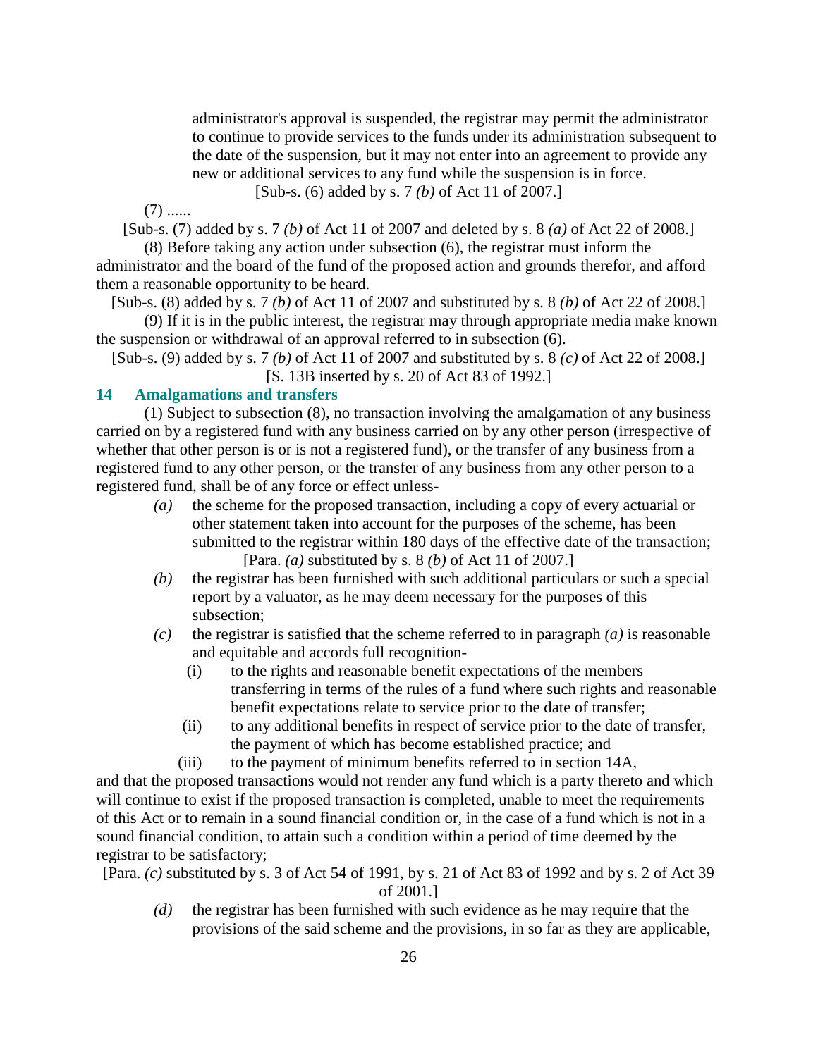administrator's approval is suspended, the registrar may permit the administrator to continue to provide services to the funds under its administration subsequent to the date of the suspension, but it may not enter into an agreement to provide any new or additional services to any fund while the suspension is in force.

[Sub-s. (6) added by s. 7 *(b)* of Act 11 of 2007.]

(7) ......

[Sub-s. (7) added by s. 7 *(b)* of Act 11 of 2007 and deleted by s. 8 *(a)* of Act 22 of 2008.]

(8) Before taking any action under subsection (6), the registrar must inform the administrator and the board of the fund of the proposed action and grounds therefor, and afford them a reasonable opportunity to be heard.

[Sub-s. (8) added by s. 7 *(b)* of Act 11 of 2007 and substituted by s. 8 *(b)* of Act 22 of 2008.]

(9) If it is in the public interest, the registrar may through appropriate media make known the suspension or withdrawal of an approval referred to in subsection (6).

[Sub-s. (9) added by s. 7 *(b)* of Act 11 of 2007 and substituted by s. 8 *(c)* of Act 22 of 2008.]

[S. 13B inserted by s. 20 of Act 83 of 1992.]

### 14 Amalgamations and transfers

(1) Subject to subsection (8), no transaction involving the amalgamation of any business carried on by a registered fund with any business carried on by any other person (irrespective of whether that other person is or is not a registered fund), or the transfer of any business from a registered fund to any other person, or the transfer of any business from any other person to a registered fund, shall be of any force or effect unless-

*(a)* the scheme for the proposed transaction, including a copy of every actuarial or other statement taken into account for the purposes of the scheme, has been submitted to the registrar within 180 days of the effective date of the transaction;

[Para. *(a)* substituted by s. 8 *(b)* of Act 11 of 2007.]

*(b)* the registrar has been furnished with such additional particulars or such a special report by a valuator, as he may deem necessary for the purposes of this subsection;

*(c)* the registrar is satisfied that the scheme referred to in paragraph *(a)* is reasonable and equitable and accords full recognition-

(i) to the rights and reasonable benefit expectations of the members transferring in terms of the rules of a fund where such rights and reasonable benefit expectations relate to service prior to the date of transfer;

(ii) to any additional benefits in respect of service prior to the date of transfer, the payment of which has become established practice; and

(iii) to the payment of minimum benefits referred to in section 14A,

and that the proposed transactions would not render any fund which is a party thereto and which will continue to exist if the proposed transaction is completed, unable to meet the requirements of this Act or to remain in a sound financial condition or, in the case of a fund which is not in a sound financial condition, to attain such a condition within a period of time deemed by the registrar to be satisfactory;

[Para. *(c)* substituted by s. 3 of Act 54 of 1991, by s. 21 of Act 83 of 1992 and by s. 2 of Act 39 of 2001.]

*(d)* the registrar has been furnished with such evidence as he may require that the provisions of the said scheme and the provisions, in so far as they are applicable,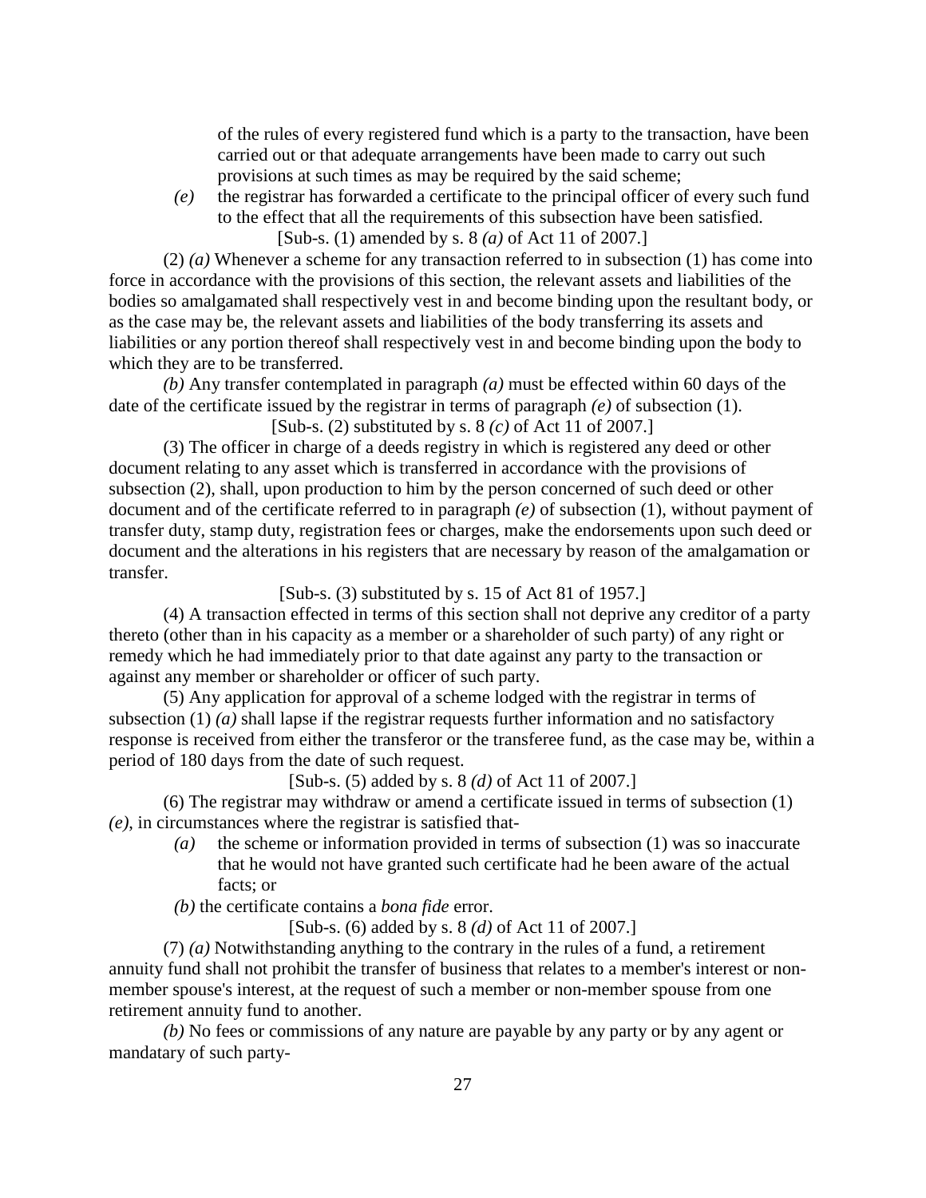of the rules of every registered fund which is a party to the transaction, have been carried out or that adequate arrangements have been made to carry out such provisions at such times as may be required by the said scheme;

*(e)* the registrar has forwarded a certificate to the principal officer of every such fund to the effect that all the requirements of this subsection have been satisfied.

[Sub-s. (1) amended by s. 8 *(a)* of Act 11 of 2007.]

(2) *(a)* Whenever a scheme for any transaction referred to in subsection (1) has come into force in accordance with the provisions of this section, the relevant assets and liabilities of the bodies so amalgamated shall respectively vest in and become binding upon the resultant body, or as the case may be, the relevant assets and liabilities of the body transferring its assets and liabilities or any portion thereof shall respectively vest in and become binding upon the body to which they are to be transferred.

*(b)* Any transfer contemplated in paragraph *(a)* must be effected within 60 days of the date of the certificate issued by the registrar in terms of paragraph *(e)* of subsection (1).

[Sub-s. (2) substituted by s. 8 *(c)* of Act 11 of 2007.]

(3) The officer in charge of a deeds registry in which is registered any deed or other document relating to any asset which is transferred in accordance with the provisions of subsection (2), shall, upon production to him by the person concerned of such deed or other document and of the certificate referred to in paragraph *(e)* of subsection (1), without payment of transfer duty, stamp duty, registration fees or charges, make the endorsements upon such deed or document and the alterations in his registers that are necessary by reason of the amalgamation or transfer.

[Sub-s. (3) substituted by s. 15 of Act 81 of 1957.]

(4) A transaction effected in terms of this section shall not deprive any creditor of a party thereto (other than in his capacity as a member or a shareholder of such party) of any right or remedy which he had immediately prior to that date against any party to the transaction or against any member or shareholder or officer of such party.

(5) Any application for approval of a scheme lodged with the registrar in terms of subsection (1) *(a)* shall lapse if the registrar requests further information and no satisfactory response is received from either the transferor or the transferee fund, as the case may be, within a period of 180 days from the date of such request.

[Sub-s. (5) added by s. 8 *(d)* of Act 11 of 2007.]

(6) The registrar may withdraw or amend a certificate issued in terms of subsection (1) *(e)*, in circumstances where the registrar is satisfied that-

*(a)* the scheme or information provided in terms of subsection (1) was so inaccurate that he would not have granted such certificate had he been aware of the actual facts; or

*(b)* the certificate contains a *bona fide* error.

[Sub-s. (6) added by s. 8 *(d)* of Act 11 of 2007.]

(7) *(a)* Notwithstanding anything to the contrary in the rules of a fund, a retirement annuity fund shall not prohibit the transfer of business that relates to a member's interest or non-member spouse's interest, at the request of such a member or non-member spouse from one retirement annuity fund to another.

*(b)* No fees or commissions of any nature are payable by any party or by any agent or mandatary of such party-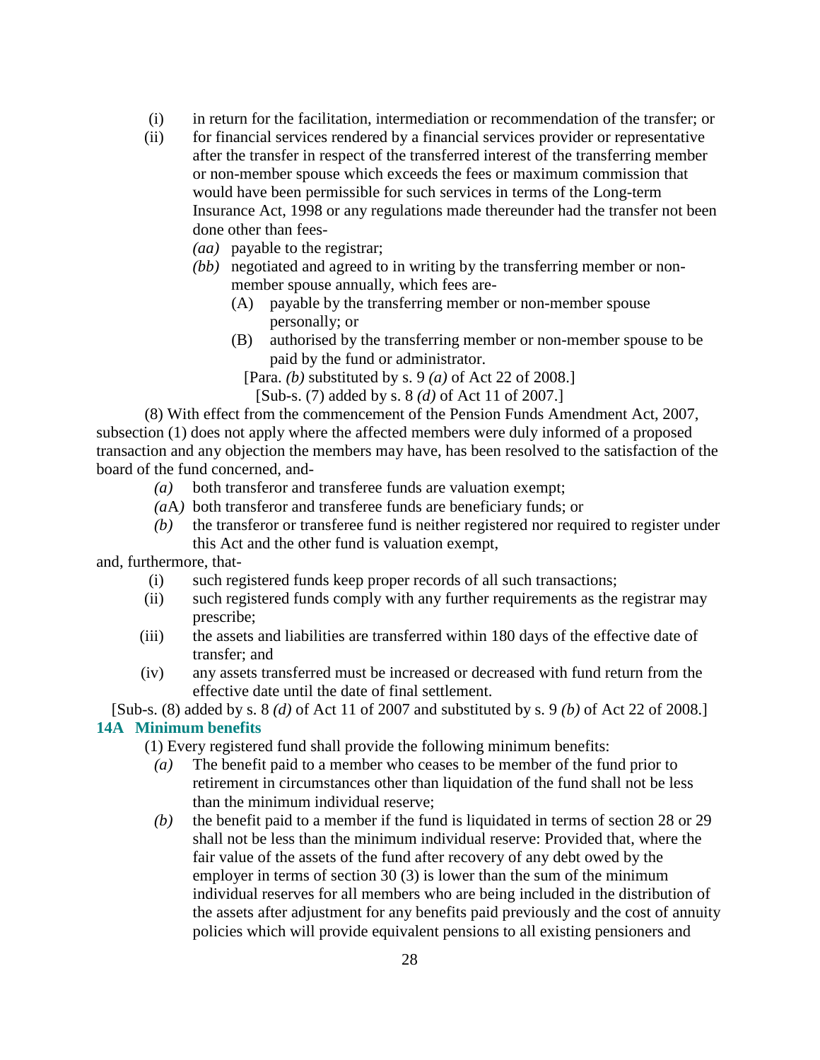(i) in return for the facilitation, intermediation or recommendation of the transfer; or

(ii) for financial services rendered by a financial services provider or representative after the transfer in respect of the transferred interest of the transferring member or non-member spouse which exceeds the fees or maximum commission that would have been permissible for such services in terms of the Long-term Insurance Act, 1998 or any regulations made thereunder had the transfer not been done other than fees-

*(aa)* payable to the registrar;

*(bb)* negotiated and agreed to in writing by the transferring member or non-member spouse annually, which fees are-

(A) payable by the transferring member or non-member spouse personally; or

(B) authorised by the transferring member or non-member spouse to be paid by the fund or administrator.

[Para. *(b)* substituted by s. 9 *(a)* of Act 22 of 2008.]

[Sub-s. (7) added by s. 8 *(d)* of Act 11 of 2007.]

(8) With effect from the commencement of the Pension Funds Amendment Act, 2007, subsection (1) does not apply where the affected members were duly informed of a proposed transaction and any objection the members may have, has been resolved to the satisfaction of the board of the fund concerned, and-

*(a)* both transferor and transferee funds are valuation exempt;

*(a*A*)* both transferor and transferee funds are beneficiary funds; or

*(b)* the transferor or transferee fund is neither registered nor required to register under this Act and the other fund is valuation exempt,

and, furthermore, that-

(i) such registered funds keep proper records of all such transactions;

(ii) such registered funds comply with any further requirements as the registrar may prescribe;

(iii) the assets and liabilities are transferred within 180 days of the effective date of transfer; and

(iv) any assets transferred must be increased or decreased with fund return from the effective date until the date of final settlement.

[Sub-s. (8) added by s. 8 *(d)* of Act 11 of 2007 and substituted by s. 9 *(b)* of Act 22 of 2008.]

**14A Minimum benefits**

(1) Every registered fund shall provide the following minimum benefits:

*(a)* The benefit paid to a member who ceases to be member of the fund prior to retirement in circumstances other than liquidation of the fund shall not be less than the minimum individual reserve;

*(b)* the benefit paid to a member if the fund is liquidated in terms of section 28 or 29 shall not be less than the minimum individual reserve: Provided that, where the fair value of the assets of the fund after recovery of any debt owed by the employer in terms of section 30 (3) is lower than the sum of the minimum individual reserves for all members who are being included in the distribution of the assets after adjustment for any benefits paid previously and the cost of annuity policies which will provide equivalent pensions to all existing pensioners and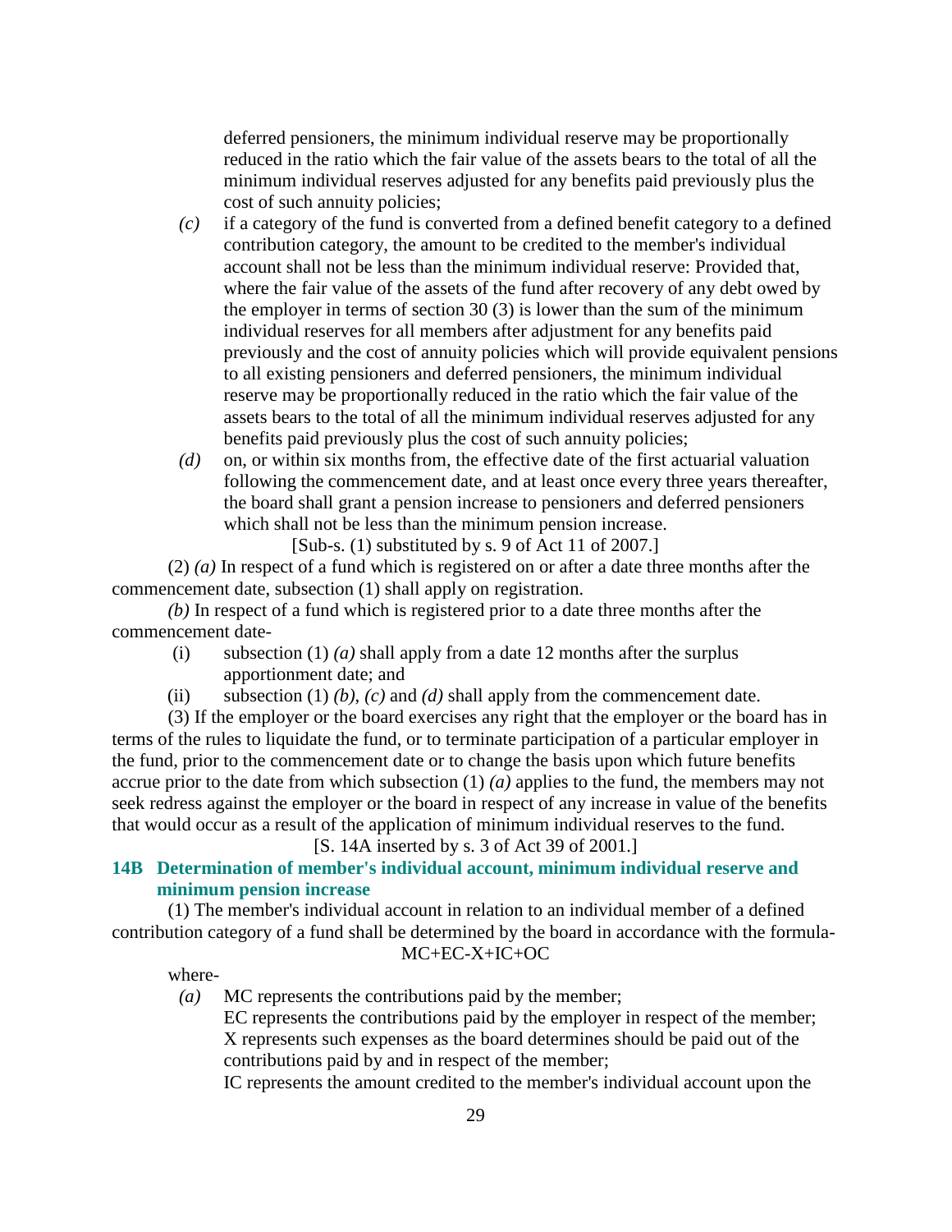deferred pensioners, the minimum individual reserve may be proportionally reduced in the ratio which the fair value of the assets bears to the total of all the minimum individual reserves adjusted for any benefits paid previously plus the cost of such annuity policies;

*(c)* if a category of the fund is converted from a defined benefit category to a defined contribution category, the amount to be credited to the member's individual account shall not be less than the minimum individual reserve: Provided that, where the fair value of the assets of the fund after recovery of any debt owed by the employer in terms of section 30 (3) is lower than the sum of the minimum individual reserves for all members after adjustment for any benefits paid previously and the cost of annuity policies which will provide equivalent pensions to all existing pensioners and deferred pensioners, the minimum individual reserve may be proportionally reduced in the ratio which the fair value of the assets bears to the total of all the minimum individual reserves adjusted for any benefits paid previously plus the cost of such annuity policies;

*(d)* on, or within six months from, the effective date of the first actuarial valuation following the commencement date, and at least once every three years thereafter, the board shall grant a pension increase to pensioners and deferred pensioners which shall not be less than the minimum pension increase.

[Sub-s. (1) substituted by s. 9 of Act 11 of 2007.]

(2) *(a)* In respect of a fund which is registered on or after a date three months after the commencement date, subsection (1) shall apply on registration.

*(b)* In respect of a fund which is registered prior to a date three months after the commencement date-

(i) subsection (1) *(a)* shall apply from a date 12 months after the surplus apportionment date; and

(ii) subsection (1) *(b)*, *(c)* and *(d)* shall apply from the commencement date.

(3) If the employer or the board exercises any right that the employer or the board has in terms of the rules to liquidate the fund, or to terminate participation of a particular employer in the fund, prior to the commencement date or to change the basis upon which future benefits accrue prior to the date from which subsection (1) *(a)* applies to the fund, the members may not seek redress against the employer or the board in respect of any increase in value of the benefits that would occur as a result of the application of minimum individual reserves to the fund.

[S. 14A inserted by s. 3 of Act 39 of 2001.]

## 14B Determination of member's individual account, minimum individual reserve and minimum pension increase

(1) The member's individual account in relation to an individual member of a defined contribution category of a fund shall be determined by the board in accordance with the formula-

$$MC+EC-X+IC+OC$$

where-

*(a)* MC represents the contributions paid by the member;

EC represents the contributions paid by the employer in respect of the member;

X represents such expenses as the board determines should be paid out of the contributions paid by and in respect of the member;

IC represents the amount credited to the member's individual account upon the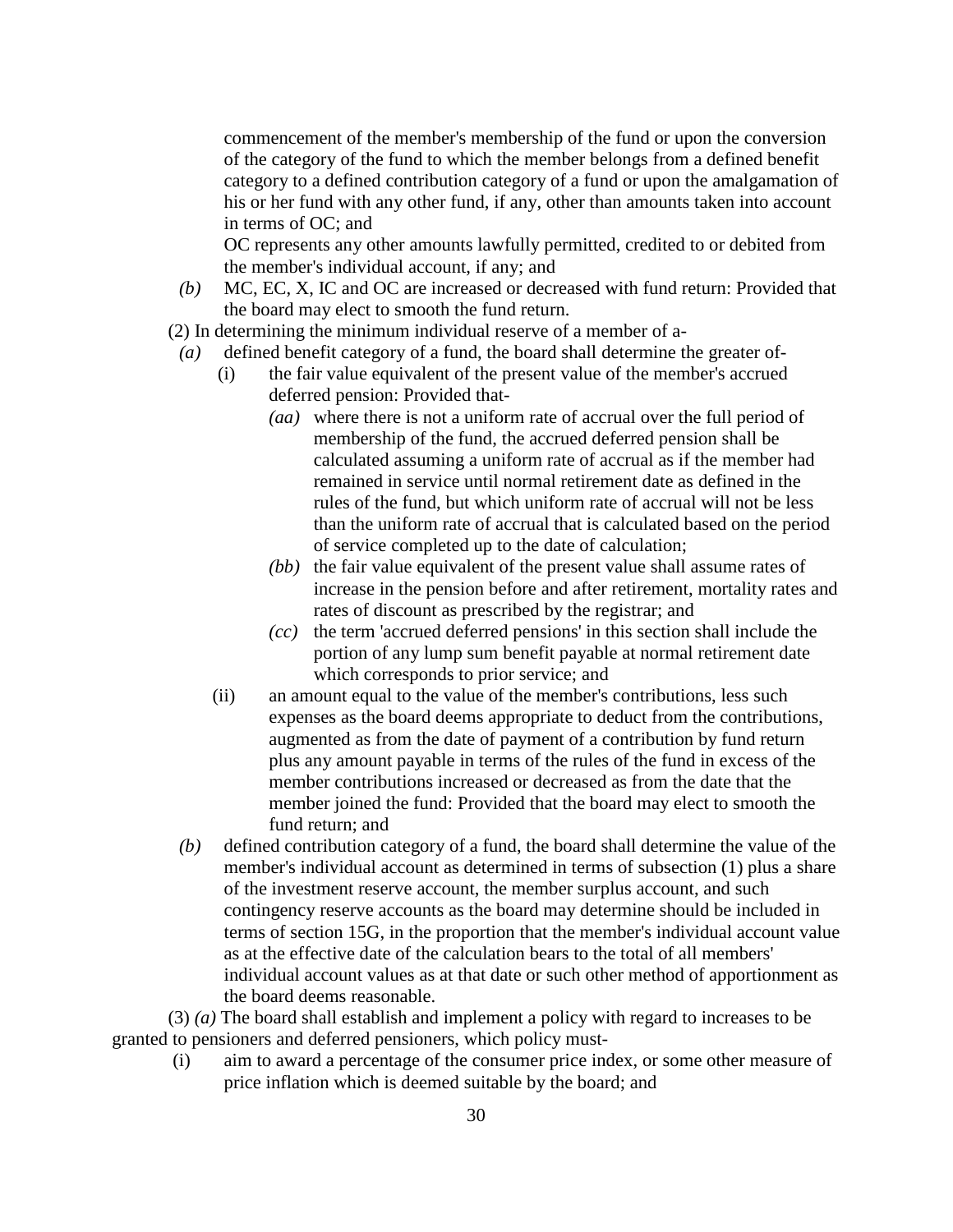commencement of the member's membership of the fund or upon the conversion of the category of the fund to which the member belongs from a defined benefit category to a defined contribution category of a fund or upon the amalgamation of his or her fund with any other fund, if any, other than amounts taken into account in terms of OC; and

OC represents any other amounts lawfully permitted, credited to or debited from the member's individual account, if any; and

*(b)* MC, EC, X, IC and OC are increased or decreased with fund return: Provided that the board may elect to smooth the fund return.

(2) In determining the minimum individual reserve of a member of a-

*(a)* defined benefit category of a fund, the board shall determine the greater of-

(i) the fair value equivalent of the present value of the member's accrued deferred pension: Provided that-

*(aa)* where there is not a uniform rate of accrual over the full period of membership of the fund, the accrued deferred pension shall be calculated assuming a uniform rate of accrual as if the member had remained in service until normal retirement date as defined in the rules of the fund, but which uniform rate of accrual will not be less than the uniform rate of accrual that is calculated based on the period of service completed up to the date of calculation;

*(bb)* the fair value equivalent of the present value shall assume rates of increase in the pension before and after retirement, mortality rates and rates of discount as prescribed by the registrar; and

*(cc)* the term 'accrued deferred pensions' in this section shall include the portion of any lump sum benefit payable at normal retirement date which corresponds to prior service; and

(ii) an amount equal to the value of the member's contributions, less such expenses as the board deems appropriate to deduct from the contributions, augmented as from the date of payment of a contribution by fund return plus any amount payable in terms of the rules of the fund in excess of the member contributions increased or decreased as from the date that the member joined the fund: Provided that the board may elect to smooth the fund return; and

*(b)* defined contribution category of a fund, the board shall determine the value of the member's individual account as determined in terms of subsection (1) plus a share of the investment reserve account, the member surplus account, and such contingency reserve accounts as the board may determine should be included in terms of section 15G, in the proportion that the member's individual account value as at the effective date of the calculation bears to the total of all members' individual account values as at that date or such other method of apportionment as the board deems reasonable.

(3) *(a)* The board shall establish and implement a policy with regard to increases to be granted to pensioners and deferred pensioners, which policy must-

(i) aim to award a percentage of the consumer price index, or some other measure of price inflation which is deemed suitable by the board; and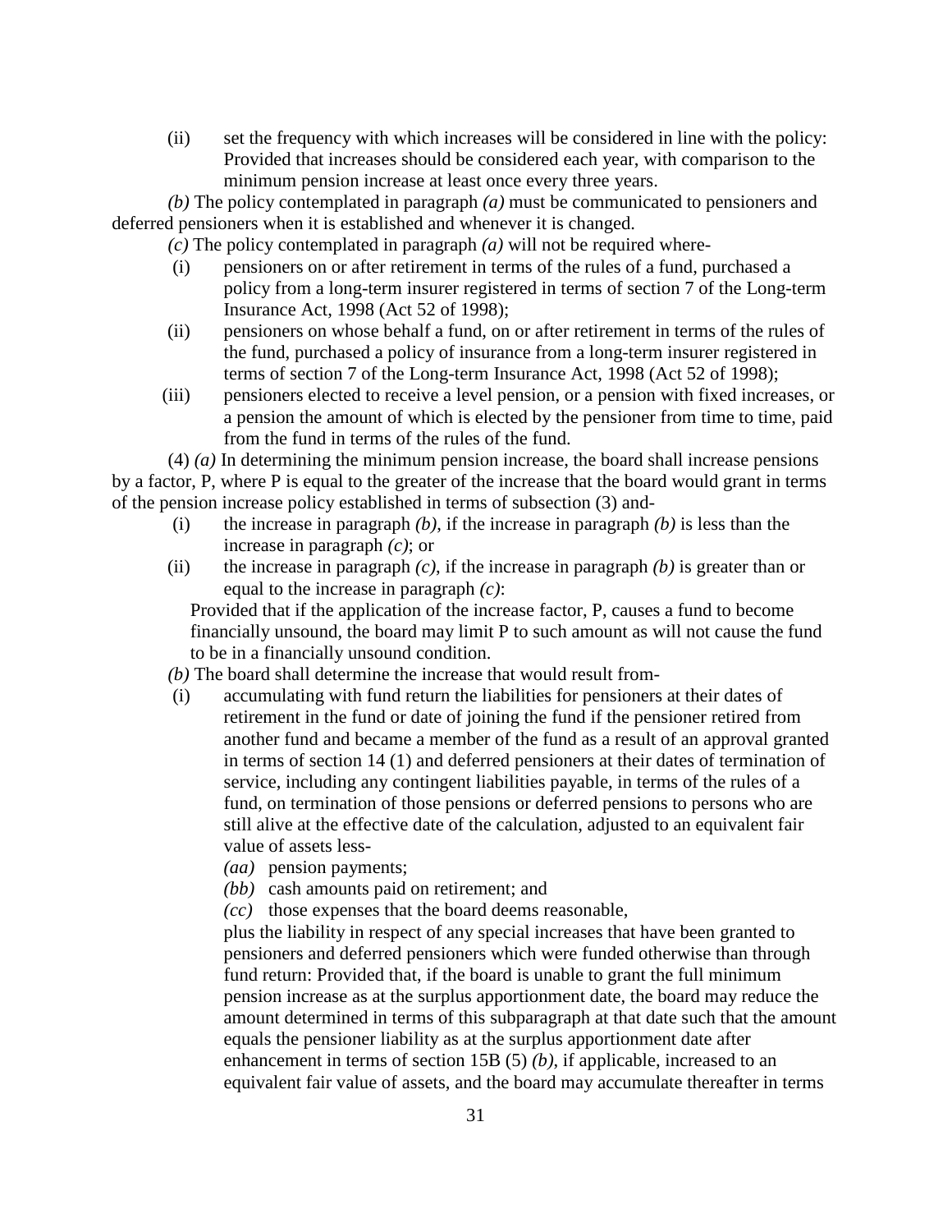(ii) set the frequency with which increases will be considered in line with the policy: Provided that increases should be considered each year, with comparison to the minimum pension increase at least once every three years.

*(b)* The policy contemplated in paragraph *(a)* must be communicated to pensioners and deferred pensioners when it is established and whenever it is changed.

*(c)* The policy contemplated in paragraph *(a)* will not be required where-

(i) pensioners on or after retirement in terms of the rules of a fund, purchased a policy from a long-term insurer registered in terms of section 7 of the Long-term Insurance Act, 1998 (Act 52 of 1998);

(ii) pensioners on whose behalf a fund, on or after retirement in terms of the rules of the fund, purchased a policy of insurance from a long-term insurer registered in terms of section 7 of the Long-term Insurance Act, 1998 (Act 52 of 1998);

(iii) pensioners elected to receive a level pension, or a pension with fixed increases, or a pension the amount of which is elected by the pensioner from time to time, paid from the fund in terms of the rules of the fund.

(4) *(a)* In determining the minimum pension increase, the board shall increase pensions by a factor, P, where P is equal to the greater of the increase that the board would grant in terms of the pension increase policy established in terms of subsection (3) and-

(i) the increase in paragraph *(b)*, if the increase in paragraph *(b)* is less than the increase in paragraph *(c)*; or

(ii) the increase in paragraph *(c)*, if the increase in paragraph *(b)* is greater than or equal to the increase in paragraph *(c)*:

Provided that if the application of the increase factor, P, causes a fund to become financially unsound, the board may limit P to such amount as will not cause the fund to be in a financially unsound condition.

*(b)* The board shall determine the increase that would result from-

(i) accumulating with fund return the liabilities for pensioners at their dates of retirement in the fund or date of joining the fund if the pensioner retired from another fund and became a member of the fund as a result of an approval granted in terms of section 14 (1) and deferred pensioners at their dates of termination of service, including any contingent liabilities payable, in terms of the rules of a fund, on termination of those pensions or deferred pensions to persons who are still alive at the effective date of the calculation, adjusted to an equivalent fair value of assets less-

*(aa)* pension payments;

*(bb)* cash amounts paid on retirement; and

*(cc)* those expenses that the board deems reasonable,

plus the liability in respect of any special increases that have been granted to pensioners and deferred pensioners which were funded otherwise than through fund return: Provided that, if the board is unable to grant the full minimum pension increase as at the surplus apportionment date, the board may reduce the amount determined in terms of this subparagraph at that date such that the amount equals the pensioner liability as at the surplus apportionment date after enhancement in terms of section 15B (5) *(b)*, if applicable, increased to an equivalent fair value of assets, and the board may accumulate thereafter in terms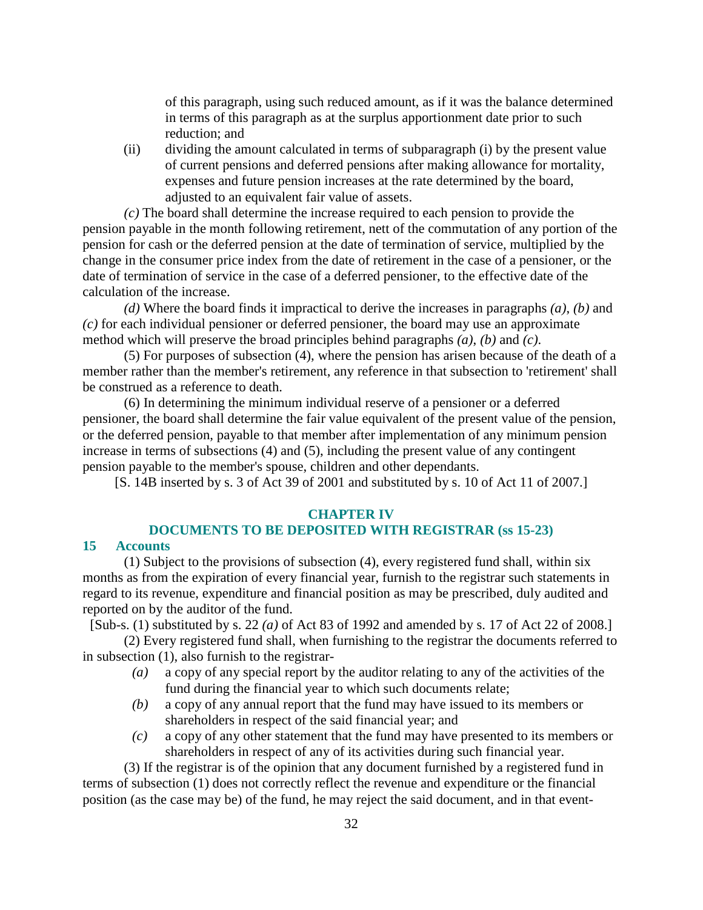of this paragraph, using such reduced amount, as if it was the balance determined in terms of this paragraph as at the surplus apportionment date prior to such reduction; and

(ii) dividing the amount calculated in terms of subparagraph (i) by the present value of current pensions and deferred pensions after making allowance for mortality, expenses and future pension increases at the rate determined by the board, adjusted to an equivalent fair value of assets.

*(c)* The board shall determine the increase required to each pension to provide the pension payable in the month following retirement, nett of the commutation of any portion of the pension for cash or the deferred pension at the date of termination of service, multiplied by the change in the consumer price index from the date of retirement in the case of a pensioner, or the date of termination of service in the case of a deferred pensioner, to the effective date of the calculation of the increase.

*(d)* Where the board finds it impractical to derive the increases in paragraphs *(a)*, *(b)* and *(c)* for each individual pensioner or deferred pensioner, the board may use an approximate method which will preserve the broad principles behind paragraphs *(a)*, *(b)* and *(c)*.

(5) For purposes of subsection (4), where the pension has arisen because of the death of a member rather than the member's retirement, any reference in that subsection to 'retirement' shall be construed as a reference to death.

(6) In determining the minimum individual reserve of a pensioner or a deferred pensioner, the board shall determine the fair value equivalent of the present value of the pension, or the deferred pension, payable to that member after implementation of any minimum pension increase in terms of subsections (4) and (5), including the present value of any contingent pension payable to the member's spouse, children and other dependants.

[S. 14B inserted by s. 3 of Act 39 of 2001 and substituted by s. 10 of Act 11 of 2007.]

## CHAPTER IV
## DOCUMENTS TO BE DEPOSITED WITH REGISTRAR (ss 15-23)

### 15 Accounts

(1) Subject to the provisions of subsection (4), every registered fund shall, within six months as from the expiration of every financial year, furnish to the registrar such statements in regard to its revenue, expenditure and financial position as may be prescribed, duly audited and reported on by the auditor of the fund.

[Sub-s. (1) substituted by s. 22 *(a)* of Act 83 of 1992 and amended by s. 17 of Act 22 of 2008.]

(2) Every registered fund shall, when furnishing to the registrar the documents referred to in subsection (1), also furnish to the registrar-

*(a)* a copy of any special report by the auditor relating to any of the activities of the fund during the financial year to which such documents relate;

*(b)* a copy of any annual report that the fund may have issued to its members or shareholders in respect of the said financial year; and

*(c)* a copy of any other statement that the fund may have presented to its members or shareholders in respect of any of its activities during such financial year.

(3) If the registrar is of the opinion that any document furnished by a registered fund in terms of subsection (1) does not correctly reflect the revenue and expenditure or the financial position (as the case may be) of the fund, he may reject the said document, and in that event-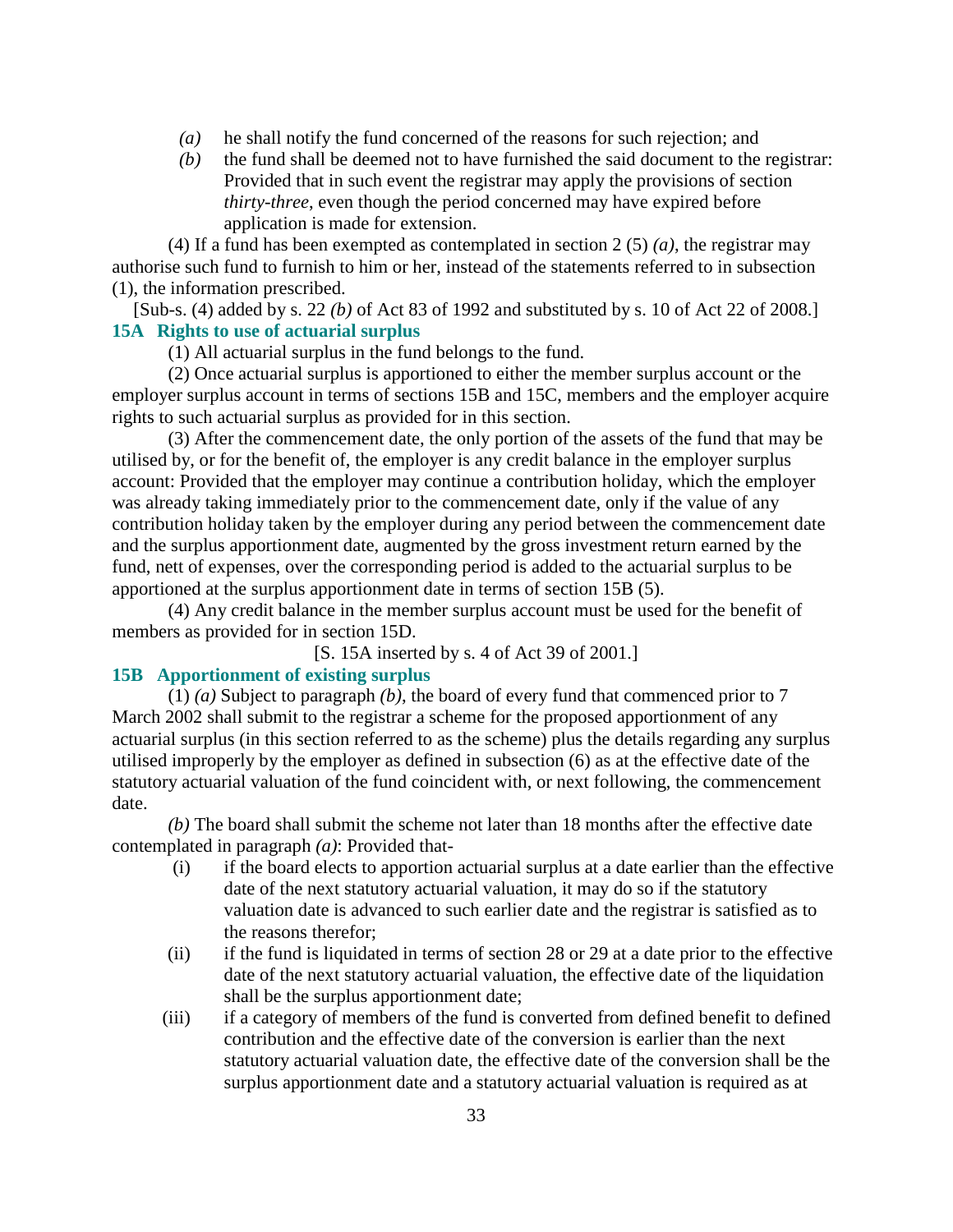*(a)* he shall notify the fund concerned of the reasons for such rejection; and

*(b)* the fund shall be deemed not to have furnished the said document to the registrar: Provided that in such event the registrar may apply the provisions of section *thirty-three*, even though the period concerned may have expired before application is made for extension.

(4) If a fund has been exempted as contemplated in section 2 (5) *(a)*, the registrar may authorise such fund to furnish to him or her, instead of the statements referred to in subsection (1), the information prescribed.

[Sub-s. (4) added by s. 22 *(b)* of Act 83 of 1992 and substituted by s. 10 of Act 22 of 2008.]

### 15A Rights to use of actuarial surplus

(1) All actuarial surplus in the fund belongs to the fund.

(2) Once actuarial surplus is apportioned to either the member surplus account or the employer surplus account in terms of sections 15B and 15C, members and the employer acquire rights to such actuarial surplus as provided for in this section.

(3) After the commencement date, the only portion of the assets of the fund that may be utilised by, or for the benefit of, the employer is any credit balance in the employer surplus account: Provided that the employer may continue a contribution holiday, which the employer was already taking immediately prior to the commencement date, only if the value of any contribution holiday taken by the employer during any period between the commencement date and the surplus apportionment date, augmented by the gross investment return earned by the fund, nett of expenses, over the corresponding period is added to the actuarial surplus to be apportioned at the surplus apportionment date in terms of section 15B (5).

(4) Any credit balance in the member surplus account must be used for the benefit of members as provided for in section 15D.

[S. 15A inserted by s. 4 of Act 39 of 2001.]

### 15B Apportionment of existing surplus

(1) *(a)* Subject to paragraph *(b)*, the board of every fund that commenced prior to 7 March 2002 shall submit to the registrar a scheme for the proposed apportionment of any actuarial surplus (in this section referred to as the scheme) plus the details regarding any surplus utilised improperly by the employer as defined in subsection (6) as at the effective date of the statutory actuarial valuation of the fund coincident with, or next following, the commencement date.

*(b)* The board shall submit the scheme not later than 18 months after the effective date contemplated in paragraph *(a)*: Provided that-

(i) if the board elects to apportion actuarial surplus at a date earlier than the effective date of the next statutory actuarial valuation, it may do so if the statutory valuation date is advanced to such earlier date and the registrar is satisfied as to the reasons therefor;

(ii) if the fund is liquidated in terms of section 28 or 29 at a date prior to the effective date of the next statutory actuarial valuation, the effective date of the liquidation shall be the surplus apportionment date;

(iii) if a category of members of the fund is converted from defined benefit to defined contribution and the effective date of the conversion is earlier than the next statutory actuarial valuation date, the effective date of the conversion shall be the surplus apportionment date and a statutory actuarial valuation is required as at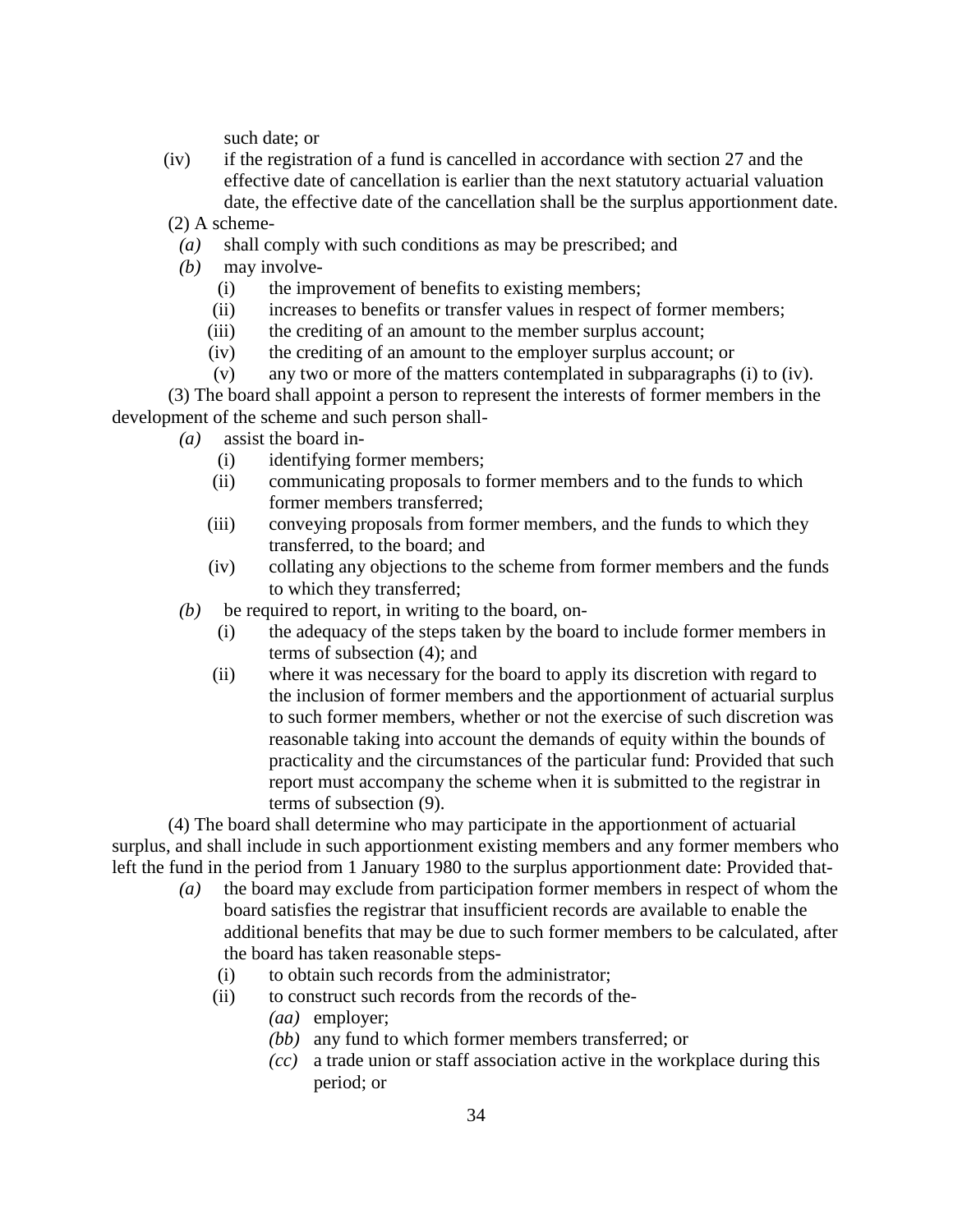such date; or

(iv) if the registration of a fund is cancelled in accordance with section 27 and the effective date of cancellation is earlier than the next statutory actuarial valuation date, the effective date of the cancellation shall be the surplus apportionment date.

(2) A scheme-

*(a)* shall comply with such conditions as may be prescribed; and

*(b)* may involve-

(i) the improvement of benefits to existing members;

(ii) increases to benefits or transfer values in respect of former members;

(iii) the crediting of an amount to the member surplus account;

(iv) the crediting of an amount to the employer surplus account; or

(v) any two or more of the matters contemplated in subparagraphs (i) to (iv).

(3) The board shall appoint a person to represent the interests of former members in the development of the scheme and such person shall-

*(a)* assist the board in-

(i) identifying former members;

(ii) communicating proposals to former members and to the funds to which former members transferred;

(iii) conveying proposals from former members, and the funds to which they transferred, to the board; and

(iv) collating any objections to the scheme from former members and the funds to which they transferred;

*(b)* be required to report, in writing to the board, on-

(i) the adequacy of the steps taken by the board to include former members in terms of subsection (4); and

(ii) where it was necessary for the board to apply its discretion with regard to the inclusion of former members and the apportionment of actuarial surplus to such former members, whether or not the exercise of such discretion was reasonable taking into account the demands of equity within the bounds of practicality and the circumstances of the particular fund: Provided that such report must accompany the scheme when it is submitted to the registrar in terms of subsection (9).

(4) The board shall determine who may participate in the apportionment of actuarial surplus, and shall include in such apportionment existing members and any former members who left the fund in the period from 1 January 1980 to the surplus apportionment date: Provided that-

*(a)* the board may exclude from participation former members in respect of whom the board satisfies the registrar that insufficient records are available to enable the additional benefits that may be due to such former members to be calculated, after the board has taken reasonable steps-

(i) to obtain such records from the administrator;

(ii) to construct such records from the records of the-

*(aa)* employer;

*(bb)* any fund to which former members transferred; or

*(cc)* a trade union or staff association active in the workplace during this period; or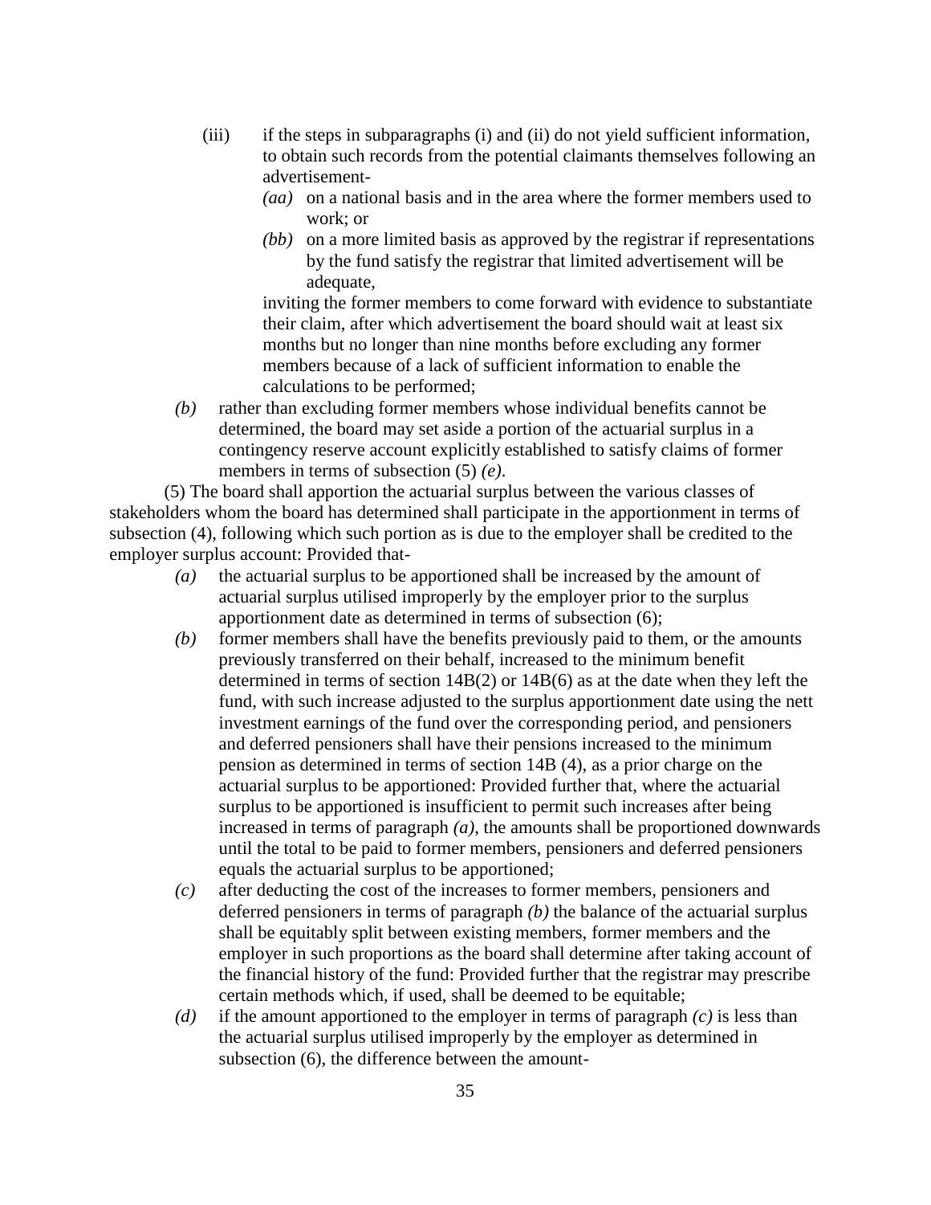(iii) if the steps in subparagraphs (i) and (ii) do not yield sufficient information, to obtain such records from the potential claimants themselves following an advertisement-

*(aa)* on a national basis and in the area where the former members used to work; or

*(bb)* on a more limited basis as approved by the registrar if representations by the fund satisfy the registrar that limited advertisement will be adequate,

inviting the former members to come forward with evidence to substantiate their claim, after which advertisement the board should wait at least six months but no longer than nine months before excluding any former members because of a lack of sufficient information to enable the calculations to be performed;

*(b)* rather than excluding former members whose individual benefits cannot be determined, the board may set aside a portion of the actuarial surplus in a contingency reserve account explicitly established to satisfy claims of former members in terms of subsection (5) *(e)*.

(5) The board shall apportion the actuarial surplus between the various classes of stakeholders whom the board has determined shall participate in the apportionment in terms of subsection (4), following which such portion as is due to the employer shall be credited to the employer surplus account: Provided that-

*(a)* the actuarial surplus to be apportioned shall be increased by the amount of actuarial surplus utilised improperly by the employer prior to the surplus apportionment date as determined in terms of subsection (6);

*(b)* former members shall have the benefits previously paid to them, or the amounts previously transferred on their behalf, increased to the minimum benefit determined in terms of section 14B(2) or 14B(6) as at the date when they left the fund, with such increase adjusted to the surplus apportionment date using the nett investment earnings of the fund over the corresponding period, and pensioners and deferred pensioners shall have their pensions increased to the minimum pension as determined in terms of section 14B (4), as a prior charge on the actuarial surplus to be apportioned: Provided further that, where the actuarial surplus to be apportioned is insufficient to permit such increases after being increased in terms of paragraph *(a)*, the amounts shall be proportioned downwards until the total to be paid to former members, pensioners and deferred pensioners equals the actuarial surplus to be apportioned;

*(c)* after deducting the cost of the increases to former members, pensioners and deferred pensioners in terms of paragraph *(b)* the balance of the actuarial surplus shall be equitably split between existing members, former members and the employer in such proportions as the board shall determine after taking account of the financial history of the fund: Provided further that the registrar may prescribe certain methods which, if used, shall be deemed to be equitable;

*(d)* if the amount apportioned to the employer in terms of paragraph *(c)* is less than the actuarial surplus utilised improperly by the employer as determined in subsection (6), the difference between the amount-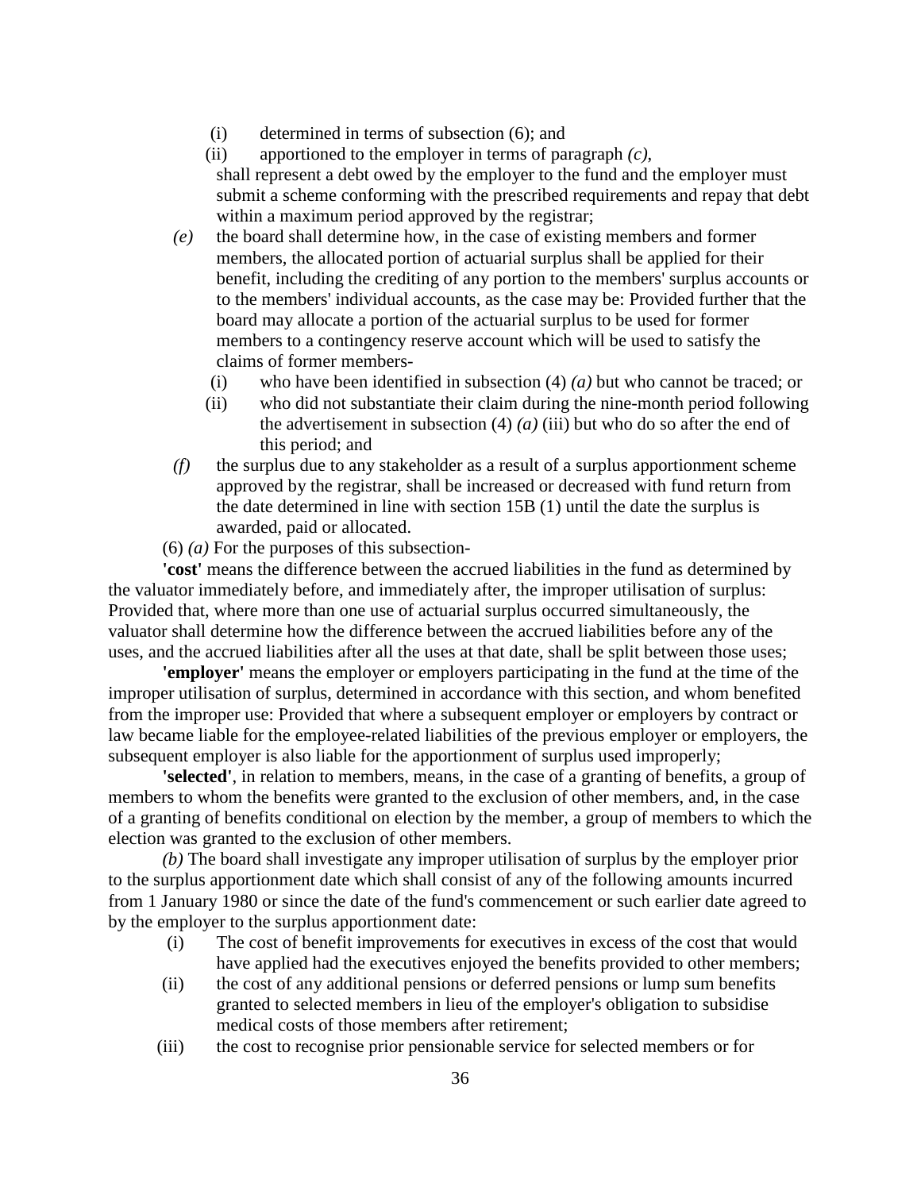(i) determined in terms of subsection (6); and

(ii) apportioned to the employer in terms of paragraph *(c)*,

shall represent a debt owed by the employer to the fund and the employer must submit a scheme conforming with the prescribed requirements and repay that debt within a maximum period approved by the registrar;

*(e)* the board shall determine how, in the case of existing members and former members, the allocated portion of actuarial surplus shall be applied for their benefit, including the crediting of any portion to the members' surplus accounts or to the members' individual accounts, as the case may be: Provided further that the board may allocate a portion of the actuarial surplus to be used for former members to a contingency reserve account which will be used to satisfy the claims of former members-

(i) who have been identified in subsection (4) *(a)* but who cannot be traced; or

(ii) who did not substantiate their claim during the nine-month period following the advertisement in subsection (4) *(a)* (iii) but who do so after the end of this period; and

*(f)* the surplus due to any stakeholder as a result of a surplus apportionment scheme approved by the registrar, shall be increased or decreased with fund return from the date determined in line with section 15B (1) until the date the surplus is awarded, paid or allocated.

(6) *(a)* For the purposes of this subsection-

**'cost'** means the difference between the accrued liabilities in the fund as determined by the valuator immediately before, and immediately after, the improper utilisation of surplus: Provided that, where more than one use of actuarial surplus occurred simultaneously, the valuator shall determine how the difference between the accrued liabilities before any of the uses, and the accrued liabilities after all the uses at that date, shall be split between those uses;

**'employer'** means the employer or employers participating in the fund at the time of the improper utilisation of surplus, determined in accordance with this section, and whom benefited from the improper use: Provided that where a subsequent employer or employers by contract or law became liable for the employee-related liabilities of the previous employer or employers, the subsequent employer is also liable for the apportionment of surplus used improperly;

**'selected'**, in relation to members, means, in the case of a granting of benefits, a group of members to whom the benefits were granted to the exclusion of other members, and, in the case of a granting of benefits conditional on election by the member, a group of members to which the election was granted to the exclusion of other members.

*(b)* The board shall investigate any improper utilisation of surplus by the employer prior to the surplus apportionment date which shall consist of any of the following amounts incurred from 1 January 1980 or since the date of the fund's commencement or such earlier date agreed to by the employer to the surplus apportionment date:

(i) The cost of benefit improvements for executives in excess of the cost that would have applied had the executives enjoyed the benefits provided to other members;

(ii) the cost of any additional pensions or deferred pensions or lump sum benefits granted to selected members in lieu of the employer's obligation to subsidise medical costs of those members after retirement;

(iii) the cost to recognise prior pensionable service for selected members or for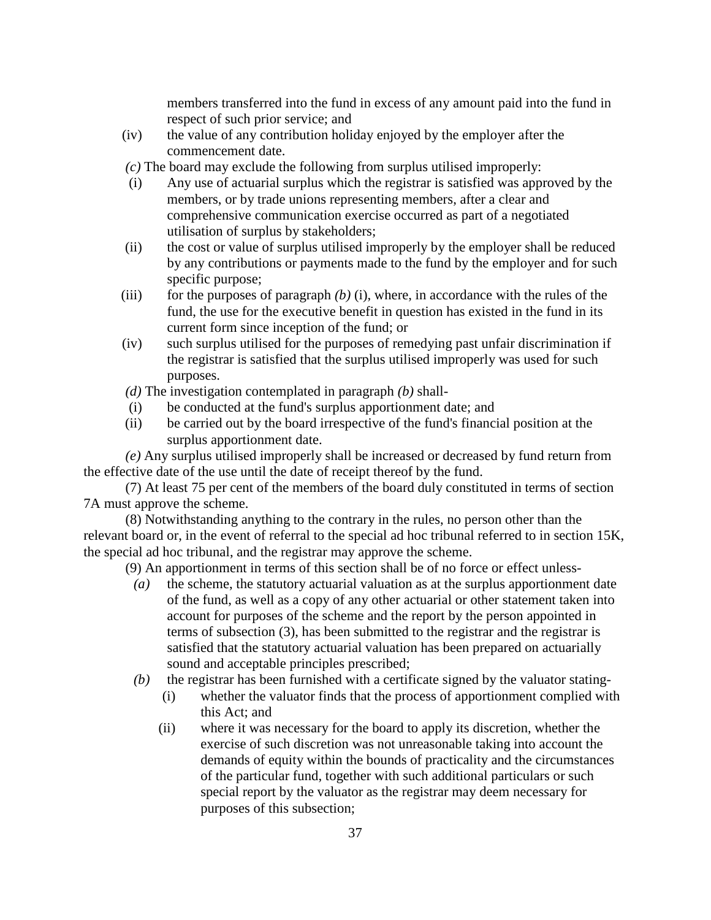members transferred into the fund in excess of any amount paid into the fund in respect of such prior service; and

(iv) the value of any contribution holiday enjoyed by the employer after the commencement date.

*(c)* The board may exclude the following from surplus utilised improperly:

(i) Any use of actuarial surplus which the registrar is satisfied was approved by the members, or by trade unions representing members, after a clear and comprehensive communication exercise occurred as part of a negotiated utilisation of surplus by stakeholders;

(ii) the cost or value of surplus utilised improperly by the employer shall be reduced by any contributions or payments made to the fund by the employer and for such specific purpose;

(iii) for the purposes of paragraph *(b)* (i), where, in accordance with the rules of the fund, the use for the executive benefit in question has existed in the fund in its current form since inception of the fund; or

(iv) such surplus utilised for the purposes of remedying past unfair discrimination if the registrar is satisfied that the surplus utilised improperly was used for such purposes.

*(d)* The investigation contemplated in paragraph *(b)* shall-

(i) be conducted at the fund's surplus apportionment date; and

(ii) be carried out by the board irrespective of the fund's financial position at the surplus apportionment date.

*(e)* Any surplus utilised improperly shall be increased or decreased by fund return from the effective date of the use until the date of receipt thereof by the fund.

(7) At least 75 per cent of the members of the board duly constituted in terms of section 7A must approve the scheme.

(8) Notwithstanding anything to the contrary in the rules, no person other than the relevant board or, in the event of referral to the special ad hoc tribunal referred to in section 15K, the special ad hoc tribunal, and the registrar may approve the scheme.

(9) An apportionment in terms of this section shall be of no force or effect unless-

*(a)* the scheme, the statutory actuarial valuation as at the surplus apportionment date of the fund, as well as a copy of any other actuarial or other statement taken into account for purposes of the scheme and the report by the person appointed in terms of subsection (3), has been submitted to the registrar and the registrar is satisfied that the statutory actuarial valuation has been prepared on actuarially sound and acceptable principles prescribed;

*(b)* the registrar has been furnished with a certificate signed by the valuator stating-

(i) whether the valuator finds that the process of apportionment complied with this Act; and

(ii) where it was necessary for the board to apply its discretion, whether the exercise of such discretion was not unreasonable taking into account the demands of equity within the bounds of practicality and the circumstances of the particular fund, together with such additional particulars or such special report by the valuator as the registrar may deem necessary for purposes of this subsection;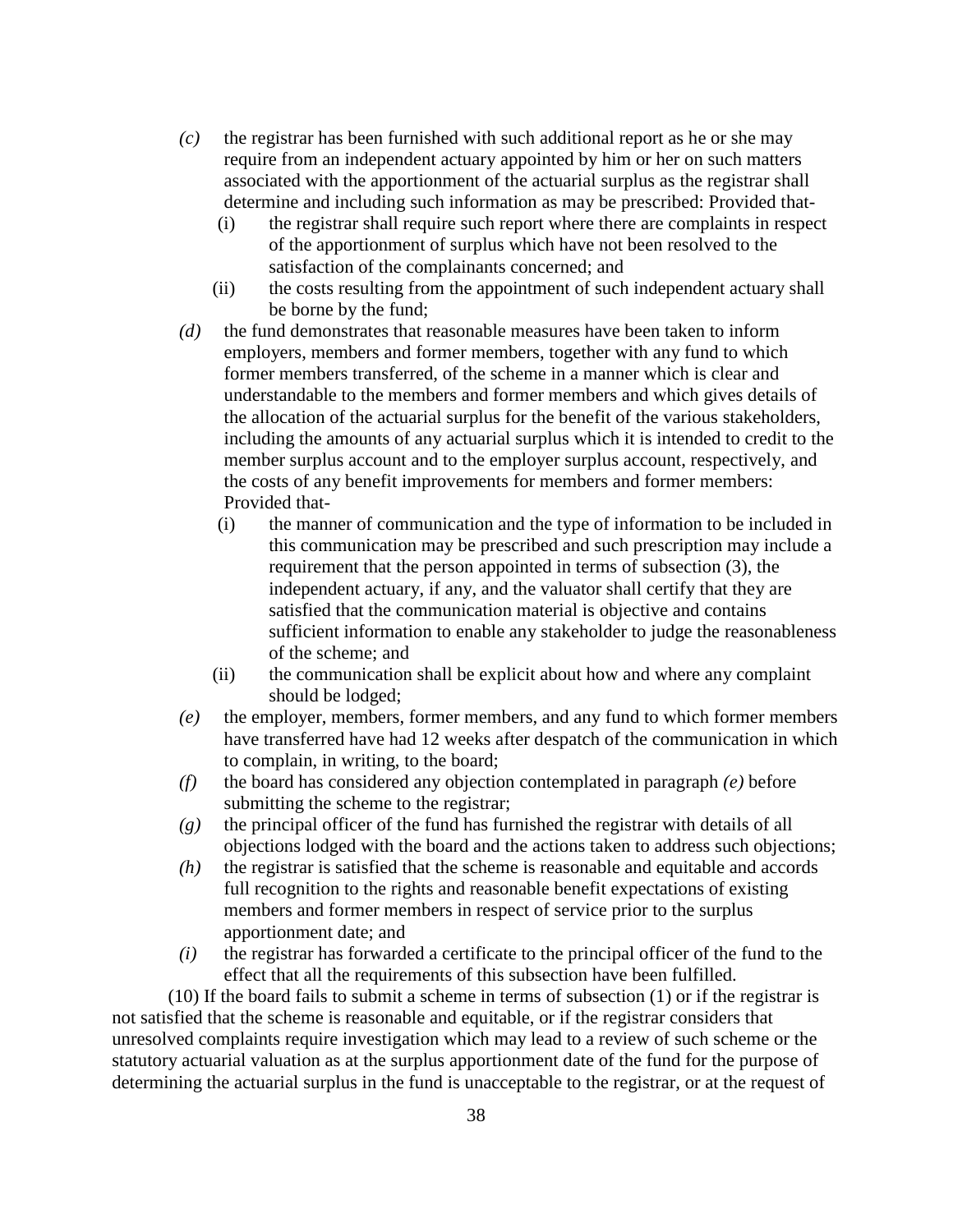*(c)* the registrar has been furnished with such additional report as he or she may require from an independent actuary appointed by him or her on such matters associated with the apportionment of the actuarial surplus as the registrar shall determine and including such information as may be prescribed: Provided that-

(i) the registrar shall require such report where there are complaints in respect of the apportionment of surplus which have not been resolved to the satisfaction of the complainants concerned; and

(ii) the costs resulting from the appointment of such independent actuary shall be borne by the fund;

*(d)* the fund demonstrates that reasonable measures have been taken to inform employers, members and former members, together with any fund to which former members transferred, of the scheme in a manner which is clear and understandable to the members and former members and which gives details of the allocation of the actuarial surplus for the benefit of the various stakeholders, including the amounts of any actuarial surplus which it is intended to credit to the member surplus account and to the employer surplus account, respectively, and the costs of any benefit improvements for members and former members: Provided that-

(i) the manner of communication and the type of information to be included in this communication may be prescribed and such prescription may include a requirement that the person appointed in terms of subsection (3), the independent actuary, if any, and the valuator shall certify that they are satisfied that the communication material is objective and contains sufficient information to enable any stakeholder to judge the reasonableness of the scheme; and

(ii) the communication shall be explicit about how and where any complaint should be lodged;

*(e)* the employer, members, former members, and any fund to which former members have transferred have had 12 weeks after despatch of the communication in which to complain, in writing, to the board;

*(f)* the board has considered any objection contemplated in paragraph *(e)* before submitting the scheme to the registrar;

*(g)* the principal officer of the fund has furnished the registrar with details of all objections lodged with the board and the actions taken to address such objections;

*(h)* the registrar is satisfied that the scheme is reasonable and equitable and accords full recognition to the rights and reasonable benefit expectations of existing members and former members in respect of service prior to the surplus apportionment date; and

*(i)* the registrar has forwarded a certificate to the principal officer of the fund to the effect that all the requirements of this subsection have been fulfilled.

(10) If the board fails to submit a scheme in terms of subsection (1) or if the registrar is not satisfied that the scheme is reasonable and equitable, or if the registrar considers that unresolved complaints require investigation which may lead to a review of such scheme or the statutory actuarial valuation as at the surplus apportionment date of the fund for the purpose of determining the actuarial surplus in the fund is unacceptable to the registrar, or at the request of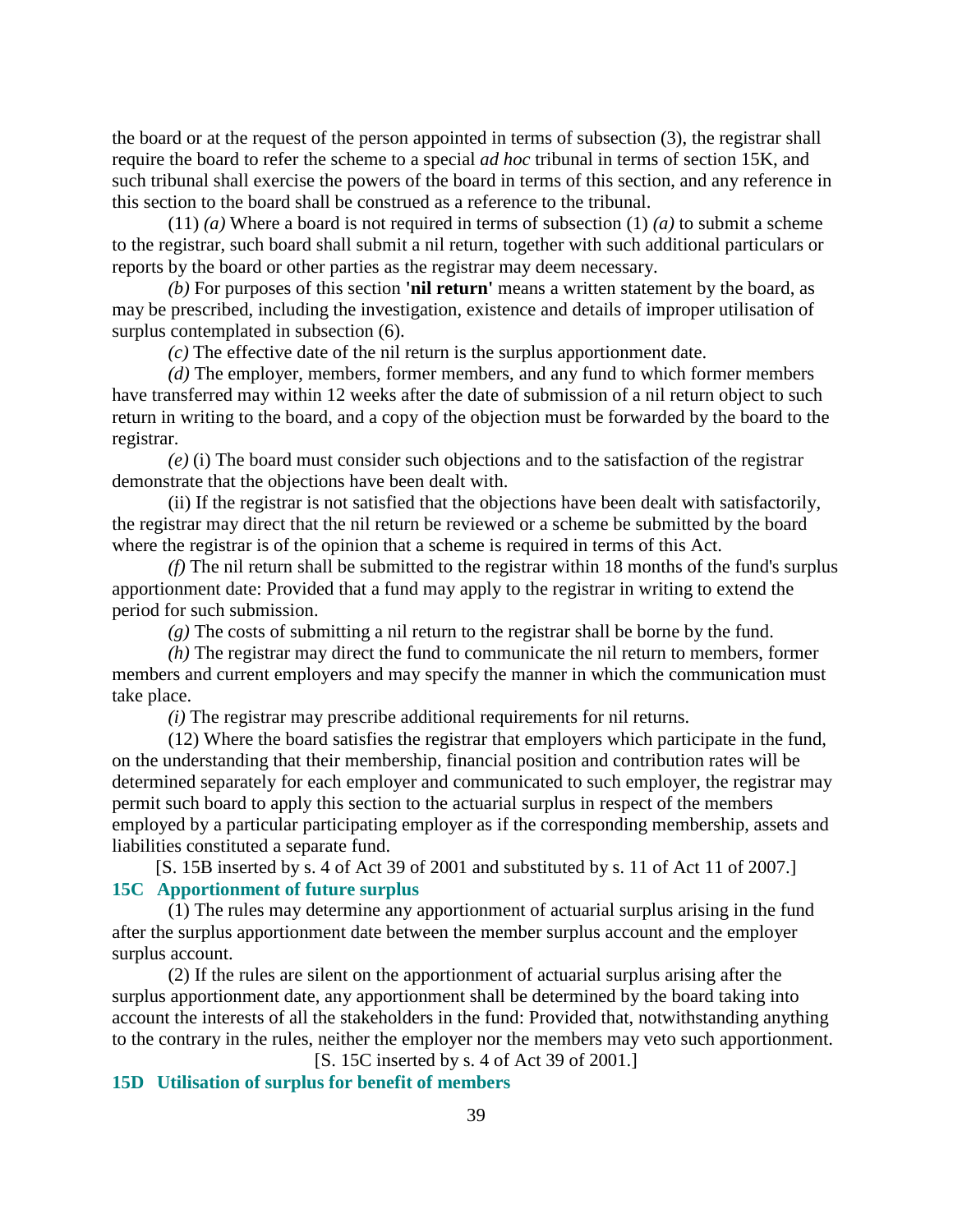the board or at the request of the person appointed in terms of subsection (3), the registrar shall require the board to refer the scheme to a special *ad hoc* tribunal in terms of section 15K, and such tribunal shall exercise the powers of the board in terms of this section, and any reference in this section to the board shall be construed as a reference to the tribunal.

(11) *(a)* Where a board is not required in terms of subsection (1) *(a)* to submit a scheme to the registrar, such board shall submit a nil return, together with such additional particulars or reports by the board or other parties as the registrar may deem necessary.

*(b)* For purposes of this section **'nil return'** means a written statement by the board, as may be prescribed, including the investigation, existence and details of improper utilisation of surplus contemplated in subsection (6).

*(c)* The effective date of the nil return is the surplus apportionment date.

*(d)* The employer, members, former members, and any fund to which former members have transferred may within 12 weeks after the date of submission of a nil return object to such return in writing to the board, and a copy of the objection must be forwarded by the board to the registrar.

*(e)* (i) The board must consider such objections and to the satisfaction of the registrar demonstrate that the objections have been dealt with.

(ii) If the registrar is not satisfied that the objections have been dealt with satisfactorily, the registrar may direct that the nil return be reviewed or a scheme be submitted by the board where the registrar is of the opinion that a scheme is required in terms of this Act.

*(f)* The nil return shall be submitted to the registrar within 18 months of the fund's surplus apportionment date: Provided that a fund may apply to the registrar in writing to extend the period for such submission.

*(g)* The costs of submitting a nil return to the registrar shall be borne by the fund.

*(h)* The registrar may direct the fund to communicate the nil return to members, former members and current employers and may specify the manner in which the communication must take place.

*(i)* The registrar may prescribe additional requirements for nil returns.

(12) Where the board satisfies the registrar that employers which participate in the fund, on the understanding that their membership, financial position and contribution rates will be determined separately for each employer and communicated to such employer, the registrar may permit such board to apply this section to the actuarial surplus in respect of the members employed by a particular participating employer as if the corresponding membership, assets and liabilities constituted a separate fund.

[S. 15B inserted by s. 4 of Act 39 of 2001 and substituted by s. 11 of Act 11 of 2007.]

### 15C Apportionment of future surplus

(1) The rules may determine any apportionment of actuarial surplus arising in the fund after the surplus apportionment date between the member surplus account and the employer surplus account.

(2) If the rules are silent on the apportionment of actuarial surplus arising after the surplus apportionment date, any apportionment shall be determined by the board taking into account the interests of all the stakeholders in the fund: Provided that, notwithstanding anything to the contrary in the rules, neither the employer nor the members may veto such apportionment.

[S. 15C inserted by s. 4 of Act 39 of 2001.]

### 15D Utilisation of surplus for benefit of members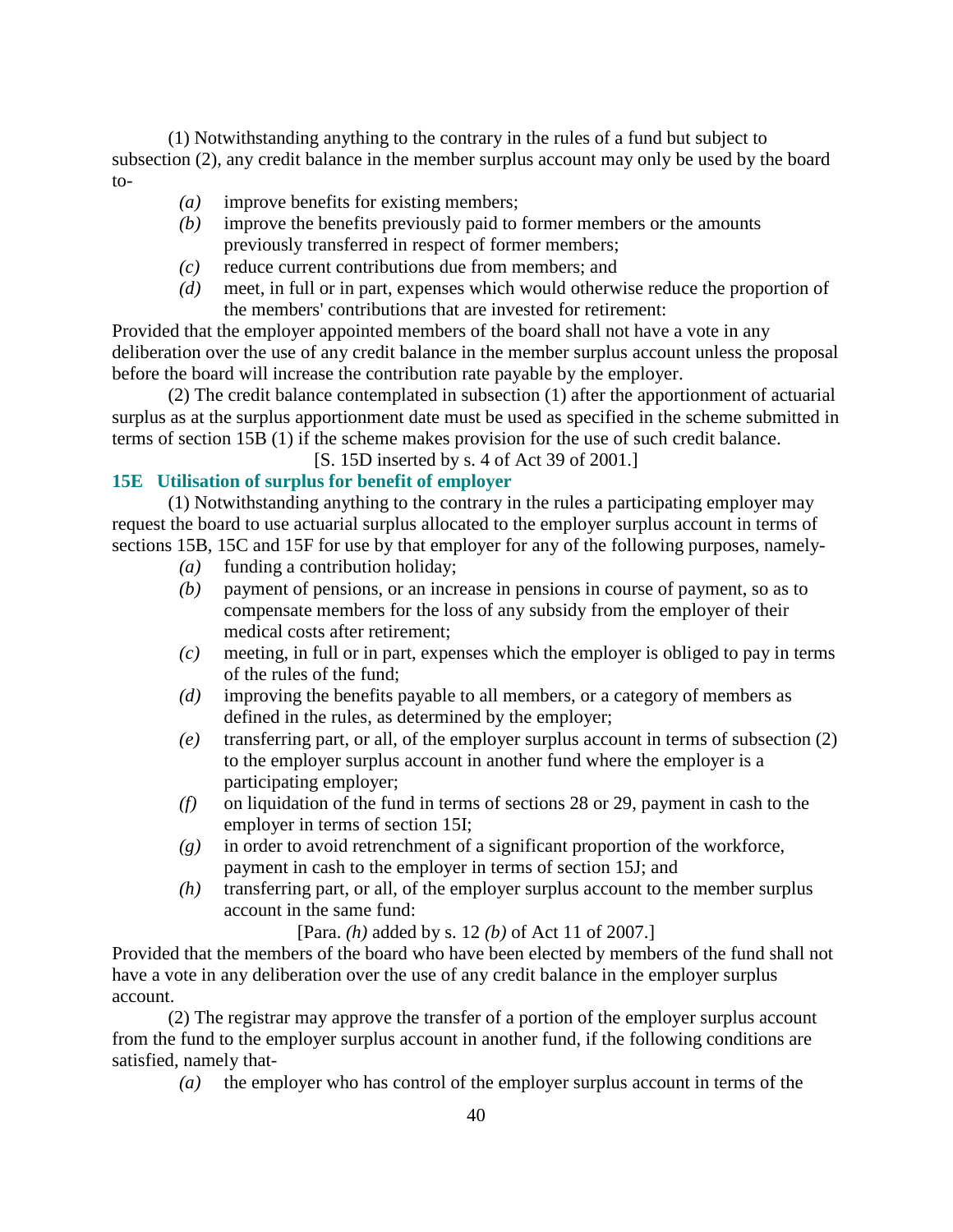(1) Notwithstanding anything to the contrary in the rules of a fund but subject to subsection (2), any credit balance in the member surplus account may only be used by the board to-

*(a)* improve benefits for existing members;

*(b)* improve the benefits previously paid to former members or the amounts previously transferred in respect of former members;

*(c)* reduce current contributions due from members; and

*(d)* meet, in full or in part, expenses which would otherwise reduce the proportion of the members' contributions that are invested for retirement:

Provided that the employer appointed members of the board shall not have a vote in any deliberation over the use of any credit balance in the member surplus account unless the proposal before the board will increase the contribution rate payable by the employer.

(2) The credit balance contemplated in subsection (1) after the apportionment of actuarial surplus as at the surplus apportionment date must be used as specified in the scheme submitted in terms of section 15B (1) if the scheme makes provision for the use of such credit balance.

[S. 15D inserted by s. 4 of Act 39 of 2001.]

### 15E Utilisation of surplus for benefit of employer

(1) Notwithstanding anything to the contrary in the rules a participating employer may request the board to use actuarial surplus allocated to the employer surplus account in terms of sections 15B, 15C and 15F for use by that employer for any of the following purposes, namely-

*(a)* funding a contribution holiday;

*(b)* payment of pensions, or an increase in pensions in course of payment, so as to compensate members for the loss of any subsidy from the employer of their medical costs after retirement;

*(c)* meeting, in full or in part, expenses which the employer is obliged to pay in terms of the rules of the fund;

*(d)* improving the benefits payable to all members, or a category of members as defined in the rules, as determined by the employer;

*(e)* transferring part, or all, of the employer surplus account in terms of subsection (2) to the employer surplus account in another fund where the employer is a participating employer;

*(f)* on liquidation of the fund in terms of sections 28 or 29, payment in cash to the employer in terms of section 15I;

*(g)* in order to avoid retrenchment of a significant proportion of the workforce, payment in cash to the employer in terms of section 15J; and

*(h)* transferring part, or all, of the employer surplus account to the member surplus account in the same fund:

[Para. *(h)* added by s. 12 *(b)* of Act 11 of 2007.]

Provided that the members of the board who have been elected by members of the fund shall not have a vote in any deliberation over the use of any credit balance in the employer surplus account.

(2) The registrar may approve the transfer of a portion of the employer surplus account from the fund to the employer surplus account in another fund, if the following conditions are satisfied, namely that-

*(a)* the employer who has control of the employer surplus account in terms of the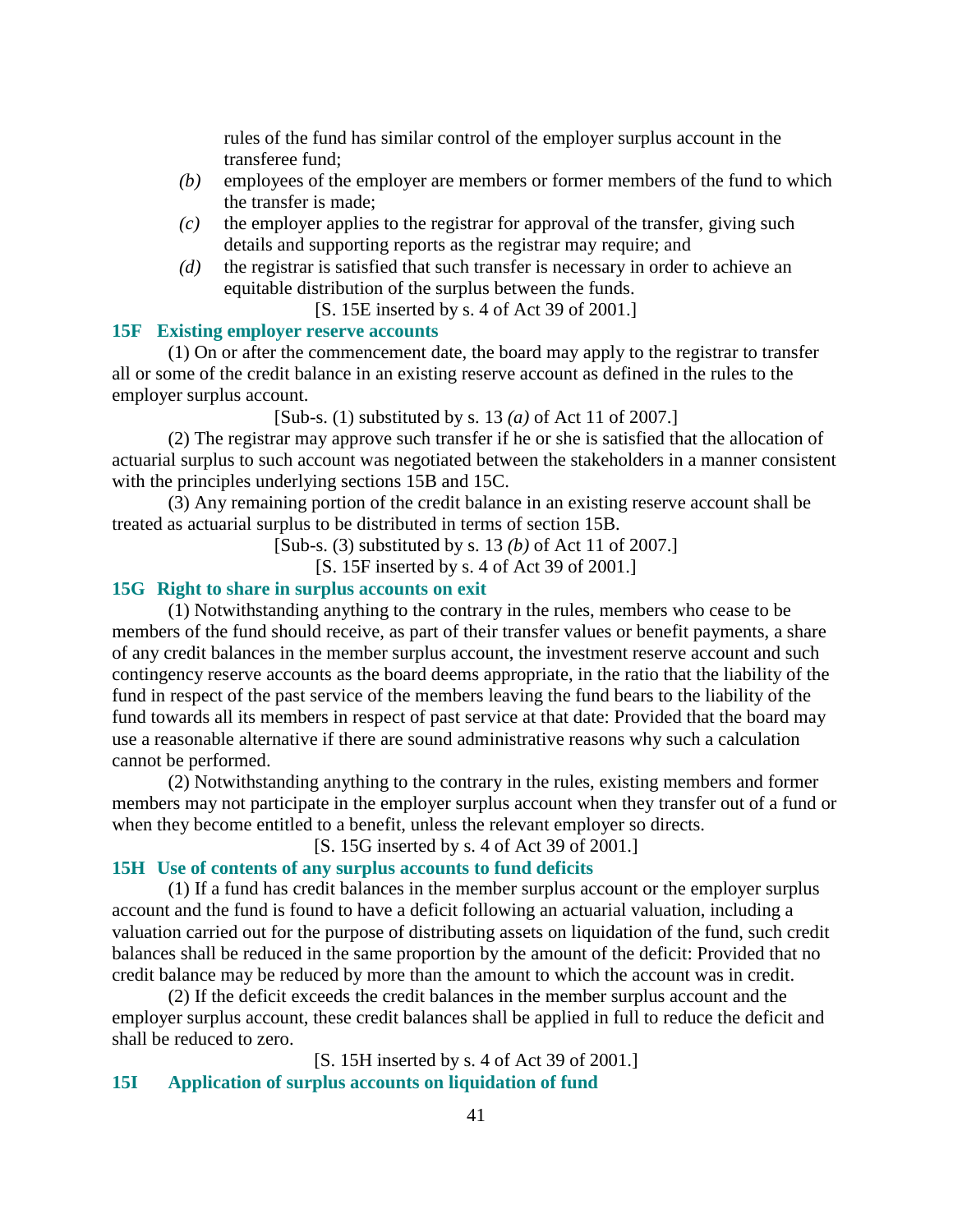rules of the fund has similar control of the employer surplus account in the transferee fund;

*(b)* employees of the employer are members or former members of the fund to which the transfer is made;

*(c)* the employer applies to the registrar for approval of the transfer, giving such details and supporting reports as the registrar may require; and

*(d)* the registrar is satisfied that such transfer is necessary in order to achieve an equitable distribution of the surplus between the funds.

[S. 15E inserted by s. 4 of Act 39 of 2001.]

### 15F Existing employer reserve accounts

(1) On or after the commencement date, the board may apply to the registrar to transfer all or some of the credit balance in an existing reserve account as defined in the rules to the employer surplus account.

[Sub-s. (1) substituted by s. 13 *(a)* of Act 11 of 2007.]

(2) The registrar may approve such transfer if he or she is satisfied that the allocation of actuarial surplus to such account was negotiated between the stakeholders in a manner consistent with the principles underlying sections 15B and 15C.

(3) Any remaining portion of the credit balance in an existing reserve account shall be treated as actuarial surplus to be distributed in terms of section 15B.

[Sub-s. (3) substituted by s. 13 *(b)* of Act 11 of 2007.]

[S. 15F inserted by s. 4 of Act 39 of 2001.]

### 15G Right to share in surplus accounts on exit

(1) Notwithstanding anything to the contrary in the rules, members who cease to be members of the fund should receive, as part of their transfer values or benefit payments, a share of any credit balances in the member surplus account, the investment reserve account and such contingency reserve accounts as the board deems appropriate, in the ratio that the liability of the fund in respect of the past service of the members leaving the fund bears to the liability of the fund towards all its members in respect of past service at that date: Provided that the board may use a reasonable alternative if there are sound administrative reasons why such a calculation cannot be performed.

(2) Notwithstanding anything to the contrary in the rules, existing members and former members may not participate in the employer surplus account when they transfer out of a fund or when they become entitled to a benefit, unless the relevant employer so directs.

[S. 15G inserted by s. 4 of Act 39 of 2001.]

### 15H Use of contents of any surplus accounts to fund deficits

(1) If a fund has credit balances in the member surplus account or the employer surplus account and the fund is found to have a deficit following an actuarial valuation, including a valuation carried out for the purpose of distributing assets on liquidation of the fund, such credit balances shall be reduced in the same proportion by the amount of the deficit: Provided that no credit balance may be reduced by more than the amount to which the account was in credit.

(2) If the deficit exceeds the credit balances in the member surplus account and the employer surplus account, these credit balances shall be applied in full to reduce the deficit and shall be reduced to zero.

[S. 15H inserted by s. 4 of Act 39 of 2001.]

### 15I Application of surplus accounts on liquidation of fund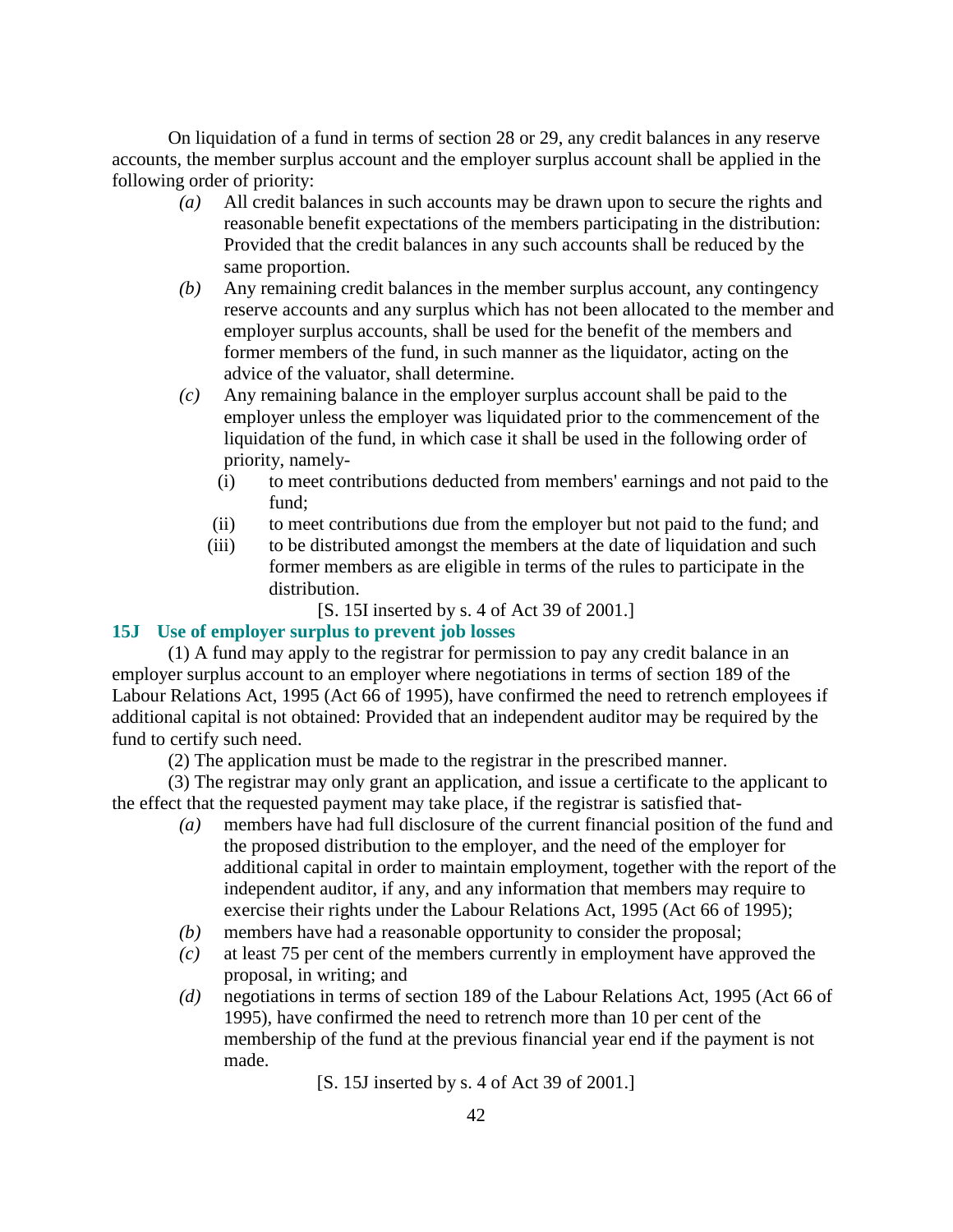On liquidation of a fund in terms of section 28 or 29, any credit balances in any reserve accounts, the member surplus account and the employer surplus account shall be applied in the following order of priority:

*(a)* All credit balances in such accounts may be drawn upon to secure the rights and reasonable benefit expectations of the members participating in the distribution: Provided that the credit balances in any such accounts shall be reduced by the same proportion.

*(b)* Any remaining credit balances in the member surplus account, any contingency reserve accounts and any surplus which has not been allocated to the member and employer surplus accounts, shall be used for the benefit of the members and former members of the fund, in such manner as the liquidator, acting on the advice of the valuator, shall determine.

*(c)* Any remaining balance in the employer surplus account shall be paid to the employer unless the employer was liquidated prior to the commencement of the liquidation of the fund, in which case it shall be used in the following order of priority, namely-

(i) to meet contributions deducted from members' earnings and not paid to the fund;

(ii) to meet contributions due from the employer but not paid to the fund; and

(iii) to be distributed amongst the members at the date of liquidation and such former members as are eligible in terms of the rules to participate in the distribution.

[S. 15I inserted by s. 4 of Act 39 of 2001.]

### 15J Use of employer surplus to prevent job losses

(1) A fund may apply to the registrar for permission to pay any credit balance in an employer surplus account to an employer where negotiations in terms of section 189 of the Labour Relations Act, 1995 (Act 66 of 1995), have confirmed the need to retrench employees if additional capital is not obtained: Provided that an independent auditor may be required by the fund to certify such need.

(2) The application must be made to the registrar in the prescribed manner.

(3) The registrar may only grant an application, and issue a certificate to the applicant to the effect that the requested payment may take place, if the registrar is satisfied that-

*(a)* members have had full disclosure of the current financial position of the fund and the proposed distribution to the employer, and the need of the employer for additional capital in order to maintain employment, together with the report of the independent auditor, if any, and any information that members may require to exercise their rights under the Labour Relations Act, 1995 (Act 66 of 1995);

*(b)* members have had a reasonable opportunity to consider the proposal;

*(c)* at least 75 per cent of the members currently in employment have approved the proposal, in writing; and

*(d)* negotiations in terms of section 189 of the Labour Relations Act, 1995 (Act 66 of 1995), have confirmed the need to retrench more than 10 per cent of the membership of the fund at the previous financial year end if the payment is not made.

[S. 15J inserted by s. 4 of Act 39 of 2001.]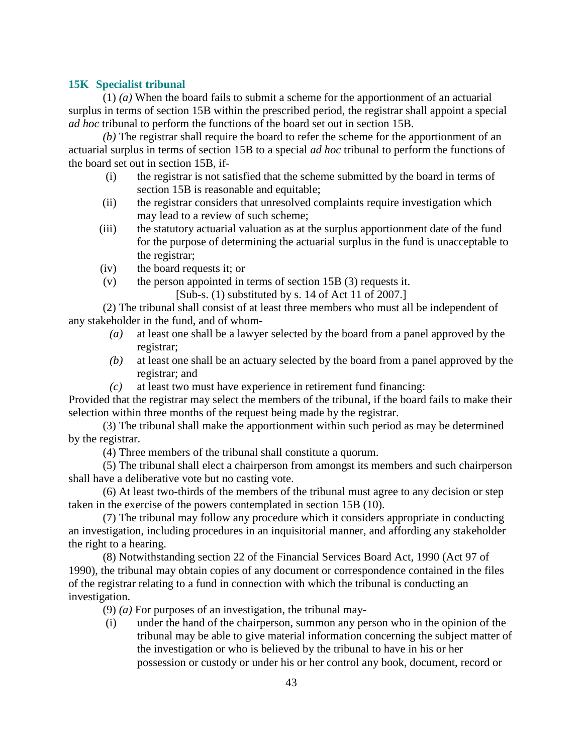### 15K Specialist tribunal

(1) *(a)* When the board fails to submit a scheme for the apportionment of an actuarial surplus in terms of section 15B within the prescribed period, the registrar shall appoint a special *ad hoc* tribunal to perform the functions of the board set out in section 15B.

*(b)* The registrar shall require the board to refer the scheme for the apportionment of an actuarial surplus in terms of section 15B to a special *ad hoc* tribunal to perform the functions of the board set out in section 15B, if-

(i) the registrar is not satisfied that the scheme submitted by the board in terms of section 15B is reasonable and equitable;

(ii) the registrar considers that unresolved complaints require investigation which may lead to a review of such scheme;

(iii) the statutory actuarial valuation as at the surplus apportionment date of the fund for the purpose of determining the actuarial surplus in the fund is unacceptable to the registrar;

(iv) the board requests it; or

(v) the person appointed in terms of section 15B (3) requests it.

[Sub-s. (1) substituted by s. 14 of Act 11 of 2007.]

(2) The tribunal shall consist of at least three members who must all be independent of any stakeholder in the fund, and of whom-

*(a)* at least one shall be a lawyer selected by the board from a panel approved by the registrar;

*(b)* at least one shall be an actuary selected by the board from a panel approved by the registrar; and

*(c)* at least two must have experience in retirement fund financing:

Provided that the registrar may select the members of the tribunal, if the board fails to make their selection within three months of the request being made by the registrar.

(3) The tribunal shall make the apportionment within such period as may be determined by the registrar.

(4) Three members of the tribunal shall constitute a quorum.

(5) The tribunal shall elect a chairperson from amongst its members and such chairperson shall have a deliberative vote but no casting vote.

(6) At least two-thirds of the members of the tribunal must agree to any decision or step taken in the exercise of the powers contemplated in section 15B (10).

(7) The tribunal may follow any procedure which it considers appropriate in conducting an investigation, including procedures in an inquisitorial manner, and affording any stakeholder the right to a hearing.

(8) Notwithstanding section 22 of the Financial Services Board Act, 1990 (Act 97 of 1990), the tribunal may obtain copies of any document or correspondence contained in the files of the registrar relating to a fund in connection with which the tribunal is conducting an investigation.

(9) *(a)* For purposes of an investigation, the tribunal may-

(i) under the hand of the chairperson, summon any person who in the opinion of the tribunal may be able to give material information concerning the subject matter of the investigation or who is believed by the tribunal to have in his or her possession or custody or under his or her control any book, document, record or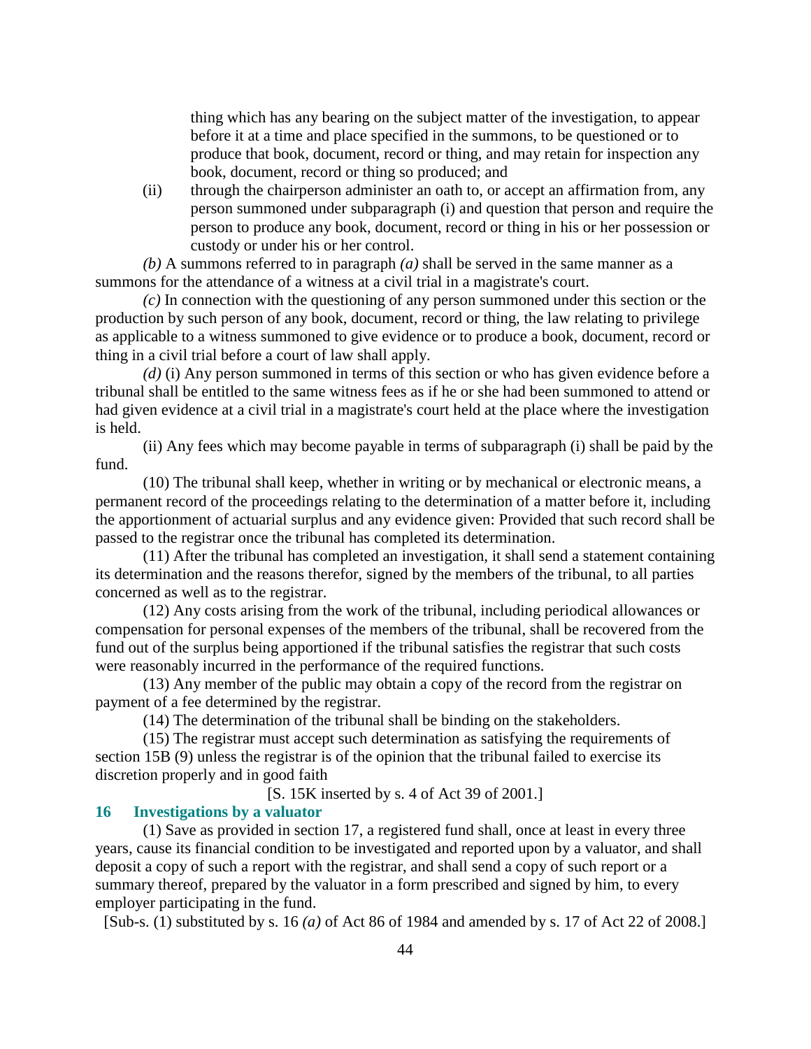thing which has any bearing on the subject matter of the investigation, to appear before it at a time and place specified in the summons, to be questioned or to produce that book, document, record or thing, and may retain for inspection any book, document, record or thing so produced; and

(ii) through the chairperson administer an oath to, or accept an affirmation from, any person summoned under subparagraph (i) and question that person and require the person to produce any book, document, record or thing in his or her possession or custody or under his or her control.

*(b)* A summons referred to in paragraph *(a)* shall be served in the same manner as a summons for the attendance of a witness at a civil trial in a magistrate's court.

*(c)* In connection with the questioning of any person summoned under this section or the production by such person of any book, document, record or thing, the law relating to privilege as applicable to a witness summoned to give evidence or to produce a book, document, record or thing in a civil trial before a court of law shall apply.

*(d)* (i) Any person summoned in terms of this section or who has given evidence before a tribunal shall be entitled to the same witness fees as if he or she had been summoned to attend or had given evidence at a civil trial in a magistrate's court held at the place where the investigation is held.

(ii) Any fees which may become payable in terms of subparagraph (i) shall be paid by the fund.

(10) The tribunal shall keep, whether in writing or by mechanical or electronic means, a permanent record of the proceedings relating to the determination of a matter before it, including the apportionment of actuarial surplus and any evidence given: Provided that such record shall be passed to the registrar once the tribunal has completed its determination.

(11) After the tribunal has completed an investigation, it shall send a statement containing its determination and the reasons therefor, signed by the members of the tribunal, to all parties concerned as well as to the registrar.

(12) Any costs arising from the work of the tribunal, including periodical allowances or compensation for personal expenses of the members of the tribunal, shall be recovered from the fund out of the surplus being apportioned if the tribunal satisfies the registrar that such costs were reasonably incurred in the performance of the required functions.

(13) Any member of the public may obtain a copy of the record from the registrar on payment of a fee determined by the registrar.

(14) The determination of the tribunal shall be binding on the stakeholders.

(15) The registrar must accept such determination as satisfying the requirements of section 15B (9) unless the registrar is of the opinion that the tribunal failed to exercise its discretion properly and in good faith

[S. 15K inserted by s. 4 of Act 39 of 2001.]

### 16 Investigations by a valuator

(1) Save as provided in section 17, a registered fund shall, once at least in every three years, cause its financial condition to be investigated and reported upon by a valuator, and shall deposit a copy of such a report with the registrar, and shall send a copy of such report or a summary thereof, prepared by the valuator in a form prescribed and signed by him, to every employer participating in the fund.

[Sub-s. (1) substituted by s. 16 *(a)* of Act 86 of 1984 and amended by s. 17 of Act 22 of 2008.]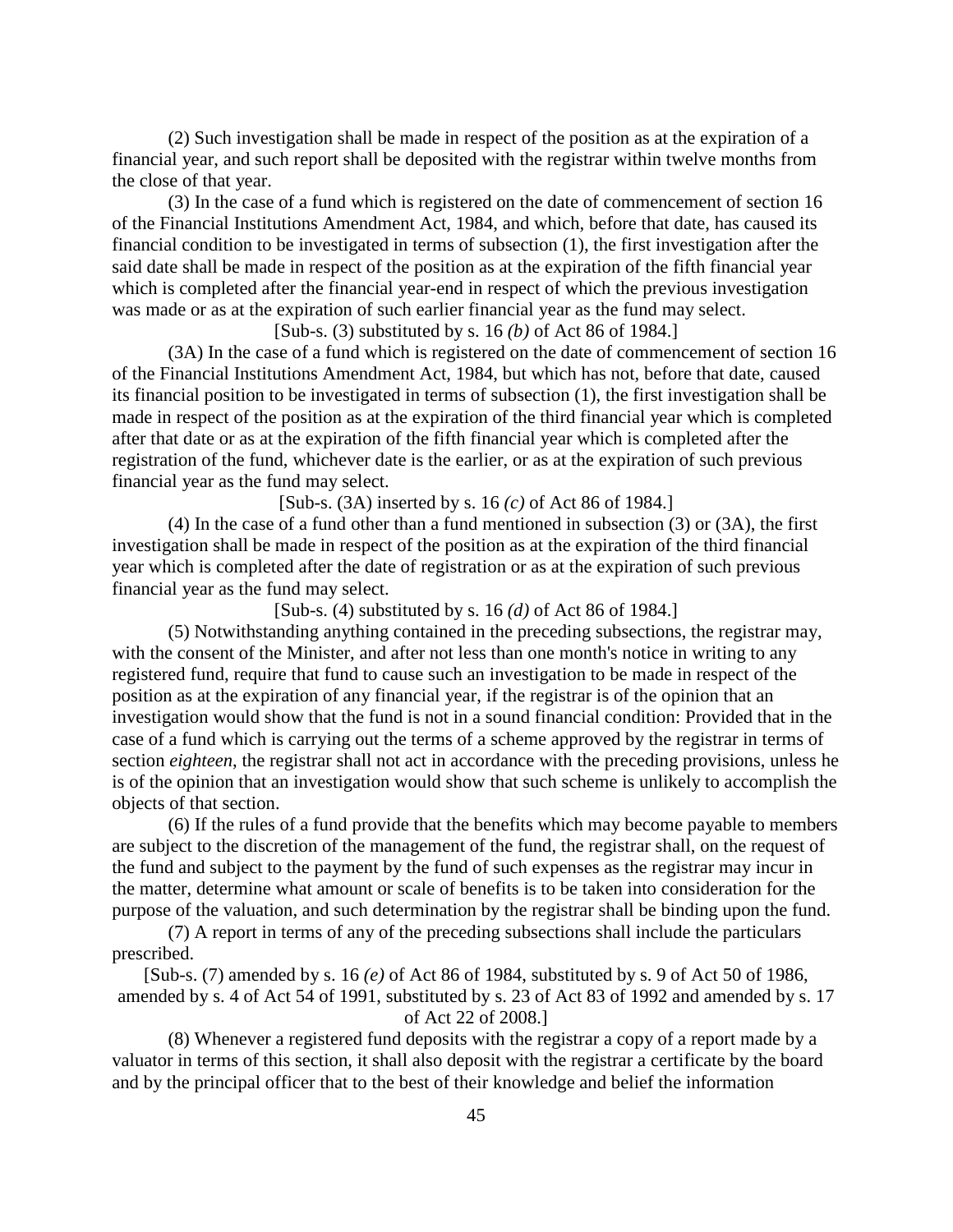(2) Such investigation shall be made in respect of the position as at the expiration of a financial year, and such report shall be deposited with the registrar within twelve months from the close of that year.

(3) In the case of a fund which is registered on the date of commencement of section 16 of the Financial Institutions Amendment Act, 1984, and which, before that date, has caused its financial condition to be investigated in terms of subsection (1), the first investigation after the said date shall be made in respect of the position as at the expiration of the fifth financial year which is completed after the financial year-end in respect of which the previous investigation was made or as at the expiration of such earlier financial year as the fund may select.

[Sub-s. (3) substituted by s. 16 *(b)* of Act 86 of 1984.]

(3A) In the case of a fund which is registered on the date of commencement of section 16 of the Financial Institutions Amendment Act, 1984, but which has not, before that date, caused its financial position to be investigated in terms of subsection (1), the first investigation shall be made in respect of the position as at the expiration of the third financial year which is completed after that date or as at the expiration of the fifth financial year which is completed after the registration of the fund, whichever date is the earlier, or as at the expiration of such previous financial year as the fund may select.

[Sub-s. (3A) inserted by s. 16 *(c)* of Act 86 of 1984.]

(4) In the case of a fund other than a fund mentioned in subsection (3) or (3A), the first investigation shall be made in respect of the position as at the expiration of the third financial year which is completed after the date of registration or as at the expiration of such previous financial year as the fund may select.

[Sub-s. (4) substituted by s. 16 *(d)* of Act 86 of 1984.]

(5) Notwithstanding anything contained in the preceding subsections, the registrar may, with the consent of the Minister, and after not less than one month's notice in writing to any registered fund, require that fund to cause such an investigation to be made in respect of the position as at the expiration of any financial year, if the registrar is of the opinion that an investigation would show that the fund is not in a sound financial condition: Provided that in the case of a fund which is carrying out the terms of a scheme approved by the registrar in terms of section *eighteen*, the registrar shall not act in accordance with the preceding provisions, unless he is of the opinion that an investigation would show that such scheme is unlikely to accomplish the objects of that section.

(6) If the rules of a fund provide that the benefits which may become payable to members are subject to the discretion of the management of the fund, the registrar shall, on the request of the fund and subject to the payment by the fund of such expenses as the registrar may incur in the matter, determine what amount or scale of benefits is to be taken into consideration for the purpose of the valuation, and such determination by the registrar shall be binding upon the fund.

(7) A report in terms of any of the preceding subsections shall include the particulars prescribed.

[Sub-s. (7) amended by s. 16 *(e)* of Act 86 of 1984, substituted by s. 9 of Act 50 of 1986, amended by s. 4 of Act 54 of 1991, substituted by s. 23 of Act 83 of 1992 and amended by s. 17 of Act 22 of 2008.]

(8) Whenever a registered fund deposits with the registrar a copy of a report made by a valuator in terms of this section, it shall also deposit with the registrar a certificate by the board and by the principal officer that to the best of their knowledge and belief the information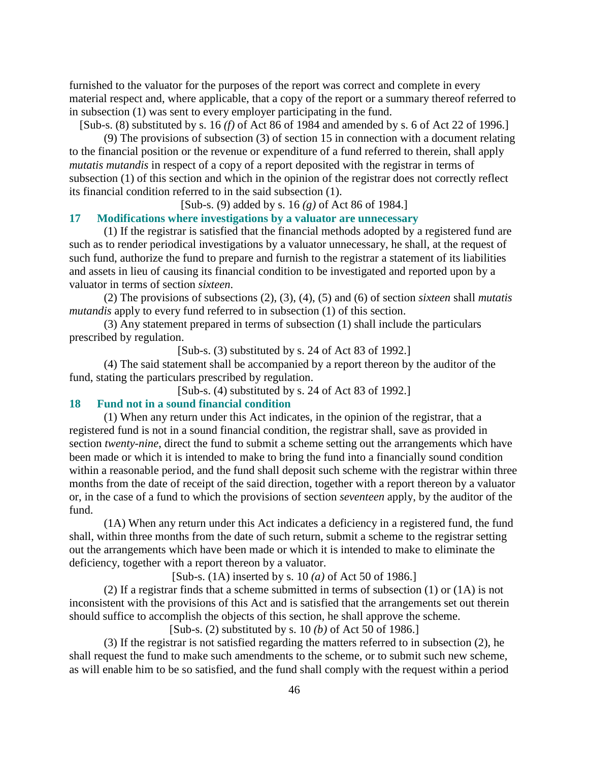furnished to the valuator for the purposes of the report was correct and complete in every material respect and, where applicable, that a copy of the report or a summary thereof referred to in subsection (1) was sent to every employer participating in the fund.

[Sub-s. (8) substituted by s. 16 *(f)* of Act 86 of 1984 and amended by s. 6 of Act 22 of 1996.]

(9) The provisions of subsection (3) of section 15 in connection with a document relating to the financial position or the revenue or expenditure of a fund referred to therein, shall apply *mutatis mutandis* in respect of a copy of a report deposited with the registrar in terms of subsection (1) of this section and which in the opinion of the registrar does not correctly reflect its financial condition referred to in the said subsection (1).

[Sub-s. (9) added by s. 16 *(g)* of Act 86 of 1984.]

### 17 Modifications where investigations by a valuator are unnecessary

(1) If the registrar is satisfied that the financial methods adopted by a registered fund are such as to render periodical investigations by a valuator unnecessary, he shall, at the request of such fund, authorize the fund to prepare and furnish to the registrar a statement of its liabilities and assets in lieu of causing its financial condition to be investigated and reported upon by a valuator in terms of section *sixteen*.

(2) The provisions of subsections (2), (3), (4), (5) and (6) of section *sixteen* shall *mutatis mutandis* apply to every fund referred to in subsection (1) of this section.

(3) Any statement prepared in terms of subsection (1) shall include the particulars prescribed by regulation.

[Sub-s. (3) substituted by s. 24 of Act 83 of 1992.]

(4) The said statement shall be accompanied by a report thereon by the auditor of the fund, stating the particulars prescribed by regulation.

[Sub-s. (4) substituted by s. 24 of Act 83 of 1992.]

### 18 Fund not in a sound financial condition

(1) When any return under this Act indicates, in the opinion of the registrar, that a registered fund is not in a sound financial condition, the registrar shall, save as provided in section *twenty-nine*, direct the fund to submit a scheme setting out the arrangements which have been made or which it is intended to make to bring the fund into a financially sound condition within a reasonable period, and the fund shall deposit such scheme with the registrar within three months from the date of receipt of the said direction, together with a report thereon by a valuator or, in the case of a fund to which the provisions of section *seventeen* apply, by the auditor of the fund.

(1A) When any return under this Act indicates a deficiency in a registered fund, the fund shall, within three months from the date of such return, submit a scheme to the registrar setting out the arrangements which have been made or which it is intended to make to eliminate the deficiency, together with a report thereon by a valuator.

[Sub-s. (1A) inserted by s. 10 *(a)* of Act 50 of 1986.]

(2) If a registrar finds that a scheme submitted in terms of subsection (1) or (1A) is not inconsistent with the provisions of this Act and is satisfied that the arrangements set out therein should suffice to accomplish the objects of this section, he shall approve the scheme.

[Sub-s. (2) substituted by s. 10 *(b)* of Act 50 of 1986.]

(3) If the registrar is not satisfied regarding the matters referred to in subsection (2), he shall request the fund to make such amendments to the scheme, or to submit such new scheme, as will enable him to be so satisfied, and the fund shall comply with the request within a period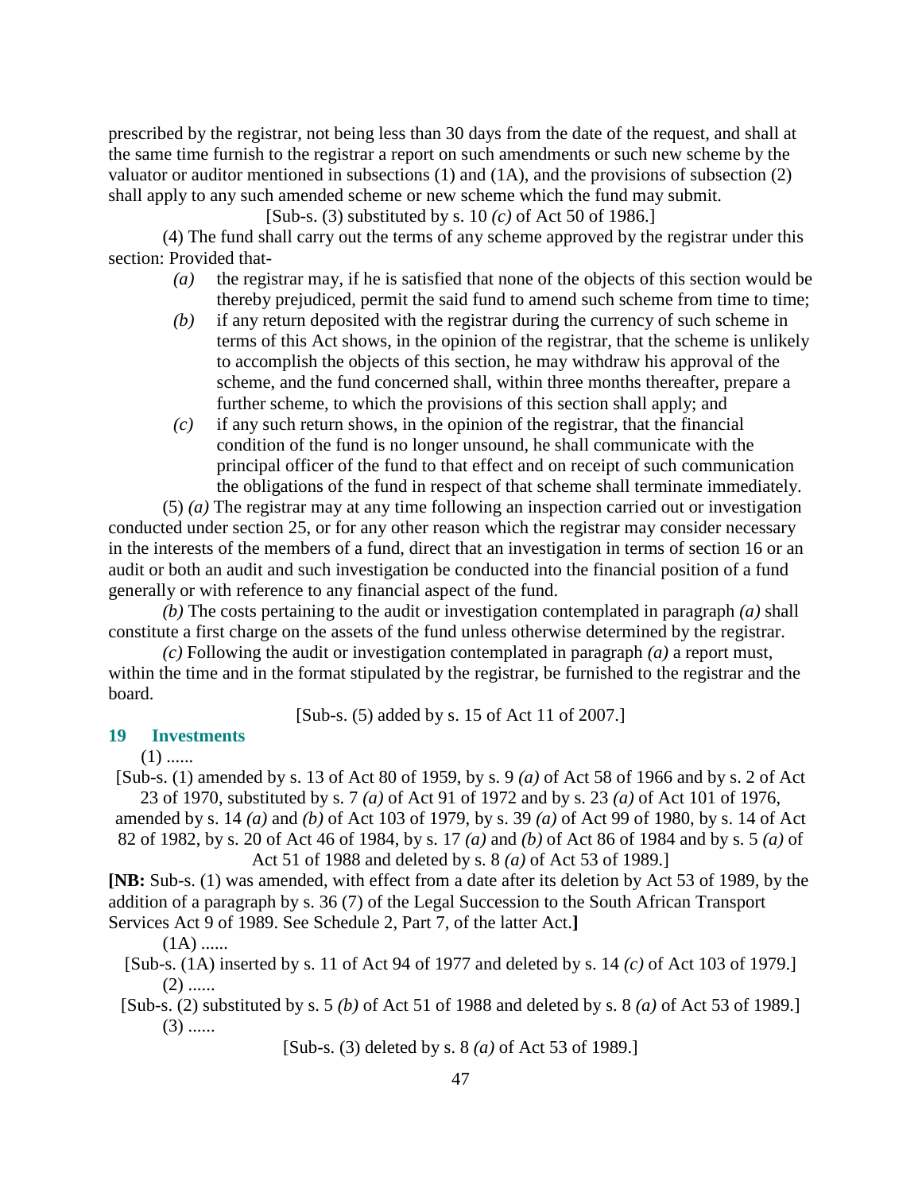prescribed by the registrar, not being less than 30 days from the date of the request, and shall at the same time furnish to the registrar a report on such amendments or such new scheme by the valuator or auditor mentioned in subsections (1) and (1A), and the provisions of subsection (2) shall apply to any such amended scheme or new scheme which the fund may submit.

[Sub-s. (3) substituted by s. 10 *(c)* of Act 50 of 1986.]

(4) The fund shall carry out the terms of any scheme approved by the registrar under this section: Provided that-

*(a)* the registrar may, if he is satisfied that none of the objects of this section would be thereby prejudiced, permit the said fund to amend such scheme from time to time;

*(b)* if any return deposited with the registrar during the currency of such scheme in terms of this Act shows, in the opinion of the registrar, that the scheme is unlikely to accomplish the objects of this section, he may withdraw his approval of the scheme, and the fund concerned shall, within three months thereafter, prepare a further scheme, to which the provisions of this section shall apply; and

*(c)* if any such return shows, in the opinion of the registrar, that the financial condition of the fund is no longer unsound, he shall communicate with the principal officer of the fund to that effect and on receipt of such communication the obligations of the fund in respect of that scheme shall terminate immediately.

(5) *(a)* The registrar may at any time following an inspection carried out or investigation conducted under section 25, or for any other reason which the registrar may consider necessary in the interests of the members of a fund, direct that an investigation in terms of section 16 or an audit or both an audit and such investigation be conducted into the financial position of a fund generally or with reference to any financial aspect of the fund.

*(b)* The costs pertaining to the audit or investigation contemplated in paragraph *(a)* shall constitute a first charge on the assets of the fund unless otherwise determined by the registrar.

*(c)* Following the audit or investigation contemplated in paragraph *(a)* a report must, within the time and in the format stipulated by the registrar, be furnished to the registrar and the board.

[Sub-s. (5) added by s. 15 of Act 11 of 2007.]

## 19 Investments

(1) ......

[Sub-s. (1) amended by s. 13 of Act 80 of 1959, by s. 9 *(a)* of Act 58 of 1966 and by s. 2 of Act 23 of 1970, substituted by s. 7 *(a)* of Act 91 of 1972 and by s. 23 *(a)* of Act 101 of 1976, amended by s. 14 *(a)* and *(b)* of Act 103 of 1979, by s. 39 *(a)* of Act 99 of 1980, by s. 14 of Act 82 of 1982, by s. 20 of Act 46 of 1984, by s. 17 *(a)* and *(b)* of Act 86 of 1984 and by s. 5 *(a)* of Act 51 of 1988 and deleted by s. 8 *(a)* of Act 53 of 1989.]

**[NB:** Sub-s. (1) was amended, with effect from a date after its deletion by Act 53 of 1989, by the addition of a paragraph by s. 36 (7) of the Legal Succession to the South African Transport Services Act 9 of 1989. See Schedule 2, Part 7, of the latter Act.**]**

(1A) ......

[Sub-s. (1A) inserted by s. 11 of Act 94 of 1977 and deleted by s. 14 *(c)* of Act 103 of 1979.]

(2) ......

[Sub-s. (2) substituted by s. 5 *(b)* of Act 51 of 1988 and deleted by s. 8 *(a)* of Act 53 of 1989.]

(3) ......

[Sub-s. (3) deleted by s. 8 *(a)* of Act 53 of 1989.]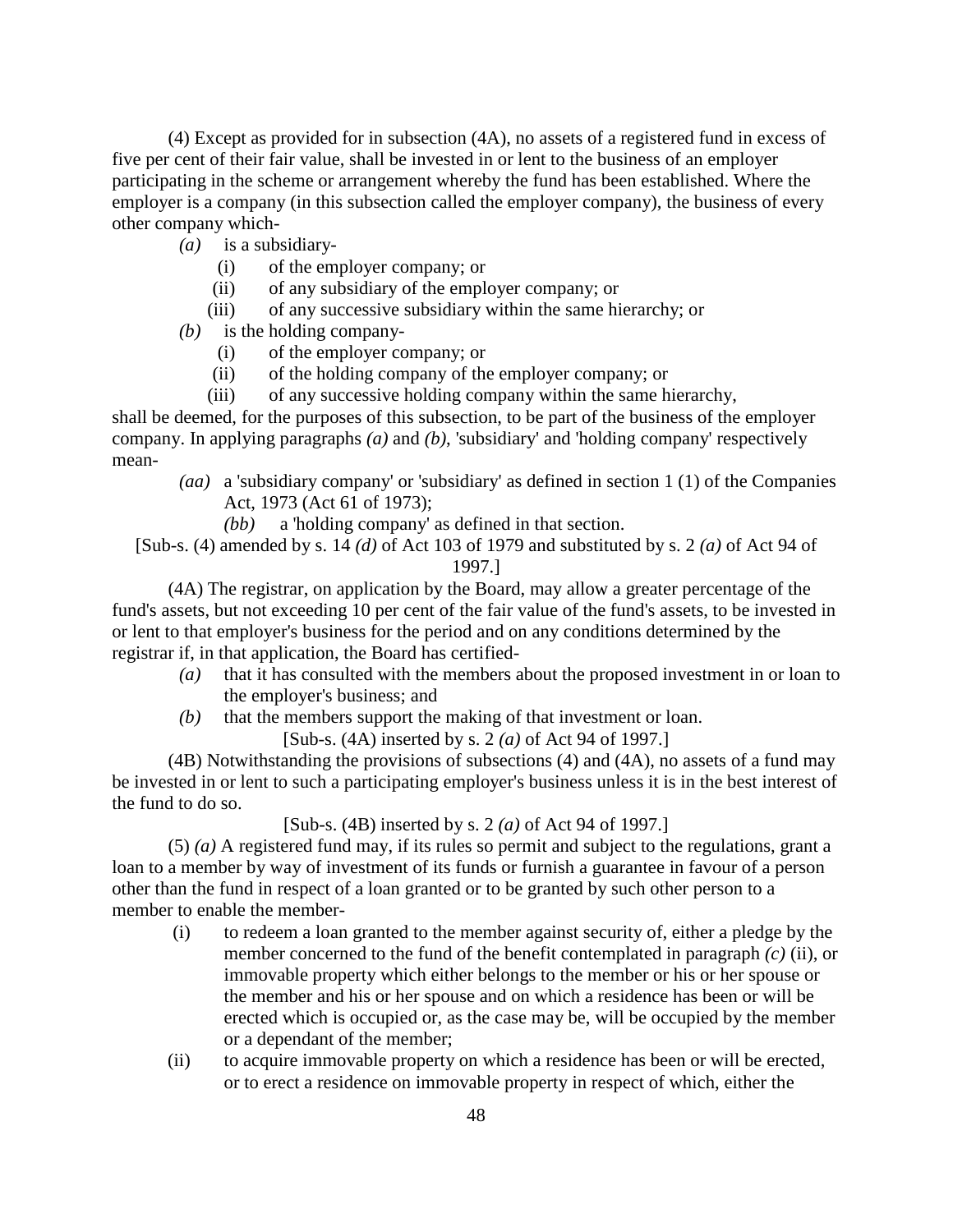(4) Except as provided for in subsection (4A), no assets of a registered fund in excess of five per cent of their fair value, shall be invested in or lent to the business of an employer participating in the scheme or arrangement whereby the fund has been established. Where the employer is a company (in this subsection called the employer company), the business of every other company which-

*(a)* is a subsidiary-

(i) of the employer company; or

(ii) of any subsidiary of the employer company; or

(iii) of any successive subsidiary within the same hierarchy; or

*(b)* is the holding company-

(i) of the employer company; or

(ii) of the holding company of the employer company; or

(iii) of any successive holding company within the same hierarchy,

shall be deemed, for the purposes of this subsection, to be part of the business of the employer company. In applying paragraphs *(a)* and *(b)*, 'subsidiary' and 'holding company' respectively mean-

*(aa)* a 'subsidiary company' or 'subsidiary' as defined in section 1 (1) of the Companies Act, 1973 (Act 61 of 1973);

*(bb)* a 'holding company' as defined in that section.

[Sub-s. (4) amended by s. 14 *(d)* of Act 103 of 1979 and substituted by s. 2 *(a)* of Act 94 of 1997.]

(4A) The registrar, on application by the Board, may allow a greater percentage of the fund's assets, but not exceeding 10 per cent of the fair value of the fund's assets, to be invested in or lent to that employer's business for the period and on any conditions determined by the registrar if, in that application, the Board has certified-

*(a)* that it has consulted with the members about the proposed investment in or loan to the employer's business; and

*(b)* that the members support the making of that investment or loan.

[Sub-s. (4A) inserted by s. 2 *(a)* of Act 94 of 1997.]

(4B) Notwithstanding the provisions of subsections (4) and (4A), no assets of a fund may be invested in or lent to such a participating employer's business unless it is in the best interest of the fund to do so.

[Sub-s. (4B) inserted by s. 2 *(a)* of Act 94 of 1997.]

(5) *(a)* A registered fund may, if its rules so permit and subject to the regulations, grant a loan to a member by way of investment of its funds or furnish a guarantee in favour of a person other than the fund in respect of a loan granted or to be granted by such other person to a member to enable the member-

(i) to redeem a loan granted to the member against security of, either a pledge by the member concerned to the fund of the benefit contemplated in paragraph *(c)* (ii), or immovable property which either belongs to the member or his or her spouse or the member and his or her spouse and on which a residence has been or will be erected which is occupied or, as the case may be, will be occupied by the member or a dependant of the member;

(ii) to acquire immovable property on which a residence has been or will be erected, or to erect a residence on immovable property in respect of which, either the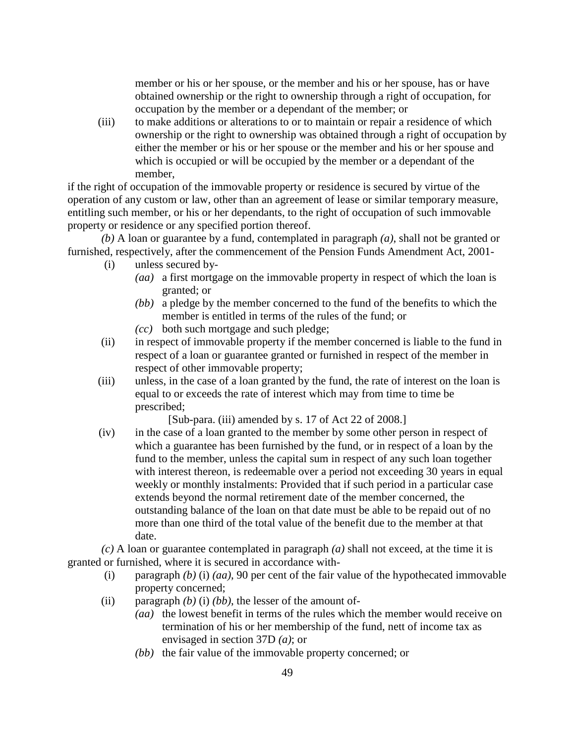member or his or her spouse, or the member and his or her spouse, has or have obtained ownership or the right to ownership through a right of occupation, for occupation by the member or a dependant of the member; or

(iii) to make additions or alterations to or to maintain or repair a residence of which ownership or the right to ownership was obtained through a right of occupation by either the member or his or her spouse or the member and his or her spouse and which is occupied or will be occupied by the member or a dependant of the member,

if the right of occupation of the immovable property or residence is secured by virtue of the operation of any custom or law, other than an agreement of lease or similar temporary measure, entitling such member, or his or her dependants, to the right of occupation of such immovable property or residence or any specified portion thereof.

*(b)* A loan or guarantee by a fund, contemplated in paragraph *(a)*, shall not be granted or furnished, respectively, after the commencement of the Pension Funds Amendment Act, 2001-

(i) unless secured by-

*(aa)* a first mortgage on the immovable property in respect of which the loan is granted; or

*(bb)* a pledge by the member concerned to the fund of the benefits to which the member is entitled in terms of the rules of the fund; or

*(cc)* both such mortgage and such pledge;

(ii) in respect of immovable property if the member concerned is liable to the fund in respect of a loan or guarantee granted or furnished in respect of the member in respect of other immovable property;

(iii) unless, in the case of a loan granted by the fund, the rate of interest on the loan is equal to or exceeds the rate of interest which may from time to time be prescribed;

[Sub-para. (iii) amended by s. 17 of Act 22 of 2008.]

(iv) in the case of a loan granted to the member by some other person in respect of which a guarantee has been furnished by the fund, or in respect of a loan by the fund to the member, unless the capital sum in respect of any such loan together with interest thereon, is redeemable over a period not exceeding 30 years in equal weekly or monthly instalments: Provided that if such period in a particular case extends beyond the normal retirement date of the member concerned, the outstanding balance of the loan on that date must be able to be repaid out of no more than one third of the total value of the benefit due to the member at that date.

*(c)* A loan or guarantee contemplated in paragraph *(a)* shall not exceed, at the time it is granted or furnished, where it is secured in accordance with-

(i) paragraph *(b)* (i) *(aa)*, 90 per cent of the fair value of the hypothecated immovable property concerned;

(ii) paragraph *(b)* (i) *(bb)*, the lesser of the amount of-

*(aa)* the lowest benefit in terms of the rules which the member would receive on termination of his or her membership of the fund, nett of income tax as envisaged in section 37D *(a)*; or

*(bb)* the fair value of the immovable property concerned; or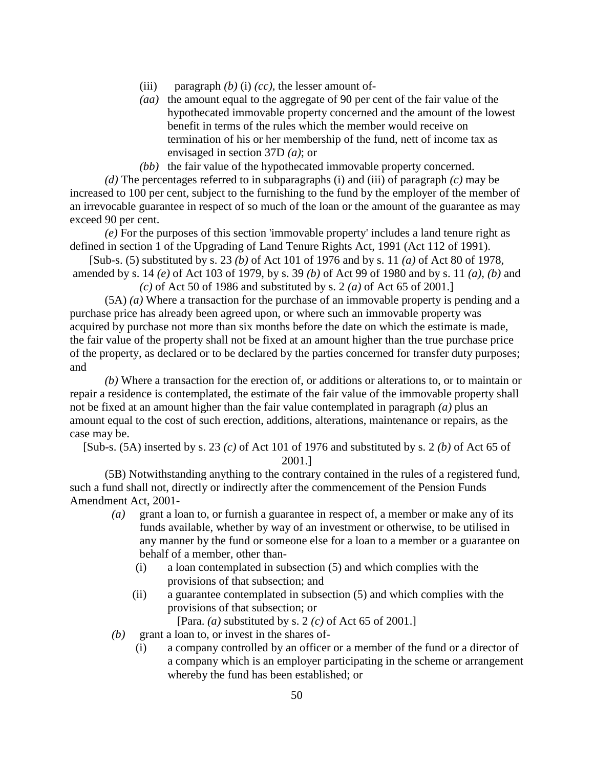(iii) paragraph *(b)* (i) *(cc)*, the lesser amount of-

*(aa)* the amount equal to the aggregate of 90 per cent of the fair value of the hypothecated immovable property concerned and the amount of the lowest benefit in terms of the rules which the member would receive on termination of his or her membership of the fund, nett of income tax as envisaged in section 37D *(a)*; or

*(bb)* the fair value of the hypothecated immovable property concerned.

*(d)* The percentages referred to in subparagraphs (i) and (iii) of paragraph *(c)* may be increased to 100 per cent, subject to the furnishing to the fund by the employer of the member of an irrevocable guarantee in respect of so much of the loan or the amount of the guarantee as may exceed 90 per cent.

*(e)* For the purposes of this section 'immovable property' includes a land tenure right as defined in section 1 of the Upgrading of Land Tenure Rights Act, 1991 (Act 112 of 1991).

[Sub-s. (5) substituted by s. 23 *(b)* of Act 101 of 1976 and by s. 11 *(a)* of Act 80 of 1978, amended by s. 14 *(e)* of Act 103 of 1979, by s. 39 *(b)* of Act 99 of 1980 and by s. 11 *(a)*, *(b)* and *(c)* of Act 50 of 1986 and substituted by s. 2 *(a)* of Act 65 of 2001.]

(5A) *(a)* Where a transaction for the purchase of an immovable property is pending and a purchase price has already been agreed upon, or where such an immovable property was acquired by purchase not more than six months before the date on which the estimate is made, the fair value of the property shall not be fixed at an amount higher than the true purchase price of the property, as declared or to be declared by the parties concerned for transfer duty purposes; and

*(b)* Where a transaction for the erection of, or additions or alterations to, or to maintain or repair a residence is contemplated, the estimate of the fair value of the immovable property shall not be fixed at an amount higher than the fair value contemplated in paragraph *(a)* plus an amount equal to the cost of such erection, additions, alterations, maintenance or repairs, as the case may be.

[Sub-s. (5A) inserted by s. 23 *(c)* of Act 101 of 1976 and substituted by s. 2 *(b)* of Act 65 of 2001.]

(5B) Notwithstanding anything to the contrary contained in the rules of a registered fund, such a fund shall not, directly or indirectly after the commencement of the Pension Funds Amendment Act, 2001-

*(a)* grant a loan to, or furnish a guarantee in respect of, a member or make any of its funds available, whether by way of an investment or otherwise, to be utilised in any manner by the fund or someone else for a loan to a member or a guarantee on behalf of a member, other than-

(i) a loan contemplated in subsection (5) and which complies with the provisions of that subsection; and

(ii) a guarantee contemplated in subsection (5) and which complies with the provisions of that subsection; or

[Para. *(a)* substituted by s. 2 *(c)* of Act 65 of 2001.]

*(b)* grant a loan to, or invest in the shares of-

(i) a company controlled by an officer or a member of the fund or a director of a company which is an employer participating in the scheme or arrangement whereby the fund has been established; or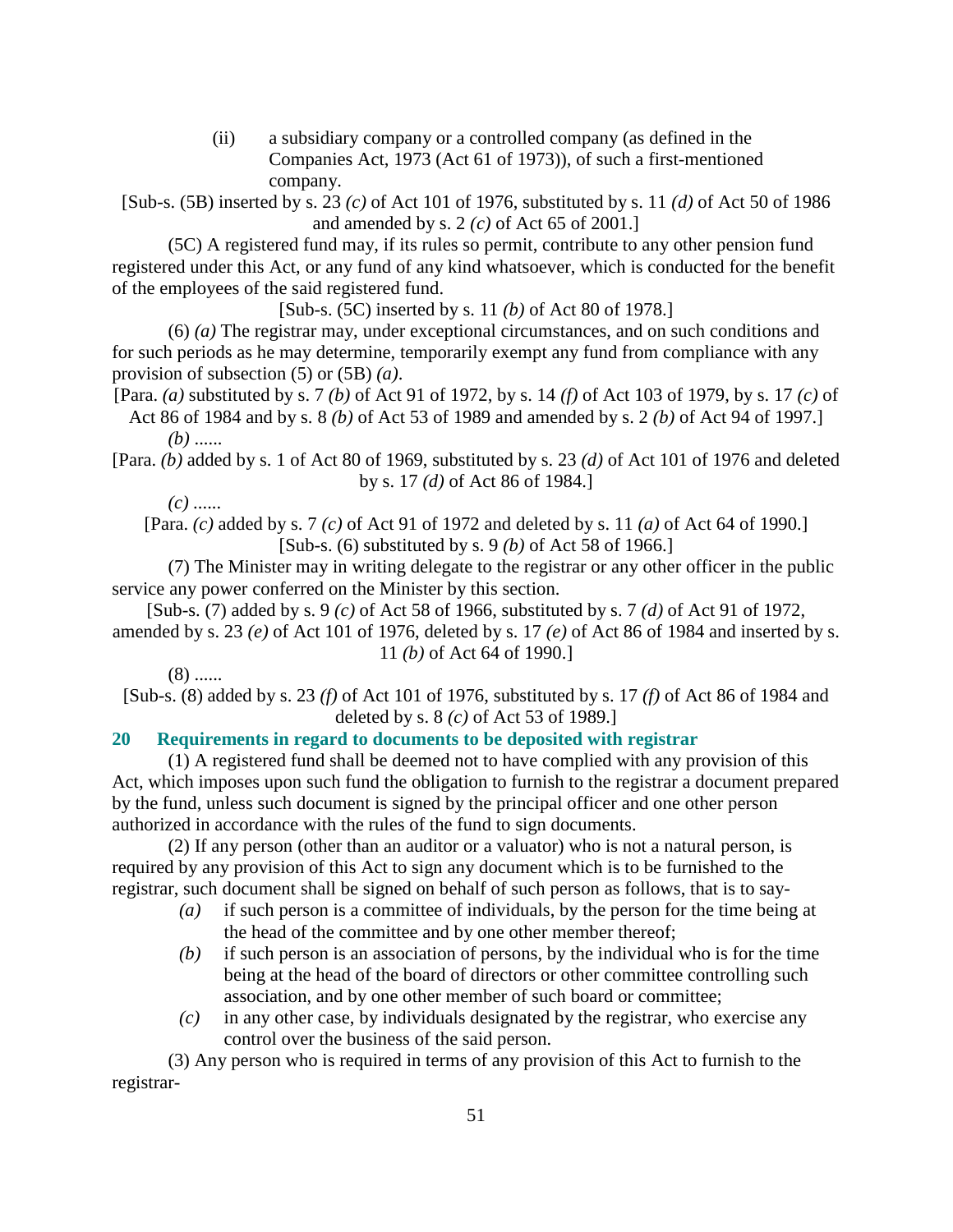(ii) a subsidiary company or a controlled company (as defined in the Companies Act, 1973 (Act 61 of 1973)), of such a first-mentioned company.

[Sub-s. (5B) inserted by s. 23 *(c)* of Act 101 of 1976, substituted by s. 11 *(d)* of Act 50 of 1986 and amended by s. 2 *(c)* of Act 65 of 2001.]

(5C) A registered fund may, if its rules so permit, contribute to any other pension fund registered under this Act, or any fund of any kind whatsoever, which is conducted for the benefit of the employees of the said registered fund.

[Sub-s. (5C) inserted by s. 11 *(b)* of Act 80 of 1978.]

(6) *(a)* The registrar may, under exceptional circumstances, and on such conditions and for such periods as he may determine, temporarily exempt any fund from compliance with any provision of subsection (5) or (5B) *(a)*.

[Para. *(a)* substituted by s. 7 *(b)* of Act 91 of 1972, by s. 14 *(f)* of Act 103 of 1979, by s. 17 *(c)* of Act 86 of 1984 and by s. 8 *(b)* of Act 53 of 1989 and amended by s. 2 *(b)* of Act 94 of 1997.]

*(b)* ......

[Para. *(b)* added by s. 1 of Act 80 of 1969, substituted by s. 23 *(d)* of Act 101 of 1976 and deleted by s. 17 *(d)* of Act 86 of 1984.]

*(c)* ......

[Para. *(c)* added by s. 7 *(c)* of Act 91 of 1972 and deleted by s. 11 *(a)* of Act 64 of 1990.]

[Sub-s. (6) substituted by s. 9 *(b)* of Act 58 of 1966.]

(7) The Minister may in writing delegate to the registrar or any other officer in the public service any power conferred on the Minister by this section.

[Sub-s. (7) added by s. 9 *(c)* of Act 58 of 1966, substituted by s. 7 *(d)* of Act 91 of 1972, amended by s. 23 *(e)* of Act 101 of 1976, deleted by s. 17 *(e)* of Act 86 of 1984 and inserted by s. 11 *(b)* of Act 64 of 1990.]

(8) ......

[Sub-s. (8) added by s. 23 *(f)* of Act 101 of 1976, substituted by s. 17 *(f)* of Act 86 of 1984 and deleted by s. 8 *(c)* of Act 53 of 1989.]

## 20 Requirements in regard to documents to be deposited with registrar

(1) A registered fund shall be deemed not to have complied with any provision of this Act, which imposes upon such fund the obligation to furnish to the registrar a document prepared by the fund, unless such document is signed by the principal officer and one other person authorized in accordance with the rules of the fund to sign documents.

(2) If any person (other than an auditor or a valuator) who is not a natural person, is required by any provision of this Act to sign any document which is to be furnished to the registrar, such document shall be signed on behalf of such person as follows, that is to say-

*(a)* if such person is a committee of individuals, by the person for the time being at the head of the committee and by one other member thereof;

*(b)* if such person is an association of persons, by the individual who is for the time being at the head of the board of directors or other committee controlling such association, and by one other member of such board or committee;

*(c)* in any other case, by individuals designated by the registrar, who exercise any control over the business of the said person.

(3) Any person who is required in terms of any provision of this Act to furnish to the registrar-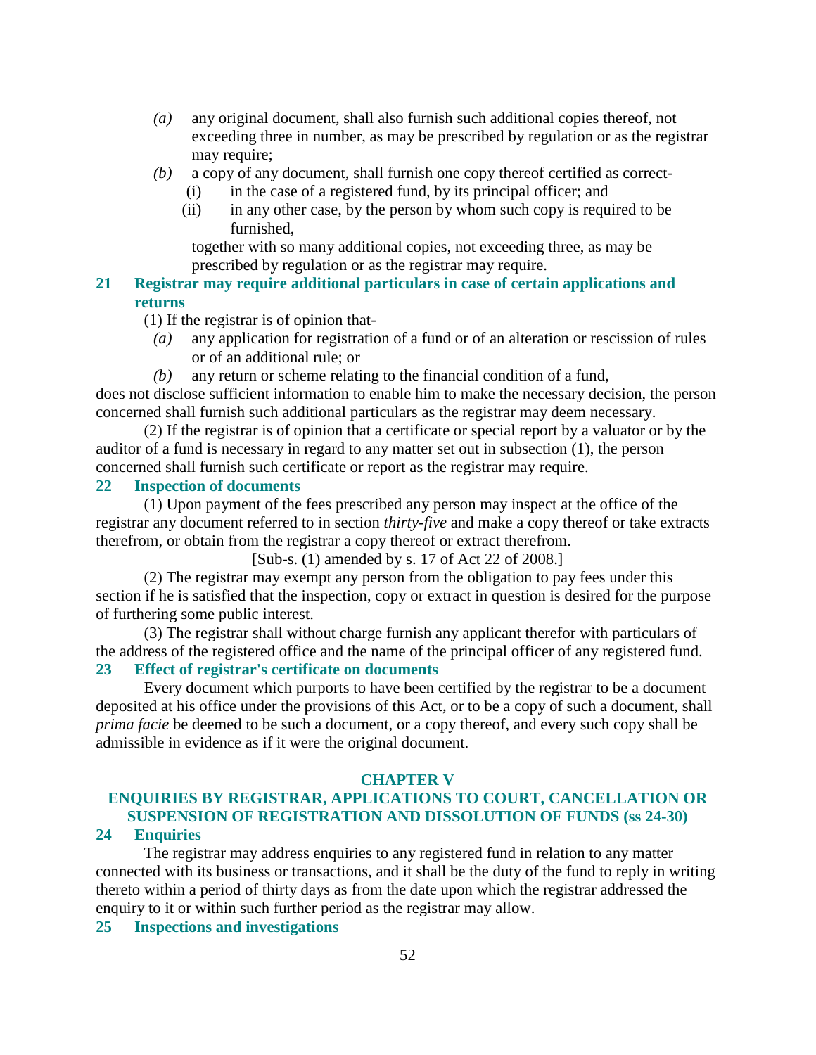*(a)* any original document, shall also furnish such additional copies thereof, not exceeding three in number, as may be prescribed by regulation or as the registrar may require;

*(b)* a copy of any document, shall furnish one copy thereof certified as correct-

(i) in the case of a registered fund, by its principal officer; and

(ii) in any other case, by the person by whom such copy is required to be furnished,

together with so many additional copies, not exceeding three, as may be prescribed by regulation or as the registrar may require.

### 21 Registrar may require additional particulars in case of certain applications and returns

(1) If the registrar is of opinion that-

*(a)* any application for registration of a fund or of an alteration or rescission of rules or of an additional rule; or

*(b)* any return or scheme relating to the financial condition of a fund,

does not disclose sufficient information to enable him to make the necessary decision, the person concerned shall furnish such additional particulars as the registrar may deem necessary.

(2) If the registrar is of opinion that a certificate or special report by a valuator or by the auditor of a fund is necessary in regard to any matter set out in subsection (1), the person concerned shall furnish such certificate or report as the registrar may require.

### 22 Inspection of documents

(1) Upon payment of the fees prescribed any person may inspect at the office of the registrar any document referred to in section *thirty-five* and make a copy thereof or take extracts therefrom, or obtain from the registrar a copy thereof or extract therefrom.

[Sub-s. (1) amended by s. 17 of Act 22 of 2008.]

(2) The registrar may exempt any person from the obligation to pay fees under this section if he is satisfied that the inspection, copy or extract in question is desired for the purpose of furthering some public interest.

(3) The registrar shall without charge furnish any applicant therefor with particulars of the address of the registered office and the name of the principal officer of any registered fund.

### 23 Effect of registrar's certificate on documents

Every document which purports to have been certified by the registrar to be a document deposited at his office under the provisions of this Act, or to be a copy of such a document, shall *prima facie* be deemed to be such a document, or a copy thereof, and every such copy shall be admissible in evidence as if it were the original document.

## CHAPTER V
## ENQUIRIES BY REGISTRAR, APPLICATIONS TO COURT, CANCELLATION OR SUSPENSION OF REGISTRATION AND DISSOLUTION OF FUNDS (ss 24-30)

### 24 Enquiries

The registrar may address enquiries to any registered fund in relation to any matter connected with its business or transactions, and it shall be the duty of the fund to reply in writing thereto within a period of thirty days as from the date upon which the registrar addressed the enquiry to it or within such further period as the registrar may allow.

### 25 Inspections and investigations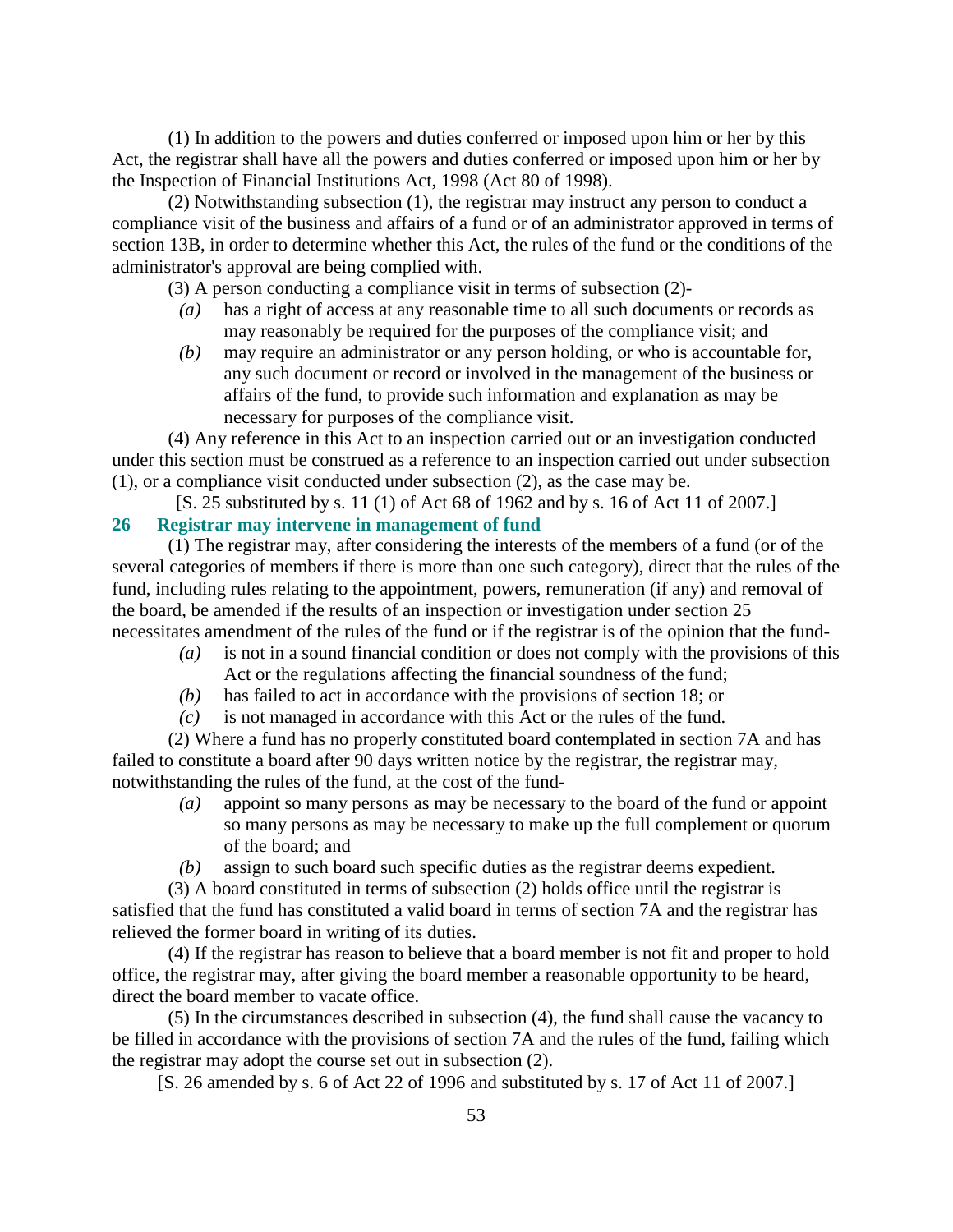(1) In addition to the powers and duties conferred or imposed upon him or her by this Act, the registrar shall have all the powers and duties conferred or imposed upon him or her by the Inspection of Financial Institutions Act, 1998 (Act 80 of 1998).

(2) Notwithstanding subsection (1), the registrar may instruct any person to conduct a compliance visit of the business and affairs of a fund or of an administrator approved in terms of section 13B, in order to determine whether this Act, the rules of the fund or the conditions of the administrator's approval are being complied with.

(3) A person conducting a compliance visit in terms of subsection (2)-

*(a)* has a right of access at any reasonable time to all such documents or records as may reasonably be required for the purposes of the compliance visit; and

*(b)* may require an administrator or any person holding, or who is accountable for, any such document or record or involved in the management of the business or affairs of the fund, to provide such information and explanation as may be necessary for purposes of the compliance visit.

(4) Any reference in this Act to an inspection carried out or an investigation conducted under this section must be construed as a reference to an inspection carried out under subsection (1), or a compliance visit conducted under subsection (2), as the case may be.

[S. 25 substituted by s. 11 (1) of Act 68 of 1962 and by s. 16 of Act 11 of 2007.]

### 26 Registrar may intervene in management of fund

(1) The registrar may, after considering the interests of the members of a fund (or of the several categories of members if there is more than one such category), direct that the rules of the fund, including rules relating to the appointment, powers, remuneration (if any) and removal of the board, be amended if the results of an inspection or investigation under section 25 necessitates amendment of the rules of the fund or if the registrar is of the opinion that the fund-

*(a)* is not in a sound financial condition or does not comply with the provisions of this Act or the regulations affecting the financial soundness of the fund;

*(b)* has failed to act in accordance with the provisions of section 18; or

*(c)* is not managed in accordance with this Act or the rules of the fund.

(2) Where a fund has no properly constituted board contemplated in section 7A and has failed to constitute a board after 90 days written notice by the registrar, the registrar may, notwithstanding the rules of the fund, at the cost of the fund-

*(a)* appoint so many persons as may be necessary to the board of the fund or appoint so many persons as may be necessary to make up the full complement or quorum of the board; and

*(b)* assign to such board such specific duties as the registrar deems expedient.

(3) A board constituted in terms of subsection (2) holds office until the registrar is satisfied that the fund has constituted a valid board in terms of section 7A and the registrar has relieved the former board in writing of its duties.

(4) If the registrar has reason to believe that a board member is not fit and proper to hold office, the registrar may, after giving the board member a reasonable opportunity to be heard, direct the board member to vacate office.

(5) In the circumstances described in subsection (4), the fund shall cause the vacancy to be filled in accordance with the provisions of section 7A and the rules of the fund, failing which the registrar may adopt the course set out in subsection (2).

[S. 26 amended by s. 6 of Act 22 of 1996 and substituted by s. 17 of Act 11 of 2007.]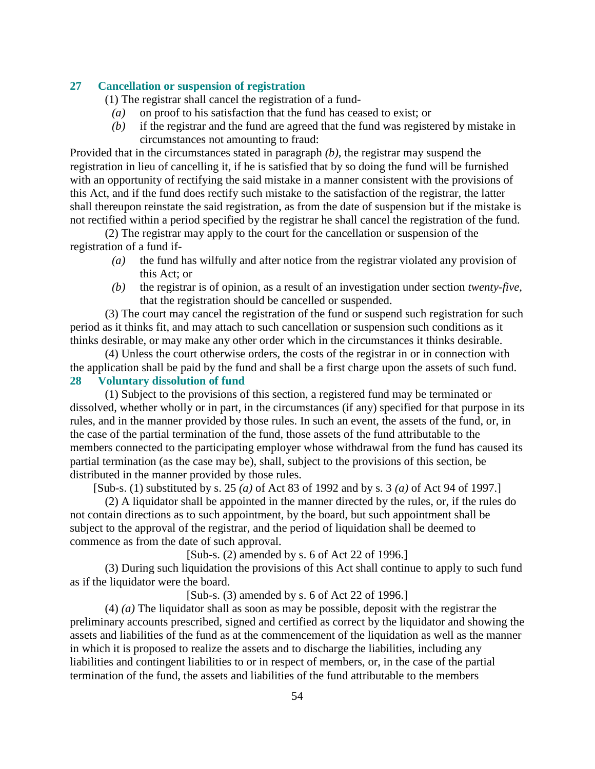## 27 Cancellation or suspension of registration

(1) The registrar shall cancel the registration of a fund-

*(a)* on proof to his satisfaction that the fund has ceased to exist; or

*(b)* if the registrar and the fund are agreed that the fund was registered by mistake in circumstances not amounting to fraud:

Provided that in the circumstances stated in paragraph *(b)*, the registrar may suspend the registration in lieu of cancelling it, if he is satisfied that by so doing the fund will be furnished with an opportunity of rectifying the said mistake in a manner consistent with the provisions of this Act, and if the fund does rectify such mistake to the satisfaction of the registrar, the latter shall thereupon reinstate the said registration, as from the date of suspension but if the mistake is not rectified within a period specified by the registrar he shall cancel the registration of the fund.

(2) The registrar may apply to the court for the cancellation or suspension of the registration of a fund if-

*(a)* the fund has wilfully and after notice from the registrar violated any provision of this Act; or

*(b)* the registrar is of opinion, as a result of an investigation under section *twenty-five*, that the registration should be cancelled or suspended.

(3) The court may cancel the registration of the fund or suspend such registration for such period as it thinks fit, and may attach to such cancellation or suspension such conditions as it thinks desirable, or may make any other order which in the circumstances it thinks desirable.

(4) Unless the court otherwise orders, the costs of the registrar in or in connection with the application shall be paid by the fund and shall be a first charge upon the assets of such fund.

## 28 Voluntary dissolution of fund

(1) Subject to the provisions of this section, a registered fund may be terminated or dissolved, whether wholly or in part, in the circumstances (if any) specified for that purpose in its rules, and in the manner provided by those rules. In such an event, the assets of the fund, or, in the case of the partial termination of the fund, those assets of the fund attributable to the members connected to the participating employer whose withdrawal from the fund has caused its partial termination (as the case may be), shall, subject to the provisions of this section, be distributed in the manner provided by those rules.

[Sub-s. (1) substituted by s. 25 *(a)* of Act 83 of 1992 and by s. 3 *(a)* of Act 94 of 1997.]

(2) A liquidator shall be appointed in the manner directed by the rules, or, if the rules do not contain directions as to such appointment, by the board, but such appointment shall be subject to the approval of the registrar, and the period of liquidation shall be deemed to commence as from the date of such approval.

[Sub-s. (2) amended by s. 6 of Act 22 of 1996.]

(3) During such liquidation the provisions of this Act shall continue to apply to such fund as if the liquidator were the board.

[Sub-s. (3) amended by s. 6 of Act 22 of 1996.]

(4) *(a)* The liquidator shall as soon as may be possible, deposit with the registrar the preliminary accounts prescribed, signed and certified as correct by the liquidator and showing the assets and liabilities of the fund as at the commencement of the liquidation as well as the manner in which it is proposed to realize the assets and to discharge the liabilities, including any liabilities and contingent liabilities to or in respect of members, or, in the case of the partial termination of the fund, the assets and liabilities of the fund attributable to the members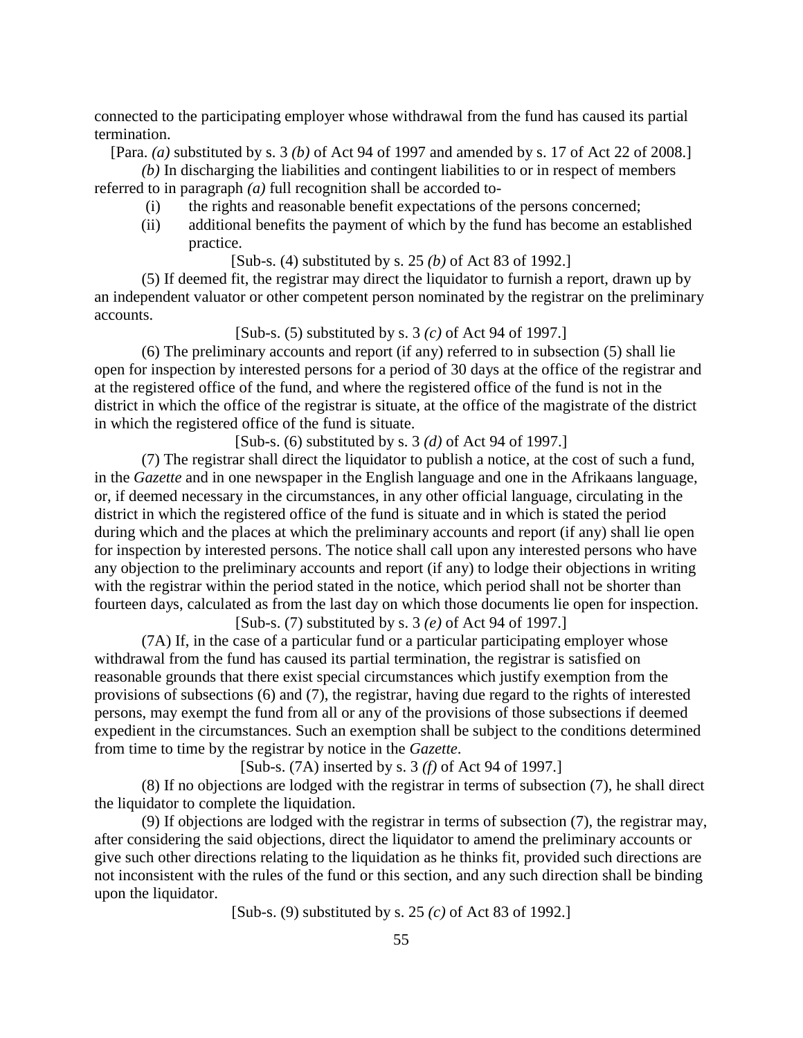connected to the participating employer whose withdrawal from the fund has caused its partial termination.

[Para. *(a)* substituted by s. 3 *(b)* of Act 94 of 1997 and amended by s. 17 of Act 22 of 2008.]

*(b)* In discharging the liabilities and contingent liabilities to or in respect of members referred to in paragraph *(a)* full recognition shall be accorded to-

(i) the rights and reasonable benefit expectations of the persons concerned;

(ii) additional benefits the payment of which by the fund has become an established practice.

[Sub-s. (4) substituted by s. 25 *(b)* of Act 83 of 1992.]

(5) If deemed fit, the registrar may direct the liquidator to furnish a report, drawn up by an independent valuator or other competent person nominated by the registrar on the preliminary accounts.

[Sub-s. (5) substituted by s. 3 *(c)* of Act 94 of 1997.]

(6) The preliminary accounts and report (if any) referred to in subsection (5) shall lie open for inspection by interested persons for a period of 30 days at the office of the registrar and at the registered office of the fund, and where the registered office of the fund is not in the district in which the office of the registrar is situate, at the office of the magistrate of the district in which the registered office of the fund is situate.

[Sub-s. (6) substituted by s. 3 *(d)* of Act 94 of 1997.]

(7) The registrar shall direct the liquidator to publish a notice, at the cost of such a fund, in the *Gazette* and in one newspaper in the English language and one in the Afrikaans language, or, if deemed necessary in the circumstances, in any other official language, circulating in the district in which the registered office of the fund is situate and in which is stated the period during which and the places at which the preliminary accounts and report (if any) shall lie open for inspection by interested persons. The notice shall call upon any interested persons who have any objection to the preliminary accounts and report (if any) to lodge their objections in writing with the registrar within the period stated in the notice, which period shall not be shorter than fourteen days, calculated as from the last day on which those documents lie open for inspection.

[Sub-s. (7) substituted by s. 3 *(e)* of Act 94 of 1997.]

(7A) If, in the case of a particular fund or a particular participating employer whose withdrawal from the fund has caused its partial termination, the registrar is satisfied on reasonable grounds that there exist special circumstances which justify exemption from the provisions of subsections (6) and (7), the registrar, having due regard to the rights of interested persons, may exempt the fund from all or any of the provisions of those subsections if deemed expedient in the circumstances. Such an exemption shall be subject to the conditions determined from time to time by the registrar by notice in the *Gazette*.

[Sub-s. (7A) inserted by s. 3 *(f)* of Act 94 of 1997.]

(8) If no objections are lodged with the registrar in terms of subsection (7), he shall direct the liquidator to complete the liquidation.

(9) If objections are lodged with the registrar in terms of subsection (7), the registrar may, after considering the said objections, direct the liquidator to amend the preliminary accounts or give such other directions relating to the liquidation as he thinks fit, provided such directions are not inconsistent with the rules of the fund or this section, and any such direction shall be binding upon the liquidator.

[Sub-s. (9) substituted by s. 25 *(c)* of Act 83 of 1992.]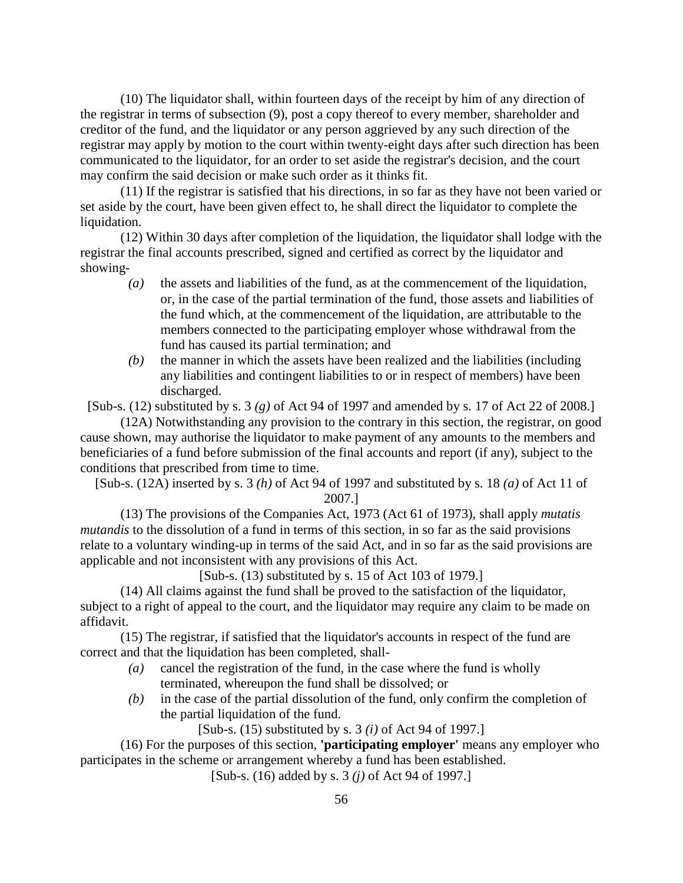(10) The liquidator shall, within fourteen days of the receipt by him of any direction of the registrar in terms of subsection (9), post a copy thereof to every member, shareholder and creditor of the fund, and the liquidator or any person aggrieved by any such direction of the registrar may apply by motion to the court within twenty-eight days after such direction has been communicated to the liquidator, for an order to set aside the registrar's decision, and the court may confirm the said decision or make such order as it thinks fit.

(11) If the registrar is satisfied that his directions, in so far as they have not been varied or set aside by the court, have been given effect to, he shall direct the liquidator to complete the liquidation.

(12) Within 30 days after completion of the liquidation, the liquidator shall lodge with the registrar the final accounts prescribed, signed and certified as correct by the liquidator and showing-

- *(a)* the assets and liabilities of the fund, as at the commencement of the liquidation, or, in the case of the partial termination of the fund, those assets and liabilities of the fund which, at the commencement of the liquidation, are attributable to the members connected to the participating employer whose withdrawal from the fund has caused its partial termination; and
- *(b)* the manner in which the assets have been realized and the liabilities (including any liabilities and contingent liabilities to or in respect of members) have been discharged.

[Sub-s. (12) substituted by s. 3 *(g)* of Act 94 of 1997 and amended by s. 17 of Act 22 of 2008.]

(12A) Notwithstanding any provision to the contrary in this section, the registrar, on good cause shown, may authorise the liquidator to make payment of any amounts to the members and beneficiaries of a fund before submission of the final accounts and report (if any), subject to the conditions that prescribed from time to time.

[Sub-s. (12A) inserted by s. 3 *(h)* of Act 94 of 1997 and substituted by s. 18 *(a)* of Act 11 of 2007.]

(13) The provisions of the Companies Act, 1973 (Act 61 of 1973), shall apply *mutatis mutandis* to the dissolution of a fund in terms of this section, in so far as the said provisions relate to a voluntary winding-up in terms of the said Act, and in so far as the said provisions are applicable and not inconsistent with any provisions of this Act.

[Sub-s. (13) substituted by s. 15 of Act 103 of 1979.]

(14) All claims against the fund shall be proved to the satisfaction of the liquidator, subject to a right of appeal to the court, and the liquidator may require any claim to be made on affidavit.

(15) The registrar, if satisfied that the liquidator's accounts in respect of the fund are correct and that the liquidation has been completed, shall-

- *(a)* cancel the registration of the fund, in the case where the fund is wholly terminated, whereupon the fund shall be dissolved; or
- *(b)* in the case of the partial dissolution of the fund, only confirm the completion of the partial liquidation of the fund.

[Sub-s. (15) substituted by s. 3 *(i)* of Act 94 of 1997.]

(16) For the purposes of this section, **'participating employer'** means any employer who participates in the scheme or arrangement whereby a fund has been established.

[Sub-s. (16) added by s. 3 *(j)* of Act 94 of 1997.]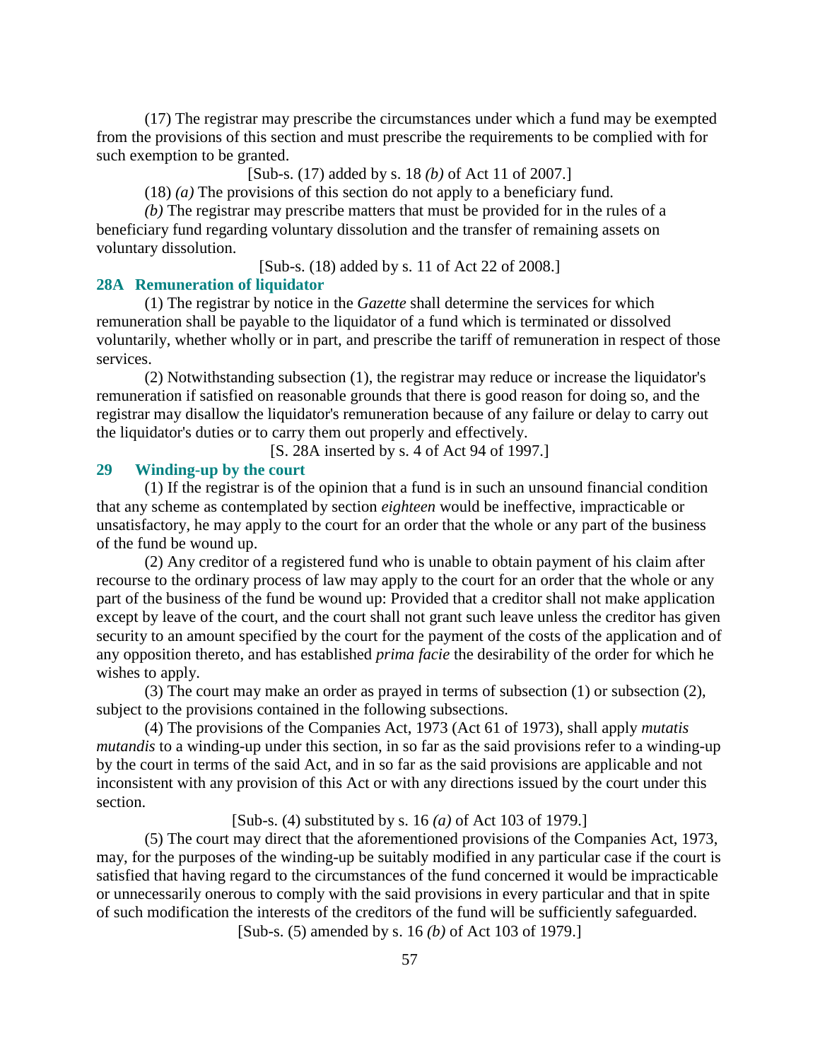(17) The registrar may prescribe the circumstances under which a fund may be exempted from the provisions of this section and must prescribe the requirements to be complied with for such exemption to be granted.

[Sub-s. (17) added by s. 18 *(b)* of Act 11 of 2007.]

(18) *(a)* The provisions of this section do not apply to a beneficiary fund.

*(b)* The registrar may prescribe matters that must be provided for in the rules of a beneficiary fund regarding voluntary dissolution and the transfer of remaining assets on voluntary dissolution.

[Sub-s. (18) added by s. 11 of Act 22 of 2008.]

### 28A Remuneration of liquidator

(1) The registrar by notice in the *Gazette* shall determine the services for which remuneration shall be payable to the liquidator of a fund which is terminated or dissolved voluntarily, whether wholly or in part, and prescribe the tariff of remuneration in respect of those services.

(2) Notwithstanding subsection (1), the registrar may reduce or increase the liquidator's remuneration if satisfied on reasonable grounds that there is good reason for doing so, and the registrar may disallow the liquidator's remuneration because of any failure or delay to carry out the liquidator's duties or to carry them out properly and effectively.

[S. 28A inserted by s. 4 of Act 94 of 1997.]

### 29 Winding-up by the court

(1) If the registrar is of the opinion that a fund is in such an unsound financial condition that any scheme as contemplated by section *eighteen* would be ineffective, impracticable or unsatisfactory, he may apply to the court for an order that the whole or any part of the business of the fund be wound up.

(2) Any creditor of a registered fund who is unable to obtain payment of his claim after recourse to the ordinary process of law may apply to the court for an order that the whole or any part of the business of the fund be wound up: Provided that a creditor shall not make application except by leave of the court, and the court shall not grant such leave unless the creditor has given security to an amount specified by the court for the payment of the costs of the application and of any opposition thereto, and has established *prima facie* the desirability of the order for which he wishes to apply.

(3) The court may make an order as prayed in terms of subsection (1) or subsection (2), subject to the provisions contained in the following subsections.

(4) The provisions of the Companies Act, 1973 (Act 61 of 1973), shall apply *mutatis mutandis* to a winding-up under this section, in so far as the said provisions refer to a winding-up by the court in terms of the said Act, and in so far as the said provisions are applicable and not inconsistent with any provision of this Act or with any directions issued by the court under this section.

[Sub-s. (4) substituted by s. 16 *(a)* of Act 103 of 1979.]

(5) The court may direct that the aforementioned provisions of the Companies Act, 1973, may, for the purposes of the winding-up be suitably modified in any particular case if the court is satisfied that having regard to the circumstances of the fund concerned it would be impracticable or unnecessarily onerous to comply with the said provisions in every particular and that in spite of such modification the interests of the creditors of the fund will be sufficiently safeguarded.

[Sub-s. (5) amended by s. 16 *(b)* of Act 103 of 1979.]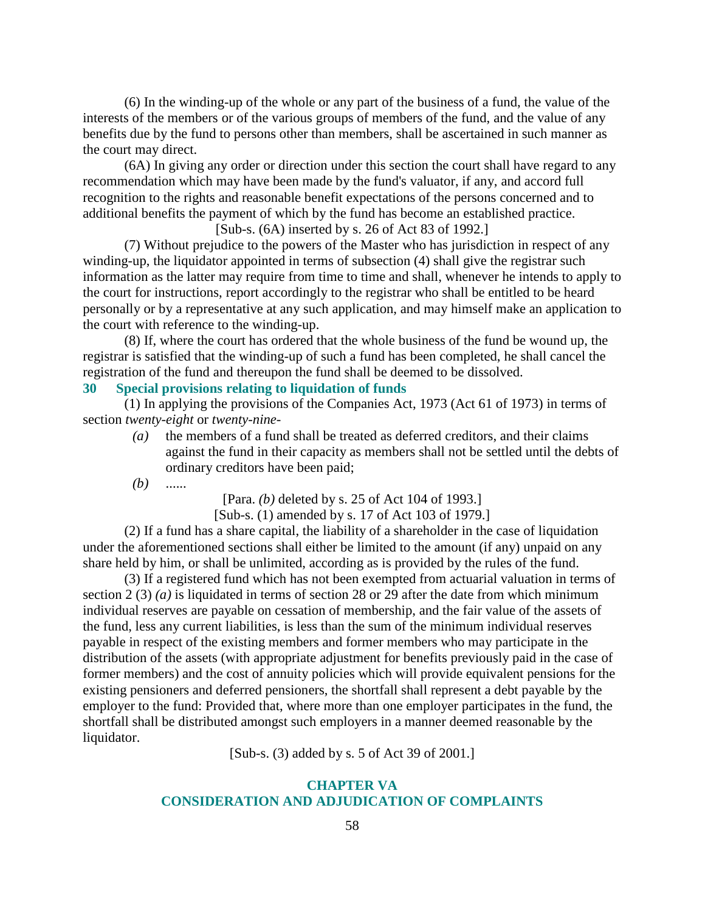(6) In the winding-up of the whole or any part of the business of a fund, the value of the interests of the members or of the various groups of members of the fund, and the value of any benefits due by the fund to persons other than members, shall be ascertained in such manner as the court may direct.

(6A) In giving any order or direction under this section the court shall have regard to any recommendation which may have been made by the fund's valuator, if any, and accord full recognition to the rights and reasonable benefit expectations of the persons concerned and to additional benefits the payment of which by the fund has become an established practice.

[Sub-s. (6A) inserted by s. 26 of Act 83 of 1992.]

(7) Without prejudice to the powers of the Master who has jurisdiction in respect of any winding-up, the liquidator appointed in terms of subsection (4) shall give the registrar such information as the latter may require from time to time and shall, whenever he intends to apply to the court for instructions, report accordingly to the registrar who shall be entitled to be heard personally or by a representative at any such application, and may himself make an application to the court with reference to the winding-up.

(8) If, where the court has ordered that the whole business of the fund be wound up, the registrar is satisfied that the winding-up of such a fund has been completed, he shall cancel the registration of the fund and thereupon the fund shall be deemed to be dissolved.

### 30 Special provisions relating to liquidation of funds

(1) In applying the provisions of the Companies Act, 1973 (Act 61 of 1973) in terms of section *twenty-eight* or *twenty-nine*-

*(a)* the members of a fund shall be treated as deferred creditors, and their claims against the fund in their capacity as members shall not be settled until the debts of ordinary creditors have been paid;

*(b)* ......

[Para. *(b)* deleted by s. 25 of Act 104 of 1993.]

[Sub-s. (1) amended by s. 17 of Act 103 of 1979.]

(2) If a fund has a share capital, the liability of a shareholder in the case of liquidation under the aforementioned sections shall either be limited to the amount (if any) unpaid on any share held by him, or shall be unlimited, according as is provided by the rules of the fund.

(3) If a registered fund which has not been exempted from actuarial valuation in terms of section 2 (3) *(a)* is liquidated in terms of section 28 or 29 after the date from which minimum individual reserves are payable on cessation of membership, and the fair value of the assets of the fund, less any current liabilities, is less than the sum of the minimum individual reserves payable in respect of the existing members and former members who may participate in the distribution of the assets (with appropriate adjustment for benefits previously paid in the case of former members) and the cost of annuity policies which will provide equivalent pensions for the existing pensioners and deferred pensioners, the shortfall shall represent a debt payable by the employer to the fund: Provided that, where more than one employer participates in the fund, the shortfall shall be distributed amongst such employers in a manner deemed reasonable by the liquidator.

[Sub-s. (3) added by s. 5 of Act 39 of 2001.]

## CHAPTER VA
## CONSIDERATION AND ADJUDICATION OF COMPLAINTS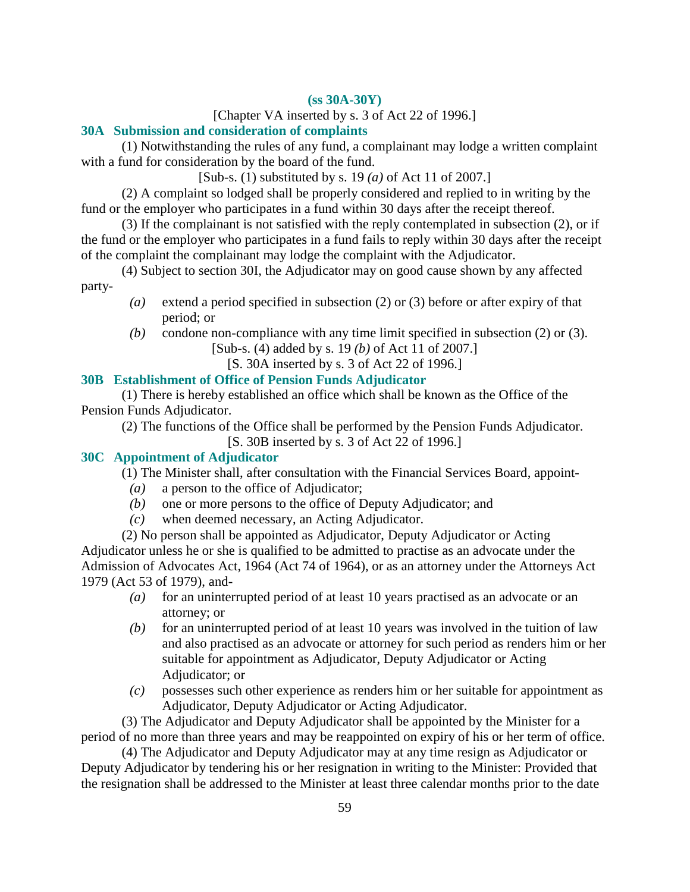**(ss 30A-30Y)**

[Chapter VA inserted by s. 3 of Act 22 of 1996.]

### 30A Submission and consideration of complaints

(1) Notwithstanding the rules of any fund, a complainant may lodge a written complaint with a fund for consideration by the board of the fund.

[Sub-s. (1) substituted by s. 19 *(a)* of Act 11 of 2007.]

(2) A complaint so lodged shall be properly considered and replied to in writing by the fund or the employer who participates in a fund within 30 days after the receipt thereof.

(3) If the complainant is not satisfied with the reply contemplated in subsection (2), or if the fund or the employer who participates in a fund fails to reply within 30 days after the receipt of the complaint the complainant may lodge the complaint with the Adjudicator.

(4) Subject to section 30I, the Adjudicator may on good cause shown by any affected party-

*(a)* extend a period specified in subsection (2) or (3) before or after expiry of that period; or

*(b)* condone non-compliance with any time limit specified in subsection (2) or (3).

[Sub-s. (4) added by s. 19 *(b)* of Act 11 of 2007.]

[S. 30A inserted by s. 3 of Act 22 of 1996.]

### 30B Establishment of Office of Pension Funds Adjudicator

(1) There is hereby established an office which shall be known as the Office of the Pension Funds Adjudicator.

(2) The functions of the Office shall be performed by the Pension Funds Adjudicator.

[S. 30B inserted by s. 3 of Act 22 of 1996.]

### 30C Appointment of Adjudicator

(1) The Minister shall, after consultation with the Financial Services Board, appoint-

*(a)* a person to the office of Adjudicator;

*(b)* one or more persons to the office of Deputy Adjudicator; and

*(c)* when deemed necessary, an Acting Adjudicator.

(2) No person shall be appointed as Adjudicator, Deputy Adjudicator or Acting Adjudicator unless he or she is qualified to be admitted to practise as an advocate under the Admission of Advocates Act, 1964 (Act 74 of 1964), or as an attorney under the Attorneys Act 1979 (Act 53 of 1979), and-

*(a)* for an uninterrupted period of at least 10 years practised as an advocate or an attorney; or

*(b)* for an uninterrupted period of at least 10 years was involved in the tuition of law and also practised as an advocate or attorney for such period as renders him or her suitable for appointment as Adjudicator, Deputy Adjudicator or Acting Adjudicator; or

*(c)* possesses such other experience as renders him or her suitable for appointment as Adjudicator, Deputy Adjudicator or Acting Adjudicator.

(3) The Adjudicator and Deputy Adjudicator shall be appointed by the Minister for a period of no more than three years and may be reappointed on expiry of his or her term of office.

(4) The Adjudicator and Deputy Adjudicator may at any time resign as Adjudicator or Deputy Adjudicator by tendering his or her resignation in writing to the Minister: Provided that the resignation shall be addressed to the Minister at least three calendar months prior to the date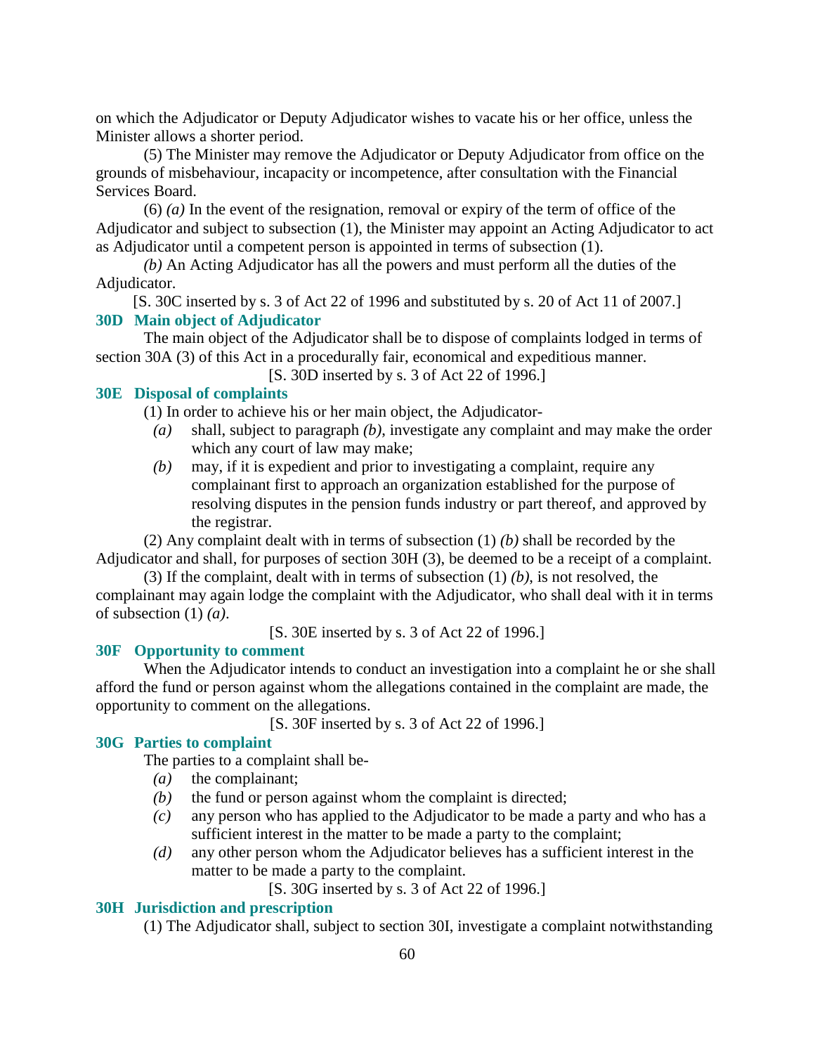on which the Adjudicator or Deputy Adjudicator wishes to vacate his or her office, unless the Minister allows a shorter period.

(5) The Minister may remove the Adjudicator or Deputy Adjudicator from office on the grounds of misbehaviour, incapacity or incompetence, after consultation with the Financial Services Board.

(6) *(a)* In the event of the resignation, removal or expiry of the term of office of the Adjudicator and subject to subsection (1), the Minister may appoint an Acting Adjudicator to act as Adjudicator until a competent person is appointed in terms of subsection (1).

*(b)* An Acting Adjudicator has all the powers and must perform all the duties of the Adjudicator.

[S. 30C inserted by s. 3 of Act 22 of 1996 and substituted by s. 20 of Act 11 of 2007.]

### 30D Main object of Adjudicator

The main object of the Adjudicator shall be to dispose of complaints lodged in terms of section 30A (3) of this Act in a procedurally fair, economical and expeditious manner.

[S. 30D inserted by s. 3 of Act 22 of 1996.]

### 30E Disposal of complaints

(1) In order to achieve his or her main object, the Adjudicator-

- *(a)* shall, subject to paragraph *(b)*, investigate any complaint and may make the order which any court of law may make;
- *(b)* may, if it is expedient and prior to investigating a complaint, require any complainant first to approach an organization established for the purpose of resolving disputes in the pension funds industry or part thereof, and approved by the registrar.

(2) Any complaint dealt with in terms of subsection (1) *(b)* shall be recorded by the Adjudicator and shall, for purposes of section 30H (3), be deemed to be a receipt of a complaint.

(3) If the complaint, dealt with in terms of subsection (1) *(b)*, is not resolved, the complainant may again lodge the complaint with the Adjudicator, who shall deal with it in terms of subsection (1) *(a)*.

[S. 30E inserted by s. 3 of Act 22 of 1996.]

### 30F Opportunity to comment

When the Adjudicator intends to conduct an investigation into a complaint he or she shall afford the fund or person against whom the allegations contained in the complaint are made, the opportunity to comment on the allegations.

[S. 30F inserted by s. 3 of Act 22 of 1996.]

### 30G Parties to complaint

The parties to a complaint shall be-

- *(a)* the complainant;
- *(b)* the fund or person against whom the complaint is directed;
- *(c)* any person who has applied to the Adjudicator to be made a party and who has a sufficient interest in the matter to be made a party to the complaint;
- *(d)* any other person whom the Adjudicator believes has a sufficient interest in the matter to be made a party to the complaint.

[S. 30G inserted by s. 3 of Act 22 of 1996.]

### 30H Jurisdiction and prescription

(1) The Adjudicator shall, subject to section 30I, investigate a complaint notwithstanding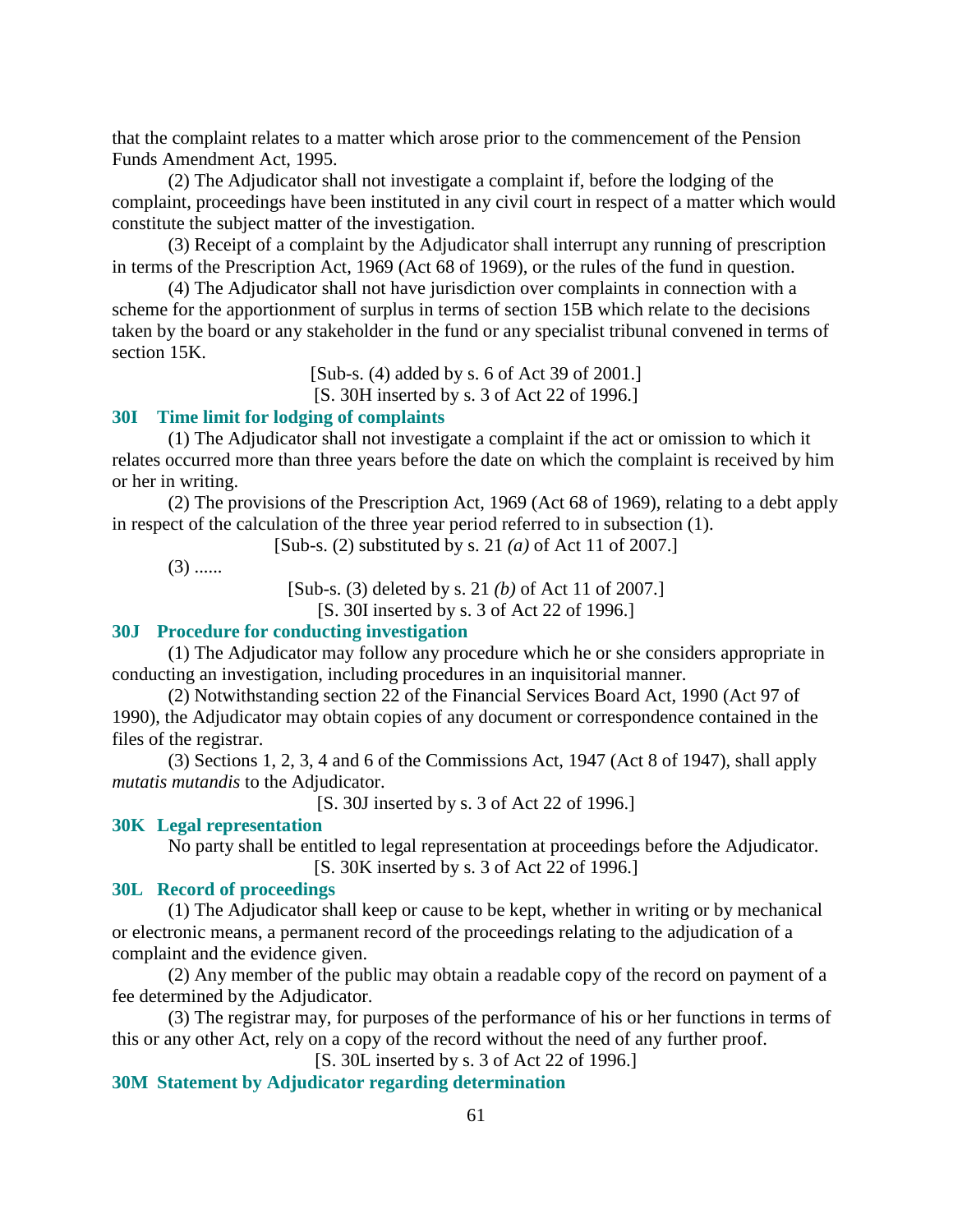that the complaint relates to a matter which arose prior to the commencement of the Pension Funds Amendment Act, 1995.

(2) The Adjudicator shall not investigate a complaint if, before the lodging of the complaint, proceedings have been instituted in any civil court in respect of a matter which would constitute the subject matter of the investigation.

(3) Receipt of a complaint by the Adjudicator shall interrupt any running of prescription in terms of the Prescription Act, 1969 (Act 68 of 1969), or the rules of the fund in question.

(4) The Adjudicator shall not have jurisdiction over complaints in connection with a scheme for the apportionment of surplus in terms of section 15B which relate to the decisions taken by the board or any stakeholder in the fund or any specialist tribunal convened in terms of section 15K.

[Sub-s. (4) added by s. 6 of Act 39 of 2001.]

[S. 30H inserted by s. 3 of Act 22 of 1996.]

### 30I Time limit for lodging of complaints

(1) The Adjudicator shall not investigate a complaint if the act or omission to which it relates occurred more than three years before the date on which the complaint is received by him or her in writing.

(2) The provisions of the Prescription Act, 1969 (Act 68 of 1969), relating to a debt apply in respect of the calculation of the three year period referred to in subsection (1).

[Sub-s. (2) substituted by s. 21 *(a)* of Act 11 of 2007.]

(3) ......

[Sub-s. (3) deleted by s. 21 *(b)* of Act 11 of 2007.]

[S. 30I inserted by s. 3 of Act 22 of 1996.]

### 30J Procedure for conducting investigation

(1) The Adjudicator may follow any procedure which he or she considers appropriate in conducting an investigation, including procedures in an inquisitorial manner.

(2) Notwithstanding section 22 of the Financial Services Board Act, 1990 (Act 97 of 1990), the Adjudicator may obtain copies of any document or correspondence contained in the files of the registrar.

(3) Sections 1, 2, 3, 4 and 6 of the Commissions Act, 1947 (Act 8 of 1947), shall apply *mutatis mutandis* to the Adjudicator.

[S. 30J inserted by s. 3 of Act 22 of 1996.]

### 30K Legal representation

No party shall be entitled to legal representation at proceedings before the Adjudicator.

[S. 30K inserted by s. 3 of Act 22 of 1996.]

### 30L Record of proceedings

(1) The Adjudicator shall keep or cause to be kept, whether in writing or by mechanical or electronic means, a permanent record of the proceedings relating to the adjudication of a complaint and the evidence given.

(2) Any member of the public may obtain a readable copy of the record on payment of a fee determined by the Adjudicator.

(3) The registrar may, for purposes of the performance of his or her functions in terms of this or any other Act, rely on a copy of the record without the need of any further proof.

[S. 30L inserted by s. 3 of Act 22 of 1996.]

### 30M Statement by Adjudicator regarding determination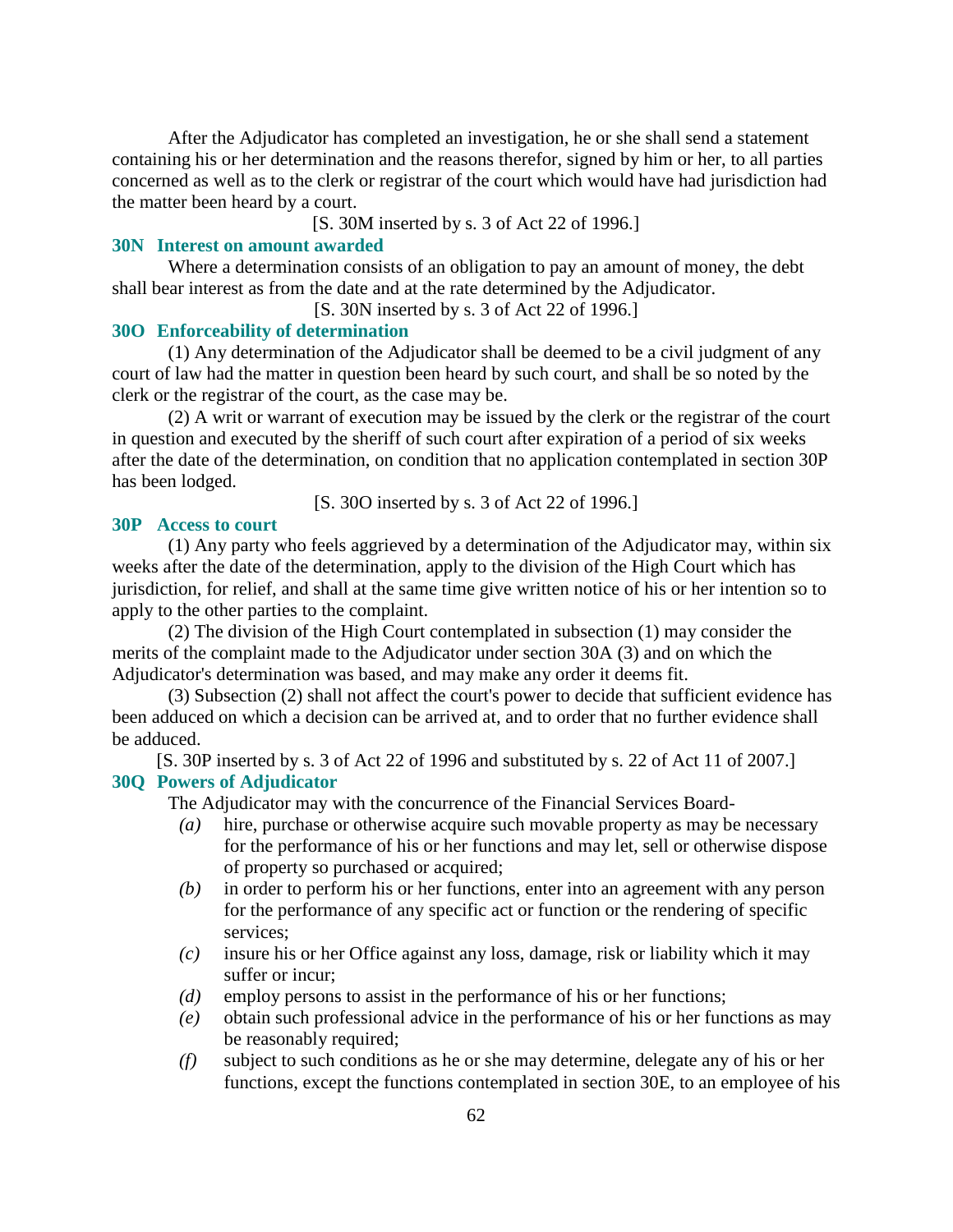After the Adjudicator has completed an investigation, he or she shall send a statement containing his or her determination and the reasons therefor, signed by him or her, to all parties concerned as well as to the clerk or registrar of the court which would have had jurisdiction had the matter been heard by a court.

[S. 30M inserted by s. 3 of Act 22 of 1996.]

### 30N Interest on amount awarded

Where a determination consists of an obligation to pay an amount of money, the debt shall bear interest as from the date and at the rate determined by the Adjudicator.

[S. 30N inserted by s. 3 of Act 22 of 1996.]

### 30O Enforceability of determination

(1) Any determination of the Adjudicator shall be deemed to be a civil judgment of any court of law had the matter in question been heard by such court, and shall be so noted by the clerk or the registrar of the court, as the case may be.

(2) A writ or warrant of execution may be issued by the clerk or the registrar of the court in question and executed by the sheriff of such court after expiration of a period of six weeks after the date of the determination, on condition that no application contemplated in section 30P has been lodged.

[S. 30O inserted by s. 3 of Act 22 of 1996.]

### 30P Access to court

(1) Any party who feels aggrieved by a determination of the Adjudicator may, within six weeks after the date of the determination, apply to the division of the High Court which has jurisdiction, for relief, and shall at the same time give written notice of his or her intention so to apply to the other parties to the complaint.

(2) The division of the High Court contemplated in subsection (1) may consider the merits of the complaint made to the Adjudicator under section 30A (3) and on which the Adjudicator's determination was based, and may make any order it deems fit.

(3) Subsection (2) shall not affect the court's power to decide that sufficient evidence has been adduced on which a decision can be arrived at, and to order that no further evidence shall be adduced.

[S. 30P inserted by s. 3 of Act 22 of 1996 and substituted by s. 22 of Act 11 of 2007.]

### 30Q Powers of Adjudicator

The Adjudicator may with the concurrence of the Financial Services Board-

*(a)* hire, purchase or otherwise acquire such movable property as may be necessary for the performance of his or her functions and may let, sell or otherwise dispose of property so purchased or acquired;

*(b)* in order to perform his or her functions, enter into an agreement with any person for the performance of any specific act or function or the rendering of specific services;

*(c)* insure his or her Office against any loss, damage, risk or liability which it may suffer or incur;

*(d)* employ persons to assist in the performance of his or her functions;

*(e)* obtain such professional advice in the performance of his or her functions as may be reasonably required;

*(f)* subject to such conditions as he or she may determine, delegate any of his or her functions, except the functions contemplated in section 30E, to an employee of his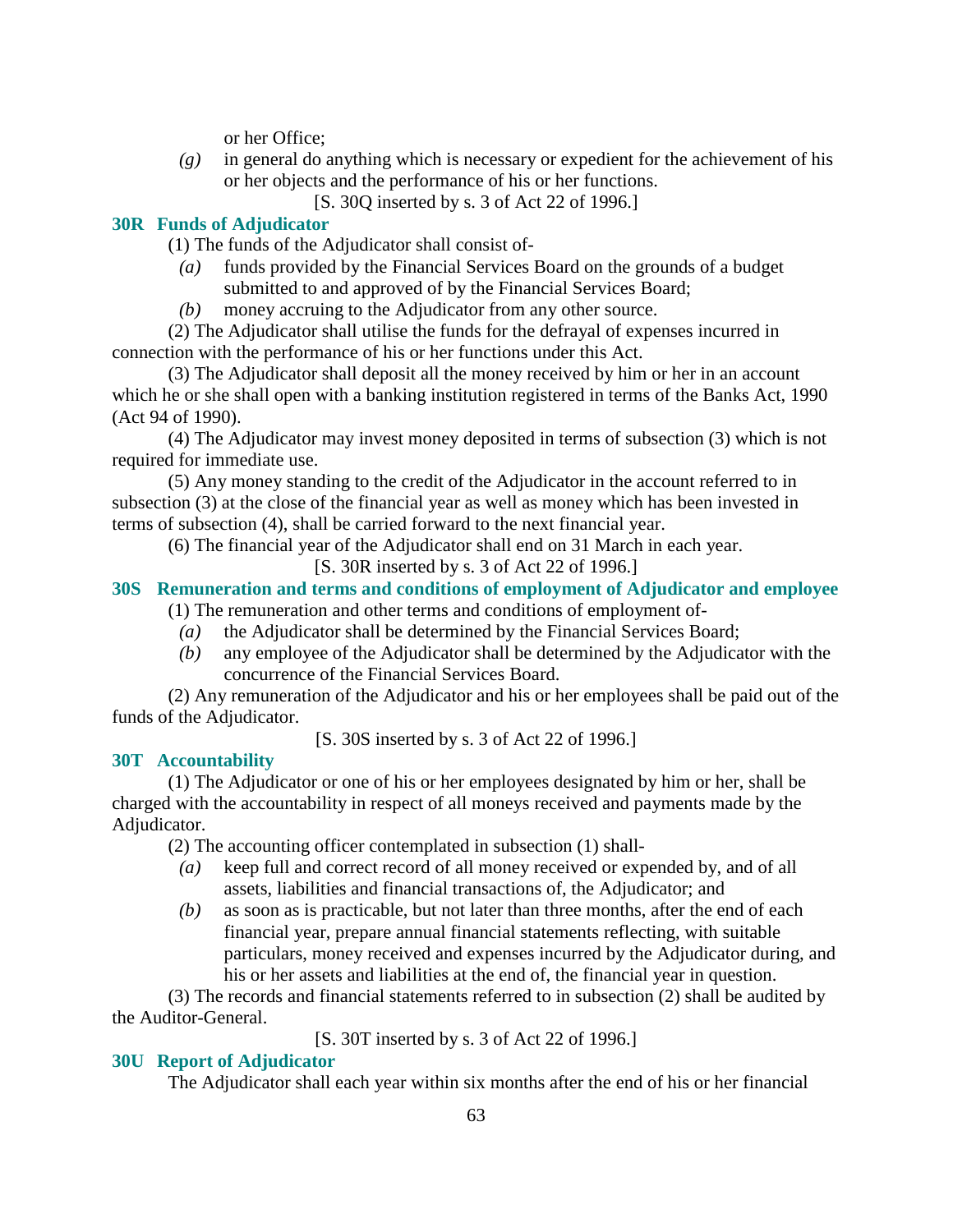or her Office;

*(g)* in general do anything which is necessary or expedient for the achievement of his or her objects and the performance of his or her functions.

[S. 30Q inserted by s. 3 of Act 22 of 1996.]

### 30R Funds of Adjudicator

(1) The funds of the Adjudicator shall consist of-

*(a)* funds provided by the Financial Services Board on the grounds of a budget submitted to and approved of by the Financial Services Board;

*(b)* money accruing to the Adjudicator from any other source.

(2) The Adjudicator shall utilise the funds for the defrayal of expenses incurred in connection with the performance of his or her functions under this Act.

(3) The Adjudicator shall deposit all the money received by him or her in an account which he or she shall open with a banking institution registered in terms of the Banks Act, 1990 (Act 94 of 1990).

(4) The Adjudicator may invest money deposited in terms of subsection (3) which is not required for immediate use.

(5) Any money standing to the credit of the Adjudicator in the account referred to in subsection (3) at the close of the financial year as well as money which has been invested in terms of subsection (4), shall be carried forward to the next financial year.

(6) The financial year of the Adjudicator shall end on 31 March in each year.

[S. 30R inserted by s. 3 of Act 22 of 1996.]

### 30S Remuneration and terms and conditions of employment of Adjudicator and employee

(1) The remuneration and other terms and conditions of employment of-

*(a)* the Adjudicator shall be determined by the Financial Services Board;

*(b)* any employee of the Adjudicator shall be determined by the Adjudicator with the concurrence of the Financial Services Board.

(2) Any remuneration of the Adjudicator and his or her employees shall be paid out of the funds of the Adjudicator.

[S. 30S inserted by s. 3 of Act 22 of 1996.]

### 30T Accountability

(1) The Adjudicator or one of his or her employees designated by him or her, shall be charged with the accountability in respect of all moneys received and payments made by the Adjudicator.

(2) The accounting officer contemplated in subsection (1) shall-

*(a)* keep full and correct record of all money received or expended by, and of all assets, liabilities and financial transactions of, the Adjudicator; and

*(b)* as soon as is practicable, but not later than three months, after the end of each financial year, prepare annual financial statements reflecting, with suitable particulars, money received and expenses incurred by the Adjudicator during, and his or her assets and liabilities at the end of, the financial year in question.

(3) The records and financial statements referred to in subsection (2) shall be audited by the Auditor-General.

[S. 30T inserted by s. 3 of Act 22 of 1996.]

### 30U Report of Adjudicator

The Adjudicator shall each year within six months after the end of his or her financial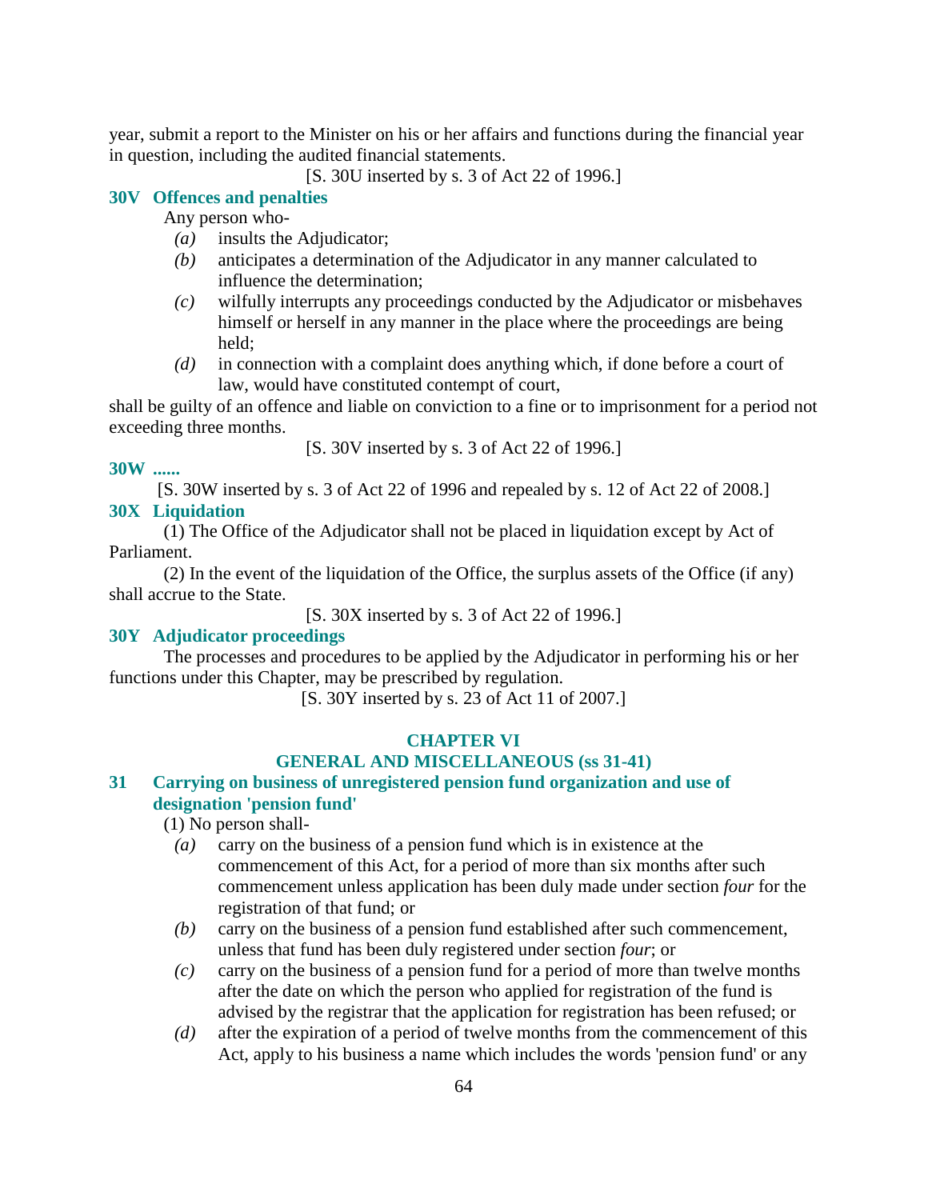year, submit a report to the Minister on his or her affairs and functions during the financial year in question, including the audited financial statements.

[S. 30U inserted by s. 3 of Act 22 of 1996.]

### 30V Offences and penalties

Any person who-

*(a)* insults the Adjudicator;

*(b)* anticipates a determination of the Adjudicator in any manner calculated to influence the determination;

*(c)* wilfully interrupts any proceedings conducted by the Adjudicator or misbehaves himself or herself in any manner in the place where the proceedings are being held;

*(d)* in connection with a complaint does anything which, if done before a court of law, would have constituted contempt of court,

shall be guilty of an offence and liable on conviction to a fine or to imprisonment for a period not exceeding three months.

[S. 30V inserted by s. 3 of Act 22 of 1996.]

### 30W ......

[S. 30W inserted by s. 3 of Act 22 of 1996 and repealed by s. 12 of Act 22 of 2008.]

### 30X Liquidation

(1) The Office of the Adjudicator shall not be placed in liquidation except by Act of Parliament.

(2) In the event of the liquidation of the Office, the surplus assets of the Office (if any) shall accrue to the State.

[S. 30X inserted by s. 3 of Act 22 of 1996.]

### 30Y Adjudicator proceedings

The processes and procedures to be applied by the Adjudicator in performing his or her functions under this Chapter, may be prescribed by regulation.

[S. 30Y inserted by s. 23 of Act 11 of 2007.]

## CHAPTER VI
## GENERAL AND MISCELLANEOUS (ss 31-41)

### 31 Carrying on business of unregistered pension fund organization and use of designation 'pension fund'

(1) No person shall-

*(a)* carry on the business of a pension fund which is in existence at the commencement of this Act, for a period of more than six months after such commencement unless application has been duly made under section *four* for the registration of that fund; or

*(b)* carry on the business of a pension fund established after such commencement, unless that fund has been duly registered under section *four*; or

*(c)* carry on the business of a pension fund for a period of more than twelve months after the date on which the person who applied for registration of the fund is advised by the registrar that the application for registration has been refused; or

*(d)* after the expiration of a period of twelve months from the commencement of this Act, apply to his business a name which includes the words 'pension fund' or any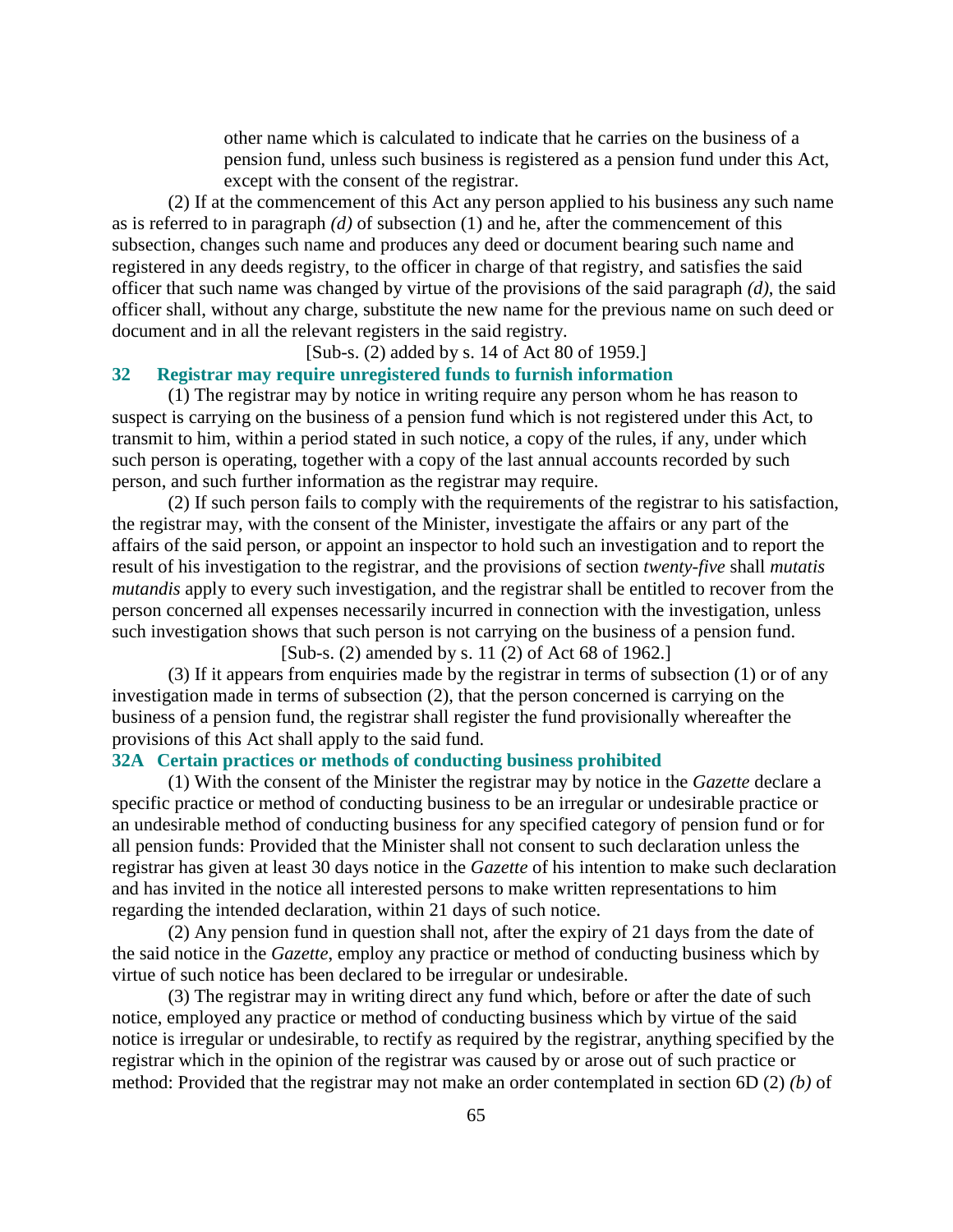other name which is calculated to indicate that he carries on the business of a pension fund, unless such business is registered as a pension fund under this Act, except with the consent of the registrar.

(2) If at the commencement of this Act any person applied to his business any such name as is referred to in paragraph *(d)* of subsection (1) and he, after the commencement of this subsection, changes such name and produces any deed or document bearing such name and registered in any deeds registry, to the officer in charge of that registry, and satisfies the said officer that such name was changed by virtue of the provisions of the said paragraph *(d)*, the said officer shall, without any charge, substitute the new name for the previous name on such deed or document and in all the relevant registers in the said registry.

[Sub-s. (2) added by s. 14 of Act 80 of 1959.]

### 32 Registrar may require unregistered funds to furnish information

(1) The registrar may by notice in writing require any person whom he has reason to suspect is carrying on the business of a pension fund which is not registered under this Act, to transmit to him, within a period stated in such notice, a copy of the rules, if any, under which such person is operating, together with a copy of the last annual accounts recorded by such person, and such further information as the registrar may require.

(2) If such person fails to comply with the requirements of the registrar to his satisfaction, the registrar may, with the consent of the Minister, investigate the affairs or any part of the affairs of the said person, or appoint an inspector to hold such an investigation and to report the result of his investigation to the registrar, and the provisions of section *twenty-five* shall *mutatis mutandis* apply to every such investigation, and the registrar shall be entitled to recover from the person concerned all expenses necessarily incurred in connection with the investigation, unless such investigation shows that such person is not carrying on the business of a pension fund.

[Sub-s. (2) amended by s. 11 (2) of Act 68 of 1962.]

(3) If it appears from enquiries made by the registrar in terms of subsection (1) or of any investigation made in terms of subsection (2), that the person concerned is carrying on the business of a pension fund, the registrar shall register the fund provisionally whereafter the provisions of this Act shall apply to the said fund.

### 32A Certain practices or methods of conducting business prohibited

(1) With the consent of the Minister the registrar may by notice in the *Gazette* declare a specific practice or method of conducting business to be an irregular or undesirable practice or an undesirable method of conducting business for any specified category of pension fund or for all pension funds: Provided that the Minister shall not consent to such declaration unless the registrar has given at least 30 days notice in the *Gazette* of his intention to make such declaration and has invited in the notice all interested persons to make written representations to him regarding the intended declaration, within 21 days of such notice.

(2) Any pension fund in question shall not, after the expiry of 21 days from the date of the said notice in the *Gazette*, employ any practice or method of conducting business which by virtue of such notice has been declared to be irregular or undesirable.

(3) The registrar may in writing direct any fund which, before or after the date of such notice, employed any practice or method of conducting business which by virtue of the said notice is irregular or undesirable, to rectify as required by the registrar, anything specified by the registrar which in the opinion of the registrar was caused by or arose out of such practice or method: Provided that the registrar may not make an order contemplated in section 6D (2) *(b)* of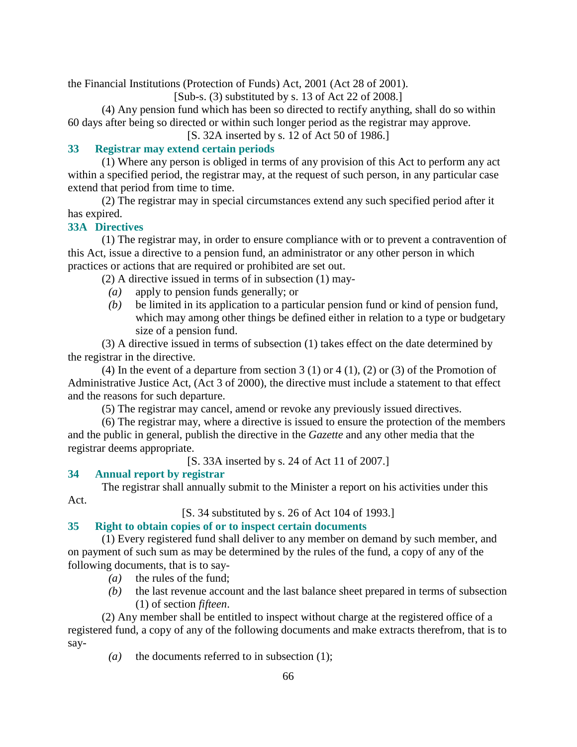the Financial Institutions (Protection of Funds) Act, 2001 (Act 28 of 2001).

[Sub-s. (3) substituted by s. 13 of Act 22 of 2008.]

(4) Any pension fund which has been so directed to rectify anything, shall do so within 60 days after being so directed or within such longer period as the registrar may approve.

[S. 32A inserted by s. 12 of Act 50 of 1986.]

### 33 Registrar may extend certain periods

(1) Where any person is obliged in terms of any provision of this Act to perform any act within a specified period, the registrar may, at the request of such person, in any particular case extend that period from time to time.

(2) The registrar may in special circumstances extend any such specified period after it has expired.

### 33A Directives

(1) The registrar may, in order to ensure compliance with or to prevent a contravention of this Act, issue a directive to a pension fund, an administrator or any other person in which practices or actions that are required or prohibited are set out.

(2) A directive issued in terms of in subsection (1) may-

*(a)* apply to pension funds generally; or

*(b)* be limited in its application to a particular pension fund or kind of pension fund, which may among other things be defined either in relation to a type or budgetary size of a pension fund.

(3) A directive issued in terms of subsection (1) takes effect on the date determined by the registrar in the directive.

(4) In the event of a departure from section 3 (1) or 4 (1), (2) or (3) of the Promotion of Administrative Justice Act, (Act 3 of 2000), the directive must include a statement to that effect and the reasons for such departure.

(5) The registrar may cancel, amend or revoke any previously issued directives.

(6) The registrar may, where a directive is issued to ensure the protection of the members and the public in general, publish the directive in the *Gazette* and any other media that the registrar deems appropriate.

[S. 33A inserted by s. 24 of Act 11 of 2007.]

### 34 Annual report by registrar

The registrar shall annually submit to the Minister a report on his activities under this Act.

[S. 34 substituted by s. 26 of Act 104 of 1993.]

### 35 Right to obtain copies of or to inspect certain documents

(1) Every registered fund shall deliver to any member on demand by such member, and on payment of such sum as may be determined by the rules of the fund, a copy of any of the following documents, that is to say-

*(a)* the rules of the fund;

*(b)* the last revenue account and the last balance sheet prepared in terms of subsection (1) of section *fifteen*.

(2) Any member shall be entitled to inspect without charge at the registered office of a registered fund, a copy of any of the following documents and make extracts therefrom, that is to say-

*(a)* the documents referred to in subsection (1);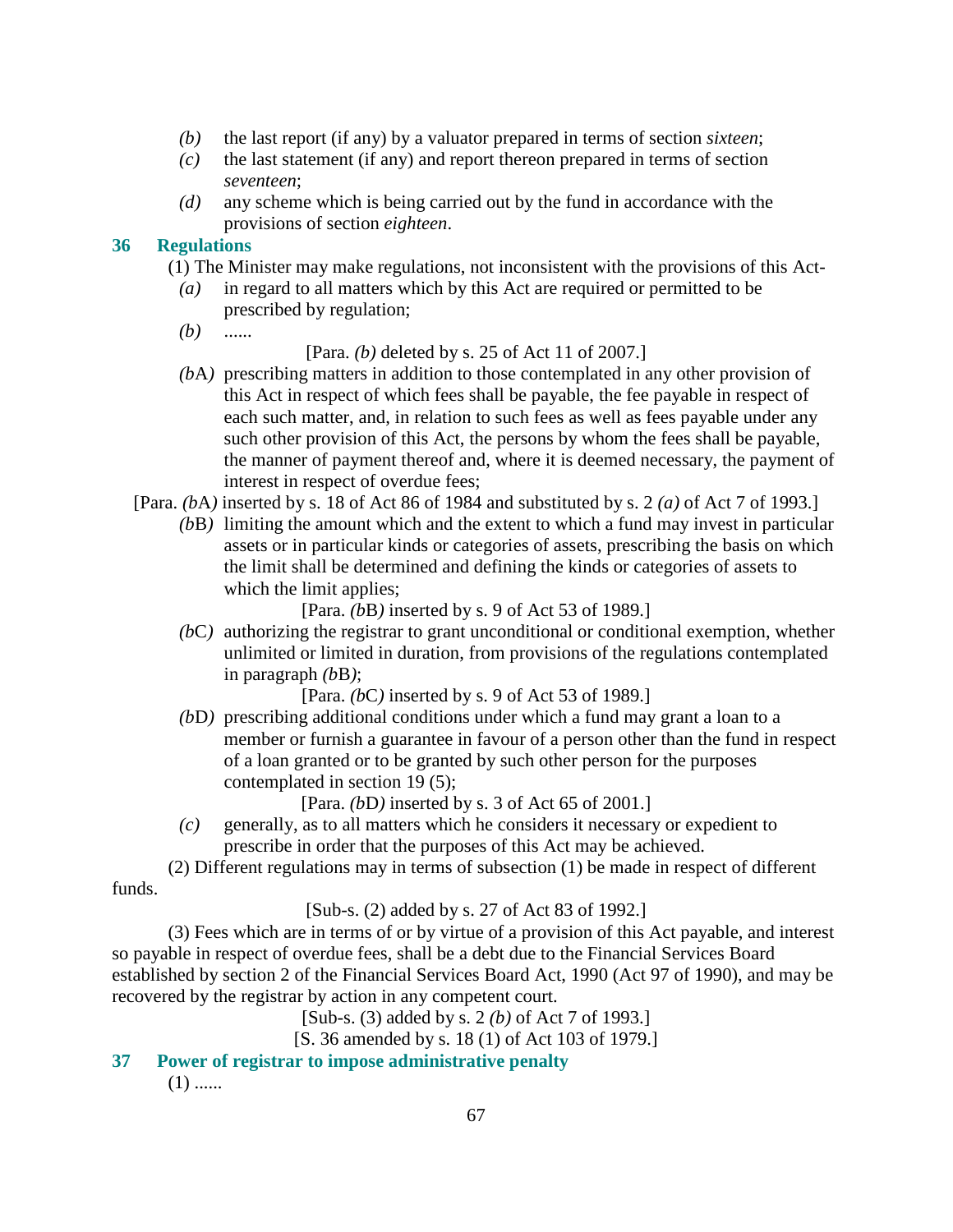*(b)* the last report (if any) by a valuator prepared in terms of section *sixteen*;

*(c)* the last statement (if any) and report thereon prepared in terms of section *seventeen*;

*(d)* any scheme which is being carried out by the fund in accordance with the provisions of section *eighteen*.

### 36 Regulations

(1) The Minister may make regulations, not inconsistent with the provisions of this Act-

*(a)* in regard to all matters which by this Act are required or permitted to be prescribed by regulation;

*(b)* ......

[Para. *(b)* deleted by s. 25 of Act 11 of 2007.]

*(b*A*)* prescribing matters in addition to those contemplated in any other provision of this Act in respect of which fees shall be payable, the fee payable in respect of each such matter, and, in relation to such fees as well as fees payable under any such other provision of this Act, the persons by whom the fees shall be payable, the manner of payment thereof and, where it is deemed necessary, the payment of interest in respect of overdue fees;

[Para. *(b*A*)* inserted by s. 18 of Act 86 of 1984 and substituted by s. 2 *(a)* of Act 7 of 1993.]

*(b*B*)* limiting the amount which and the extent to which a fund may invest in particular assets or in particular kinds or categories of assets, prescribing the basis on which the limit shall be determined and defining the kinds or categories of assets to which the limit applies;

[Para. *(b*B*)* inserted by s. 9 of Act 53 of 1989.]

*(b*C*)* authorizing the registrar to grant unconditional or conditional exemption, whether unlimited or limited in duration, from provisions of the regulations contemplated in paragraph *(b*B*)*;

[Para. *(b*C*)* inserted by s. 9 of Act 53 of 1989.]

*(b*D*)* prescribing additional conditions under which a fund may grant a loan to a member or furnish a guarantee in favour of a person other than the fund in respect of a loan granted or to be granted by such other person for the purposes contemplated in section 19 (5);

[Para. *(b*D*)* inserted by s. 3 of Act 65 of 2001.]

*(c)* generally, as to all matters which he considers it necessary or expedient to prescribe in order that the purposes of this Act may be achieved.

(2) Different regulations may in terms of subsection (1) be made in respect of different funds.

[Sub-s. (2) added by s. 27 of Act 83 of 1992.]

(3) Fees which are in terms of or by virtue of a provision of this Act payable, and interest so payable in respect of overdue fees, shall be a debt due to the Financial Services Board established by section 2 of the Financial Services Board Act, 1990 (Act 97 of 1990), and may be recovered by the registrar by action in any competent court.

[Sub-s. (3) added by s. 2 *(b)* of Act 7 of 1993.]

[S. 36 amended by s. 18 (1) of Act 103 of 1979.]

### 37 Power of registrar to impose administrative penalty

(1) ......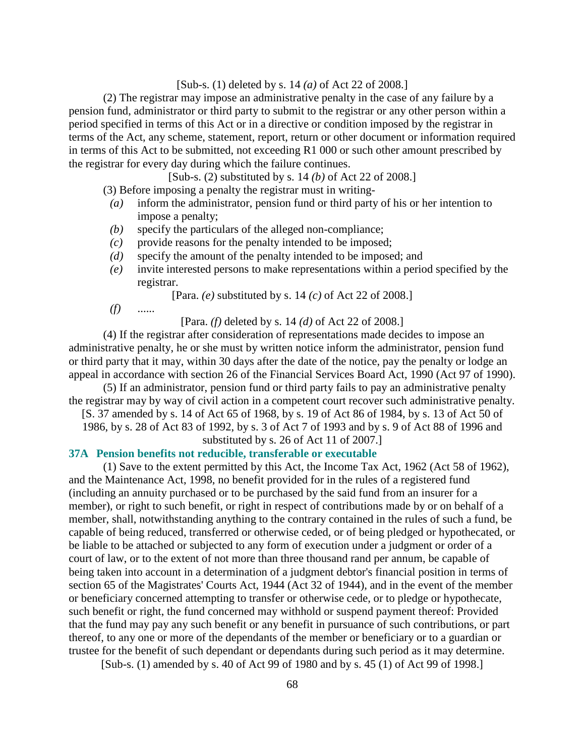[Sub-s. (1) deleted by s. 14 *(a)* of Act 22 of 2008.]

(2) The registrar may impose an administrative penalty in the case of any failure by a pension fund, administrator or third party to submit to the registrar or any other person within a period specified in terms of this Act or in a directive or condition imposed by the registrar in terms of the Act, any scheme, statement, report, return or other document or information required in terms of this Act to be submitted, not exceeding R1 000 or such other amount prescribed by the registrar for every day during which the failure continues.

[Sub-s. (2) substituted by s. 14 *(b)* of Act 22 of 2008.]

(3) Before imposing a penalty the registrar must in writing-

*(a)* inform the administrator, pension fund or third party of his or her intention to impose a penalty;

*(b)* specify the particulars of the alleged non-compliance;

*(c)* provide reasons for the penalty intended to be imposed;

*(d)* specify the amount of the penalty intended to be imposed; and

*(e)* invite interested persons to make representations within a period specified by the registrar.

[Para. *(e)* substituted by s. 14 *(c)* of Act 22 of 2008.]

*(f)* ......

[Para. *(f)* deleted by s. 14 *(d)* of Act 22 of 2008.]

(4) If the registrar after consideration of representations made decides to impose an administrative penalty, he or she must by written notice inform the administrator, pension fund or third party that it may, within 30 days after the date of the notice, pay the penalty or lodge an appeal in accordance with section 26 of the Financial Services Board Act, 1990 (Act 97 of 1990).

(5) If an administrator, pension fund or third party fails to pay an administrative penalty the registrar may by way of civil action in a competent court recover such administrative penalty.

[S. 37 amended by s. 14 of Act 65 of 1968, by s. 19 of Act 86 of 1984, by s. 13 of Act 50 of 1986, by s. 28 of Act 83 of 1992, by s. 3 of Act 7 of 1993 and by s. 9 of Act 88 of 1996 and substituted by s. 26 of Act 11 of 2007.]

### 37A Pension benefits not reducible, transferable or executable

(1) Save to the extent permitted by this Act, the Income Tax Act, 1962 (Act 58 of 1962), and the Maintenance Act, 1998, no benefit provided for in the rules of a registered fund (including an annuity purchased or to be purchased by the said fund from an insurer for a member), or right to such benefit, or right in respect of contributions made by or on behalf of a member, shall, notwithstanding anything to the contrary contained in the rules of such a fund, be capable of being reduced, transferred or otherwise ceded, or of being pledged or hypothecated, or be liable to be attached or subjected to any form of execution under a judgment or order of a court of law, or to the extent of not more than three thousand rand per annum, be capable of being taken into account in a determination of a judgment debtor's financial position in terms of section 65 of the Magistrates' Courts Act, 1944 (Act 32 of 1944), and in the event of the member or beneficiary concerned attempting to transfer or otherwise cede, or to pledge or hypothecate, such benefit or right, the fund concerned may withhold or suspend payment thereof: Provided that the fund may pay any such benefit or any benefit in pursuance of such contributions, or part thereof, to any one or more of the dependants of the member or beneficiary or to a guardian or trustee for the benefit of such dependant or dependants during such period as it may determine.

[Sub-s. (1) amended by s. 40 of Act 99 of 1980 and by s. 45 (1) of Act 99 of 1998.]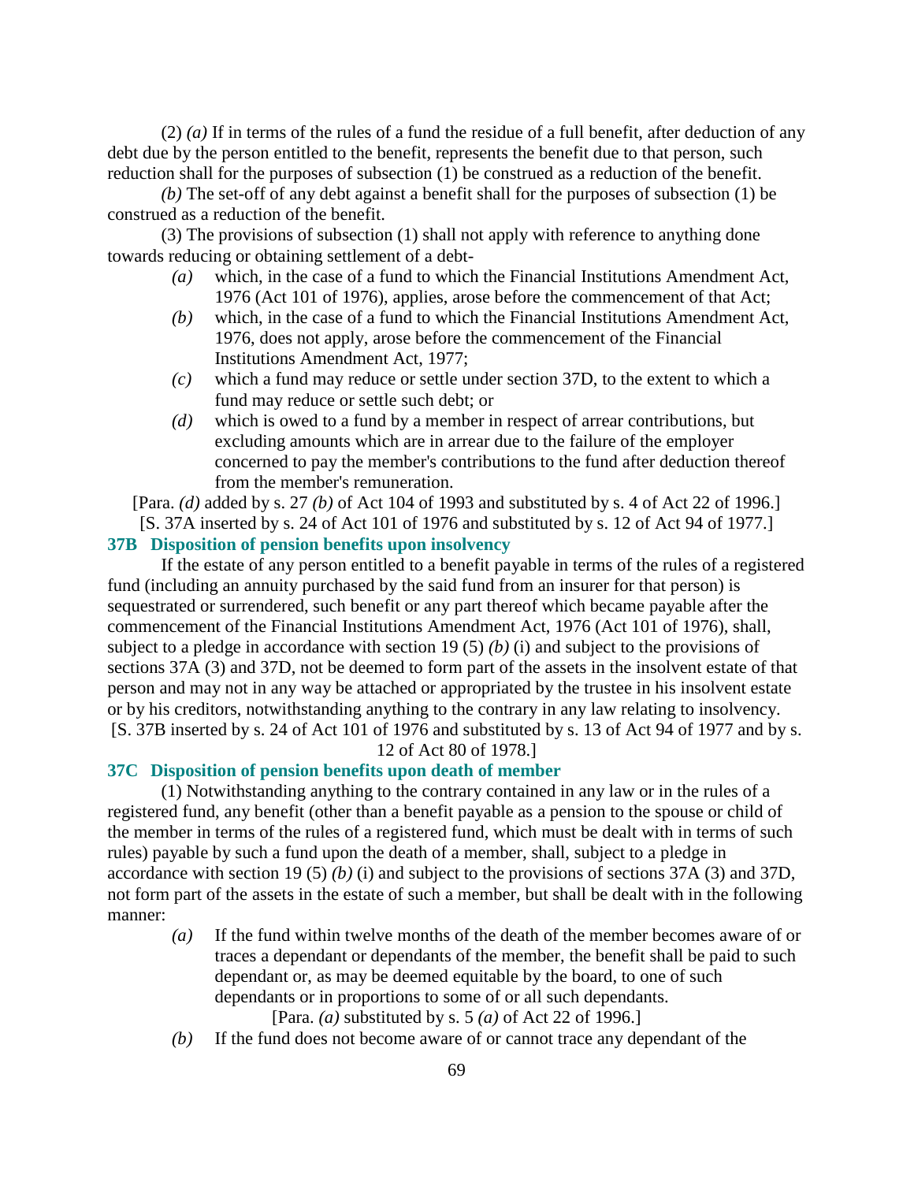(2) *(a)* If in terms of the rules of a fund the residue of a full benefit, after deduction of any debt due by the person entitled to the benefit, represents the benefit due to that person, such reduction shall for the purposes of subsection (1) be construed as a reduction of the benefit.

*(b)* The set-off of any debt against a benefit shall for the purposes of subsection (1) be construed as a reduction of the benefit.

(3) The provisions of subsection (1) shall not apply with reference to anything done towards reducing or obtaining settlement of a debt-

*(a)* which, in the case of a fund to which the Financial Institutions Amendment Act, 1976 (Act 101 of 1976), applies, arose before the commencement of that Act;

*(b)* which, in the case of a fund to which the Financial Institutions Amendment Act, 1976, does not apply, arose before the commencement of the Financial Institutions Amendment Act, 1977;

*(c)* which a fund may reduce or settle under section 37D, to the extent to which a fund may reduce or settle such debt; or

*(d)* which is owed to a fund by a member in respect of arrear contributions, but excluding amounts which are in arrear due to the failure of the employer concerned to pay the member's contributions to the fund after deduction thereof from the member's remuneration.

[Para. *(d)* added by s. 27 *(b)* of Act 104 of 1993 and substituted by s. 4 of Act 22 of 1996.]

[S. 37A inserted by s. 24 of Act 101 of 1976 and substituted by s. 12 of Act 94 of 1977.]

### 37B Disposition of pension benefits upon insolvency

If the estate of any person entitled to a benefit payable in terms of the rules of a registered fund (including an annuity purchased by the said fund from an insurer for that person) is sequestrated or surrendered, such benefit or any part thereof which became payable after the commencement of the Financial Institutions Amendment Act, 1976 (Act 101 of 1976), shall, subject to a pledge in accordance with section 19 (5) *(b)* (i) and subject to the provisions of sections 37A (3) and 37D, not be deemed to form part of the assets in the insolvent estate of that person and may not in any way be attached or appropriated by the trustee in his insolvent estate or by his creditors, notwithstanding anything to the contrary in any law relating to insolvency.

[S. 37B inserted by s. 24 of Act 101 of 1976 and substituted by s. 13 of Act 94 of 1977 and by s. 12 of Act 80 of 1978.]

### 37C Disposition of pension benefits upon death of member

(1) Notwithstanding anything to the contrary contained in any law or in the rules of a registered fund, any benefit (other than a benefit payable as a pension to the spouse or child of the member in terms of the rules of a registered fund, which must be dealt with in terms of such rules) payable by such a fund upon the death of a member, shall, subject to a pledge in accordance with section 19 (5) *(b)* (i) and subject to the provisions of sections 37A (3) and 37D, not form part of the assets in the estate of such a member, but shall be dealt with in the following manner:

*(a)* If the fund within twelve months of the death of the member becomes aware of or traces a dependant or dependants of the member, the benefit shall be paid to such dependant or, as may be deemed equitable by the board, to one of such dependants or in proportions to some of or all such dependants.

[Para. *(a)* substituted by s. 5 *(a)* of Act 22 of 1996.]

*(b)* If the fund does not become aware of or cannot trace any dependant of the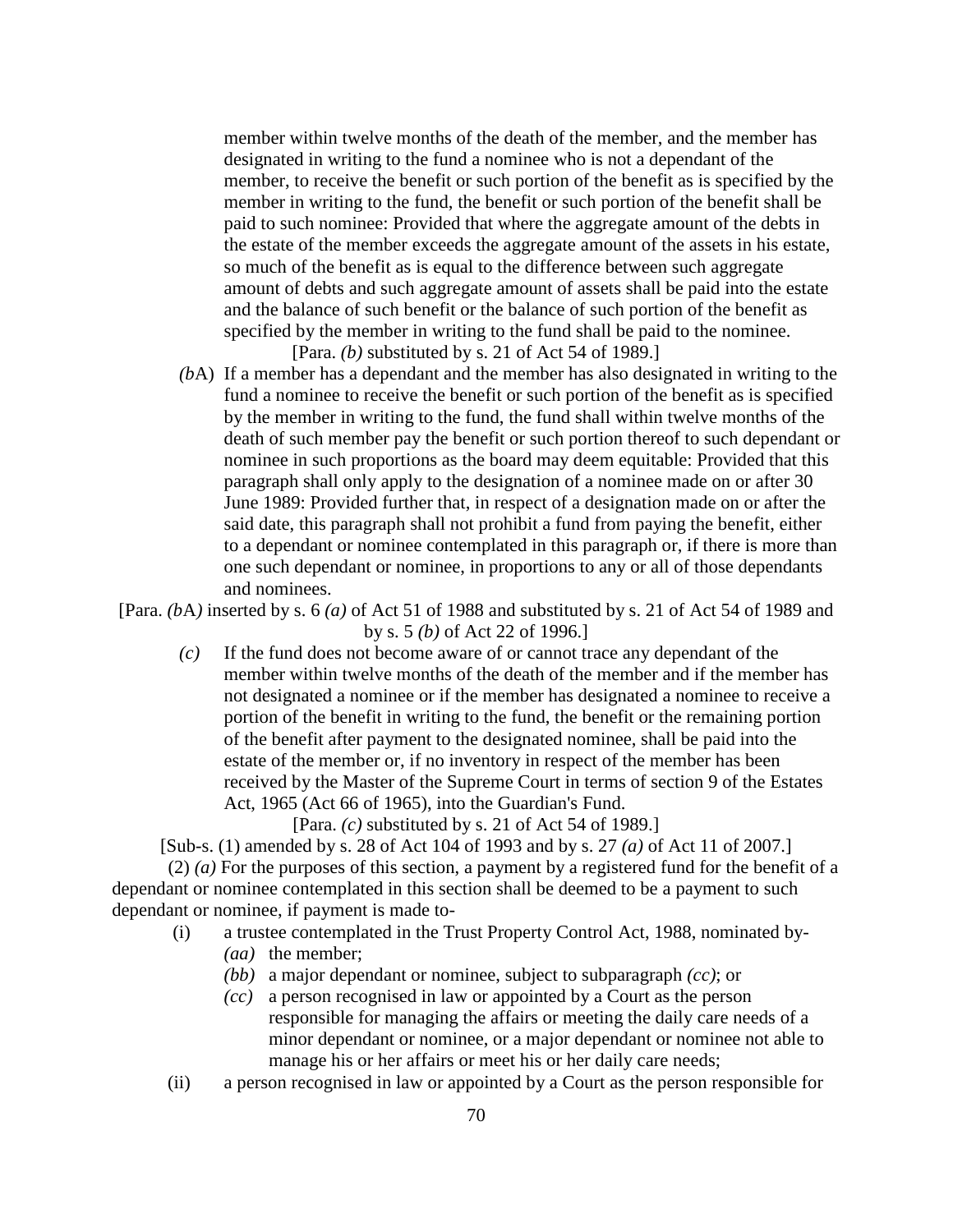member within twelve months of the death of the member, and the member has designated in writing to the fund a nominee who is not a dependant of the member, to receive the benefit or such portion of the benefit as is specified by the member in writing to the fund, the benefit or such portion of the benefit shall be paid to such nominee: Provided that where the aggregate amount of the debts in the estate of the member exceeds the aggregate amount of the assets in his estate, so much of the benefit as is equal to the difference between such aggregate amount of debts and such aggregate amount of assets shall be paid into the estate and the balance of such benefit or the balance of such portion of the benefit as specified by the member in writing to the fund shall be paid to the nominee.

[Para. *(b)* substituted by s. 21 of Act 54 of 1989.]

*(b*A) If a member has a dependant and the member has also designated in writing to the fund a nominee to receive the benefit or such portion of the benefit as is specified by the member in writing to the fund, the fund shall within twelve months of the death of such member pay the benefit or such portion thereof to such dependant or nominee in such proportions as the board may deem equitable: Provided that this paragraph shall only apply to the designation of a nominee made on or after 30 June 1989: Provided further that, in respect of a designation made on or after the said date, this paragraph shall not prohibit a fund from paying the benefit, either to a dependant or nominee contemplated in this paragraph or, if there is more than one such dependant or nominee, in proportions to any or all of those dependants and nominees.

[Para. *(b*A*)* inserted by s. 6 *(a)* of Act 51 of 1988 and substituted by s. 21 of Act 54 of 1989 and by s. 5 *(b)* of Act 22 of 1996.]

*(c)* If the fund does not become aware of or cannot trace any dependant of the member within twelve months of the death of the member and if the member has not designated a nominee or if the member has designated a nominee to receive a portion of the benefit in writing to the fund, the benefit or the remaining portion of the benefit after payment to the designated nominee, shall be paid into the estate of the member or, if no inventory in respect of the member has been received by the Master of the Supreme Court in terms of section 9 of the Estates Act, 1965 (Act 66 of 1965), into the Guardian's Fund.

[Para. *(c)* substituted by s. 21 of Act 54 of 1989.]

[Sub-s. (1) amended by s. 28 of Act 104 of 1993 and by s. 27 *(a)* of Act 11 of 2007.]

(2) *(a)* For the purposes of this section, a payment by a registered fund for the benefit of a dependant or nominee contemplated in this section shall be deemed to be a payment to such dependant or nominee, if payment is made to-

(i) a trustee contemplated in the Trust Property Control Act, 1988, nominated by-
   *(aa)* the member;
   *(bb)* a major dependant or nominee, subject to subparagraph *(cc)*; or
   *(cc)* a person recognised in law or appointed by a Court as the person responsible for managing the affairs or meeting the daily care needs of a minor dependant or nominee, or a major dependant or nominee not able to manage his or her affairs or meet his or her daily care needs;

(ii) a person recognised in law or appointed by a Court as the person responsible for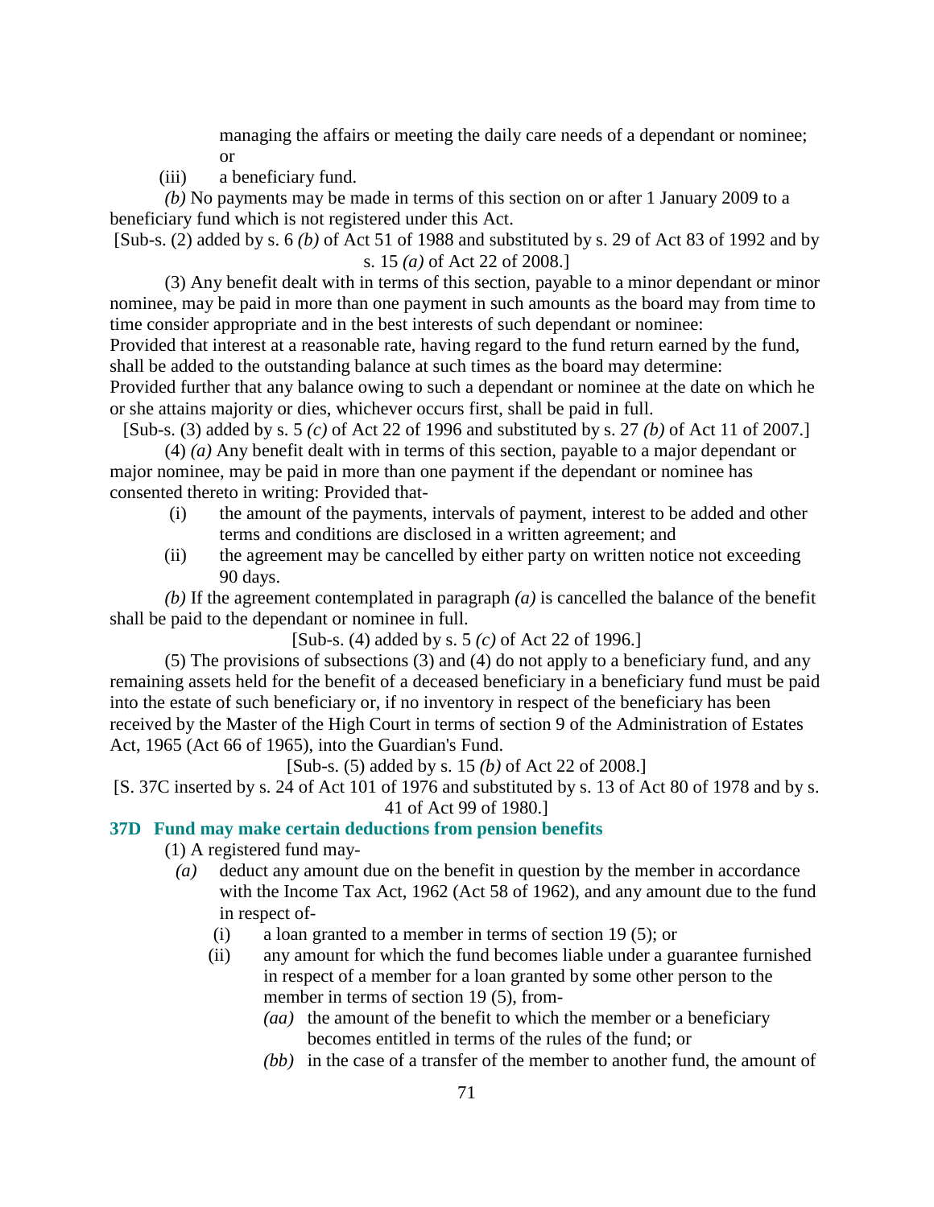managing the affairs or meeting the daily care needs of a dependant or nominee; or

(iii) a beneficiary fund.

*(b)* No payments may be made in terms of this section on or after 1 January 2009 to a beneficiary fund which is not registered under this Act.

[Sub-s. (2) added by s. 6 *(b)* of Act 51 of 1988 and substituted by s. 29 of Act 83 of 1992 and by s. 15 *(a)* of Act 22 of 2008.]

(3) Any benefit dealt with in terms of this section, payable to a minor dependant or minor nominee, may be paid in more than one payment in such amounts as the board may from time to time consider appropriate and in the best interests of such dependant or nominee: Provided that interest at a reasonable rate, having regard to the fund return earned by the fund, shall be added to the outstanding balance at such times as the board may determine: Provided further that any balance owing to such a dependant or nominee at the date on which he or she attains majority or dies, whichever occurs first, shall be paid in full.

[Sub-s. (3) added by s. 5 *(c)* of Act 22 of 1996 and substituted by s. 27 *(b)* of Act 11 of 2007.]

(4) *(a)* Any benefit dealt with in terms of this section, payable to a major dependant or major nominee, may be paid in more than one payment if the dependant or nominee has consented thereto in writing: Provided that-

(i) the amount of the payments, intervals of payment, interest to be added and other terms and conditions are disclosed in a written agreement; and

(ii) the agreement may be cancelled by either party on written notice not exceeding 90 days.

*(b)* If the agreement contemplated in paragraph *(a)* is cancelled the balance of the benefit shall be paid to the dependant or nominee in full.

[Sub-s. (4) added by s. 5 *(c)* of Act 22 of 1996.]

(5) The provisions of subsections (3) and (4) do not apply to a beneficiary fund, and any remaining assets held for the benefit of a deceased beneficiary in a beneficiary fund must be paid into the estate of such beneficiary or, if no inventory in respect of the beneficiary has been received by the Master of the High Court in terms of section 9 of the Administration of Estates Act, 1965 (Act 66 of 1965), into the Guardian's Fund.

[Sub-s. (5) added by s. 15 *(b)* of Act 22 of 2008.]

[S. 37C inserted by s. 24 of Act 101 of 1976 and substituted by s. 13 of Act 80 of 1978 and by s. 41 of Act 99 of 1980.]

### 37D Fund may make certain deductions from pension benefits

(1) A registered fund may-

*(a)* deduct any amount due on the benefit in question by the member in accordance with the Income Tax Act, 1962 (Act 58 of 1962), and any amount due to the fund in respect of-

(i) a loan granted to a member in terms of section 19 (5); or

(ii) any amount for which the fund becomes liable under a guarantee furnished in respect of a member for a loan granted by some other person to the member in terms of section 19 (5), from-

*(aa)* the amount of the benefit to which the member or a beneficiary becomes entitled in terms of the rules of the fund; or

*(bb)* in the case of a transfer of the member to another fund, the amount of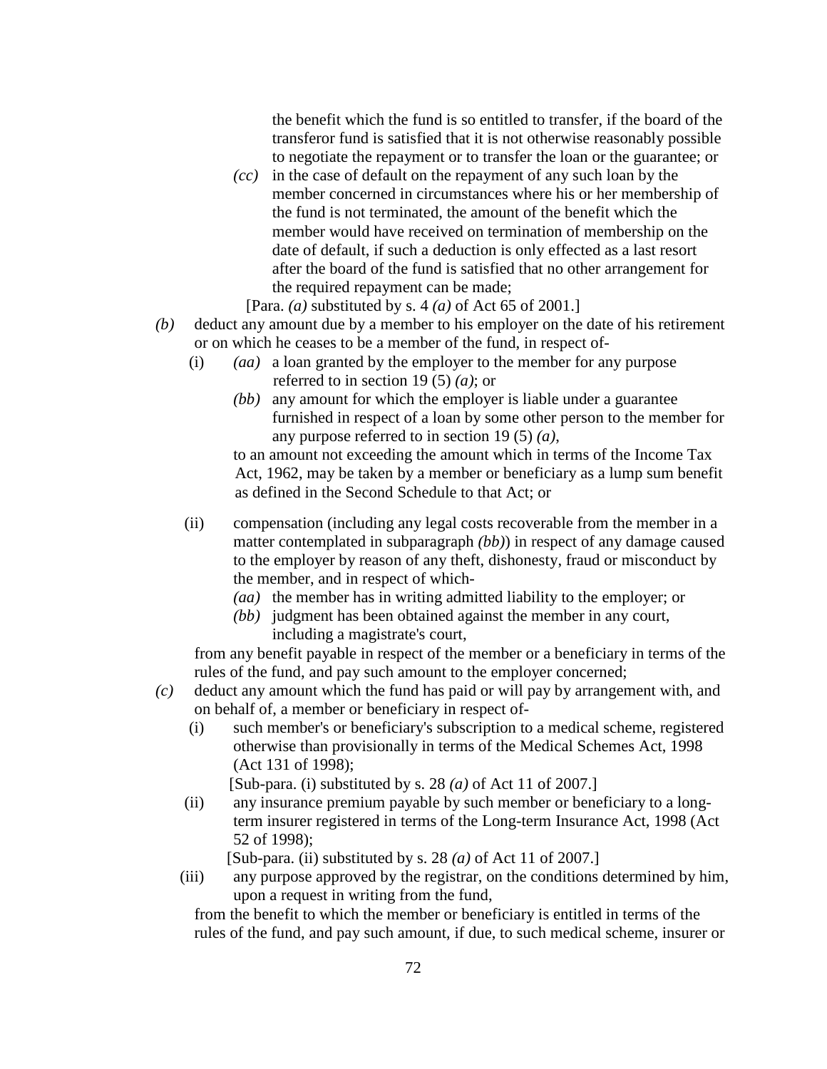the benefit which the fund is so entitled to transfer, if the board of the transferor fund is satisfied that it is not otherwise reasonably possible to negotiate the repayment or to transfer the loan or the guarantee; or

*(cc)* in the case of default on the repayment of any such loan by the member concerned in circumstances where his or her membership of the fund is not terminated, the amount of the benefit which the member would have received on termination of membership on the date of default, if such a deduction is only effected as a last resort after the board of the fund is satisfied that no other arrangement for the required repayment can be made;

[Para. *(a)* substituted by s. 4 *(a)* of Act 65 of 2001.]

*(b)* deduct any amount due by a member to his employer on the date of his retirement or on which he ceases to be a member of the fund, in respect of-

(i) *(aa)* a loan granted by the employer to the member for any purpose referred to in section 19 (5) *(a)*; or

*(bb)* any amount for which the employer is liable under a guarantee furnished in respect of a loan by some other person to the member for any purpose referred to in section 19 (5) *(a)*,

to an amount not exceeding the amount which in terms of the Income Tax Act, 1962, may be taken by a member or beneficiary as a lump sum benefit as defined in the Second Schedule to that Act; or

(ii) compensation (including any legal costs recoverable from the member in a matter contemplated in subparagraph *(bb)*) in respect of any damage caused to the employer by reason of any theft, dishonesty, fraud or misconduct by the member, and in respect of which-

*(aa)* the member has in writing admitted liability to the employer; or

*(bb)* judgment has been obtained against the member in any court, including a magistrate's court,

from any benefit payable in respect of the member or a beneficiary in terms of the rules of the fund, and pay such amount to the employer concerned;

*(c)* deduct any amount which the fund has paid or will pay by arrangement with, and on behalf of, a member or beneficiary in respect of-

(i) such member's or beneficiary's subscription to a medical scheme, registered otherwise than provisionally in terms of the Medical Schemes Act, 1998 (Act 131 of 1998);

[Sub-para. (i) substituted by s. 28 *(a)* of Act 11 of 2007.]

(ii) any insurance premium payable by such member or beneficiary to a long-term insurer registered in terms of the Long-term Insurance Act, 1998 (Act 52 of 1998);

[Sub-para. (ii) substituted by s. 28 *(a)* of Act 11 of 2007.]

(iii) any purpose approved by the registrar, on the conditions determined by him, upon a request in writing from the fund,

from the benefit to which the member or beneficiary is entitled in terms of the rules of the fund, and pay such amount, if due, to such medical scheme, insurer or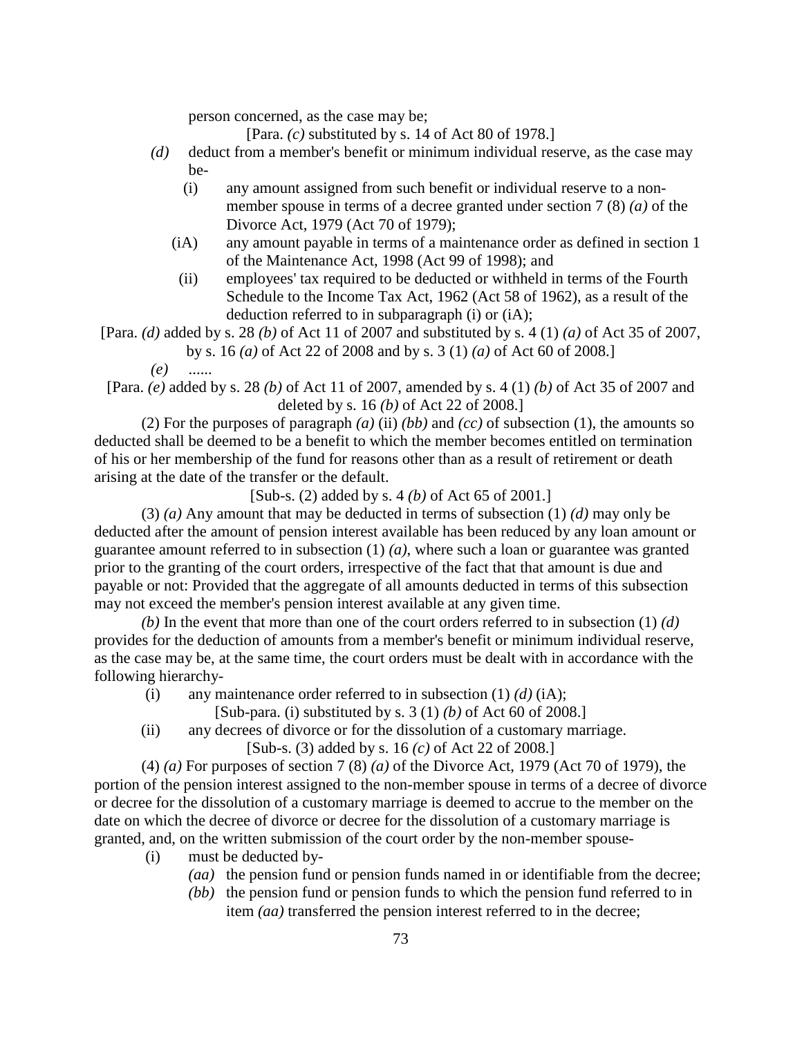person concerned, as the case may be;

[Para. *(c)* substituted by s. 14 of Act 80 of 1978.]

*(d)* deduct from a member's benefit or minimum individual reserve, as the case may be-

(i) any amount assigned from such benefit or individual reserve to a non-member spouse in terms of a decree granted under section 7 (8) *(a)* of the Divorce Act, 1979 (Act 70 of 1979);

(iA) any amount payable in terms of a maintenance order as defined in section 1 of the Maintenance Act, 1998 (Act 99 of 1998); and

(ii) employees' tax required to be deducted or withheld in terms of the Fourth Schedule to the Income Tax Act, 1962 (Act 58 of 1962), as a result of the deduction referred to in subparagraph (i) or (iA);

[Para. *(d)* added by s. 28 *(b)* of Act 11 of 2007 and substituted by s. 4 (1) *(a)* of Act 35 of 2007, by s. 16 *(a)* of Act 22 of 2008 and by s. 3 (1) *(a)* of Act 60 of 2008.]

*(e)* ......

[Para. *(e)* added by s. 28 *(b)* of Act 11 of 2007, amended by s. 4 (1) *(b)* of Act 35 of 2007 and deleted by s. 16 *(b)* of Act 22 of 2008.]

(2) For the purposes of paragraph *(a)* (ii) *(bb)* and *(cc)* of subsection (1), the amounts so deducted shall be deemed to be a benefit to which the member becomes entitled on termination of his or her membership of the fund for reasons other than as a result of retirement or death arising at the date of the transfer or the default.

[Sub-s. (2) added by s. 4 *(b)* of Act 65 of 2001.]

(3) *(a)* Any amount that may be deducted in terms of subsection (1) *(d)* may only be deducted after the amount of pension interest available has been reduced by any loan amount or guarantee amount referred to in subsection (1) *(a)*, where such a loan or guarantee was granted prior to the granting of the court orders, irrespective of the fact that that amount is due and payable or not: Provided that the aggregate of all amounts deducted in terms of this subsection may not exceed the member's pension interest available at any given time.

*(b)* In the event that more than one of the court orders referred to in subsection (1) *(d)* provides for the deduction of amounts from a member's benefit or minimum individual reserve, as the case may be, at the same time, the court orders must be dealt with in accordance with the following hierarchy-

(i) any maintenance order referred to in subsection (1) *(d)* (iA);

[Sub-para. (i) substituted by s. 3 (1) *(b)* of Act 60 of 2008.]

(ii) any decrees of divorce or for the dissolution of a customary marriage.

[Sub-s. (3) added by s. 16 *(c)* of Act 22 of 2008.]

(4) *(a)* For purposes of section 7 (8) *(a)* of the Divorce Act, 1979 (Act 70 of 1979), the portion of the pension interest assigned to the non-member spouse in terms of a decree of divorce or decree for the dissolution of a customary marriage is deemed to accrue to the member on the date on which the decree of divorce or decree for the dissolution of a customary marriage is granted, and, on the written submission of the court order by the non-member spouse-

(i) must be deducted by-

*(aa)* the pension fund or pension funds named in or identifiable from the decree;

*(bb)* the pension fund or pension funds to which the pension fund referred to in item *(aa)* transferred the pension interest referred to in the decree;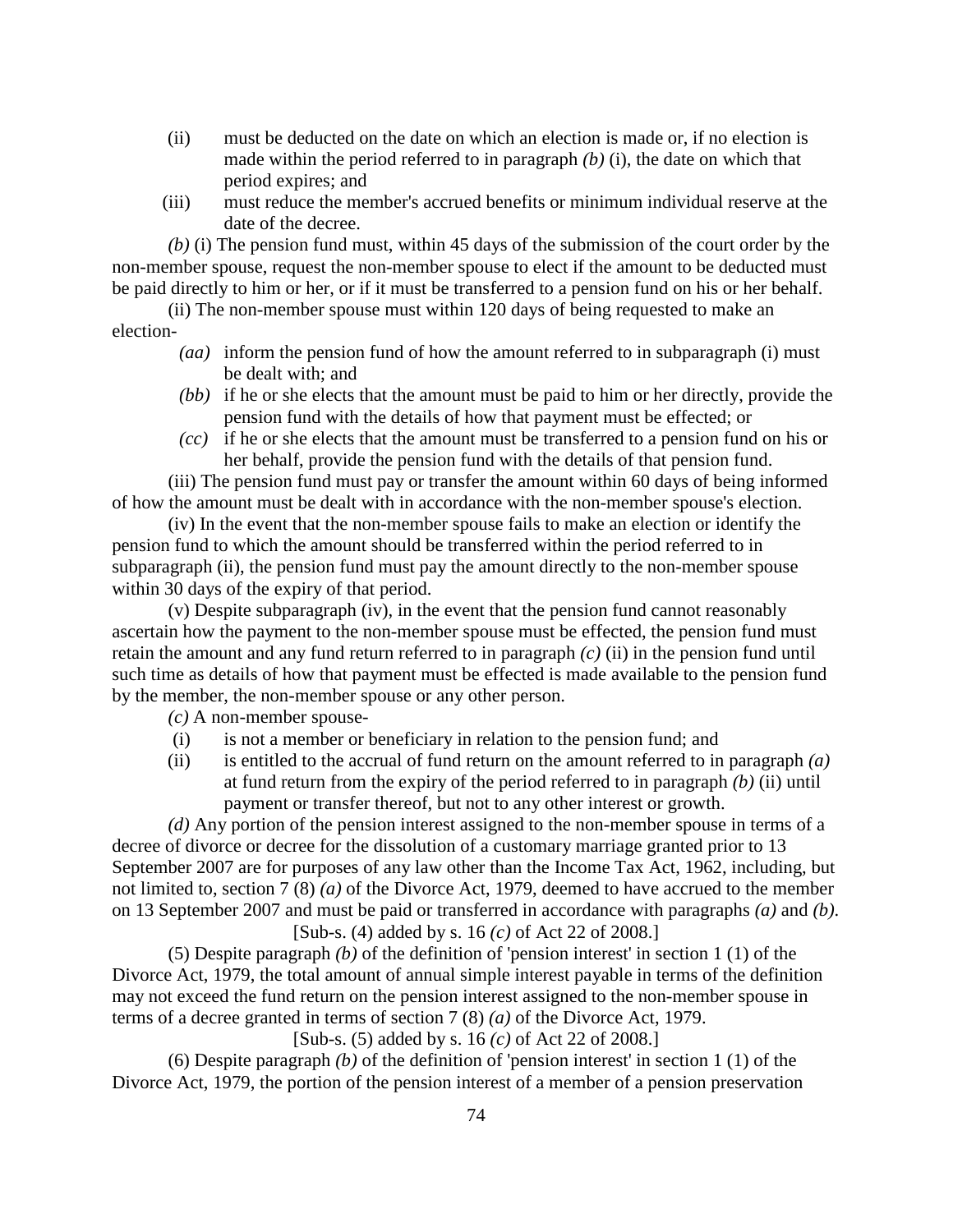(ii) must be deducted on the date on which an election is made or, if no election is made within the period referred to in paragraph *(b)* (i), the date on which that period expires; and

(iii) must reduce the member's accrued benefits or minimum individual reserve at the date of the decree.

*(b)* (i) The pension fund must, within 45 days of the submission of the court order by the non-member spouse, request the non-member spouse to elect if the amount to be deducted must be paid directly to him or her, or if it must be transferred to a pension fund on his or her behalf.

(ii) The non-member spouse must within 120 days of being requested to make an election-

*(aa)* inform the pension fund of how the amount referred to in subparagraph (i) must be dealt with; and

*(bb)* if he or she elects that the amount must be paid to him or her directly, provide the pension fund with the details of how that payment must be effected; or

*(cc)* if he or she elects that the amount must be transferred to a pension fund on his or her behalf, provide the pension fund with the details of that pension fund.

(iii) The pension fund must pay or transfer the amount within 60 days of being informed of how the amount must be dealt with in accordance with the non-member spouse's election.

(iv) In the event that the non-member spouse fails to make an election or identify the pension fund to which the amount should be transferred within the period referred to in subparagraph (ii), the pension fund must pay the amount directly to the non-member spouse within 30 days of the expiry of that period.

(v) Despite subparagraph (iv), in the event that the pension fund cannot reasonably ascertain how the payment to the non-member spouse must be effected, the pension fund must retain the amount and any fund return referred to in paragraph *(c)* (ii) in the pension fund until such time as details of how that payment must be effected is made available to the pension fund by the member, the non-member spouse or any other person.

*(c)* A non-member spouse-

(i) is not a member or beneficiary in relation to the pension fund; and

(ii) is entitled to the accrual of fund return on the amount referred to in paragraph *(a)* at fund return from the expiry of the period referred to in paragraph *(b)* (ii) until payment or transfer thereof, but not to any other interest or growth.

*(d)* Any portion of the pension interest assigned to the non-member spouse in terms of a decree of divorce or decree for the dissolution of a customary marriage granted prior to 13 September 2007 are for purposes of any law other than the Income Tax Act, 1962, including, but not limited to, section 7 (8) *(a)* of the Divorce Act, 1979, deemed to have accrued to the member on 13 September 2007 and must be paid or transferred in accordance with paragraphs *(a)* and *(b)*.

[Sub-s. (4) added by s. 16 *(c)* of Act 22 of 2008.]

(5) Despite paragraph *(b)* of the definition of 'pension interest' in section 1 (1) of the Divorce Act, 1979, the total amount of annual simple interest payable in terms of the definition may not exceed the fund return on the pension interest assigned to the non-member spouse in terms of a decree granted in terms of section 7 (8) *(a)* of the Divorce Act, 1979.

[Sub-s. (5) added by s. 16 *(c)* of Act 22 of 2008.]

(6) Despite paragraph *(b)* of the definition of 'pension interest' in section 1 (1) of the Divorce Act, 1979, the portion of the pension interest of a member of a pension preservation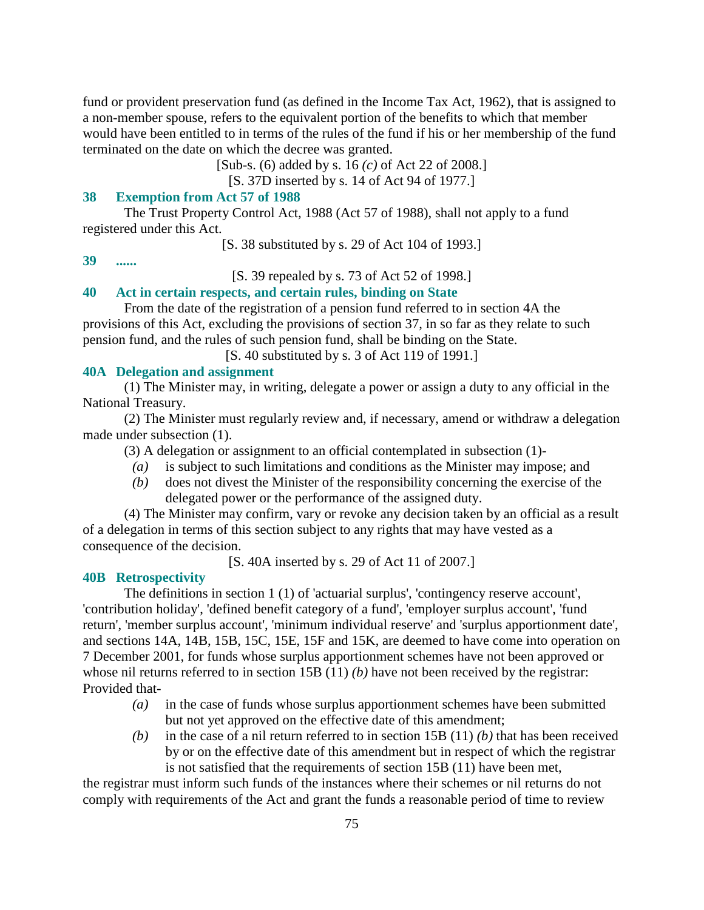fund or provident preservation fund (as defined in the Income Tax Act, 1962), that is assigned to a non-member spouse, refers to the equivalent portion of the benefits to which that member would have been entitled to in terms of the rules of the fund if his or her membership of the fund terminated on the date on which the decree was granted.

[Sub-s. (6) added by s. 16 *(c)* of Act 22 of 2008.]

[S. 37D inserted by s. 14 of Act 94 of 1977.]

### 38 Exemption from Act 57 of 1988

The Trust Property Control Act, 1988 (Act 57 of 1988), shall not apply to a fund registered under this Act.

[S. 38 substituted by s. 29 of Act 104 of 1993.]

### 39 ......

[S. 39 repealed by s. 73 of Act 52 of 1998.]

### 40 Act in certain respects, and certain rules, binding on State

From the date of the registration of a pension fund referred to in section 4A the provisions of this Act, excluding the provisions of section 37, in so far as they relate to such pension fund, and the rules of such pension fund, shall be binding on the State.

[S. 40 substituted by s. 3 of Act 119 of 1991.]

### 40A Delegation and assignment

(1) The Minister may, in writing, delegate a power or assign a duty to any official in the National Treasury.

(2) The Minister must regularly review and, if necessary, amend or withdraw a delegation made under subsection (1).

(3) A delegation or assignment to an official contemplated in subsection (1)-

*(a)* is subject to such limitations and conditions as the Minister may impose; and

*(b)* does not divest the Minister of the responsibility concerning the exercise of the delegated power or the performance of the assigned duty.

(4) The Minister may confirm, vary or revoke any decision taken by an official as a result of a delegation in terms of this section subject to any rights that may have vested as a consequence of the decision.

[S. 40A inserted by s. 29 of Act 11 of 2007.]

### 40B Retrospectivity

The definitions in section 1 (1) of 'actuarial surplus', 'contingency reserve account', 'contribution holiday', 'defined benefit category of a fund', 'employer surplus account', 'fund return', 'member surplus account', 'minimum individual reserve' and 'surplus apportionment date', and sections 14A, 14B, 15B, 15C, 15E, 15F and 15K, are deemed to have come into operation on 7 December 2001, for funds whose surplus apportionment schemes have not been approved or whose nil returns referred to in section 15B (11) *(b)* have not been received by the registrar: Provided that-

*(a)* in the case of funds whose surplus apportionment schemes have been submitted but not yet approved on the effective date of this amendment;

*(b)* in the case of a nil return referred to in section 15B (11) *(b)* that has been received by or on the effective date of this amendment but in respect of which the registrar is not satisfied that the requirements of section 15B (11) have been met,

the registrar must inform such funds of the instances where their schemes or nil returns do not comply with requirements of the Act and grant the funds a reasonable period of time to review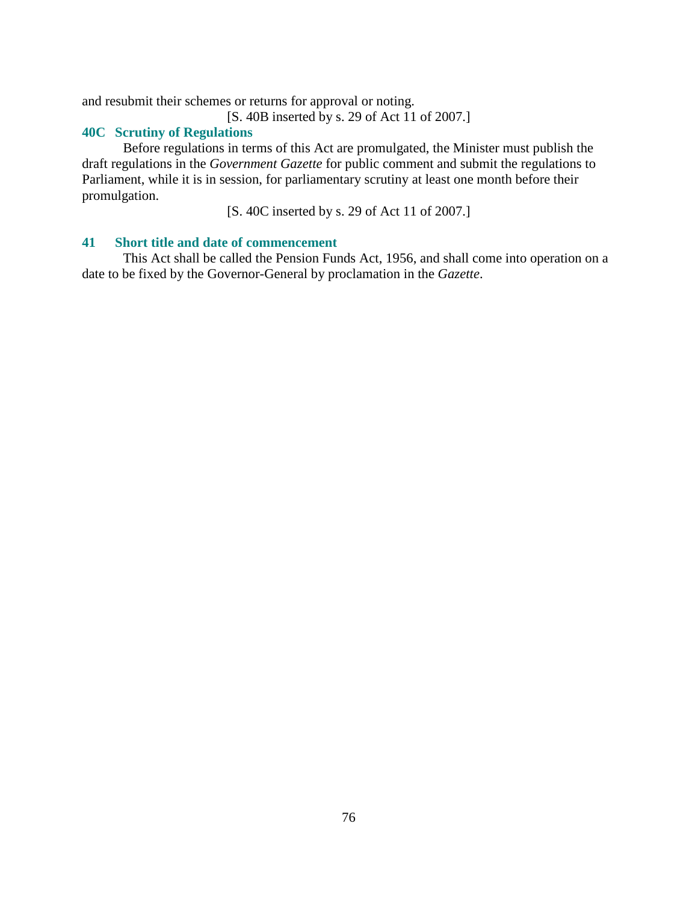and resubmit their schemes or returns for approval or noting.

[S. 40B inserted by s. 29 of Act 11 of 2007.]

### 40C Scrutiny of Regulations

Before regulations in terms of this Act are promulgated, the Minister must publish the draft regulations in the *Government Gazette* for public comment and submit the regulations to Parliament, while it is in session, for parliamentary scrutiny at least one month before their promulgation.

[S. 40C inserted by s. 29 of Act 11 of 2007.]

### 41 Short title and date of commencement

This Act shall be called the Pension Funds Act, 1956, and shall come into operation on a date to be fixed by the Governor-General by proclamation in the *Gazette*.